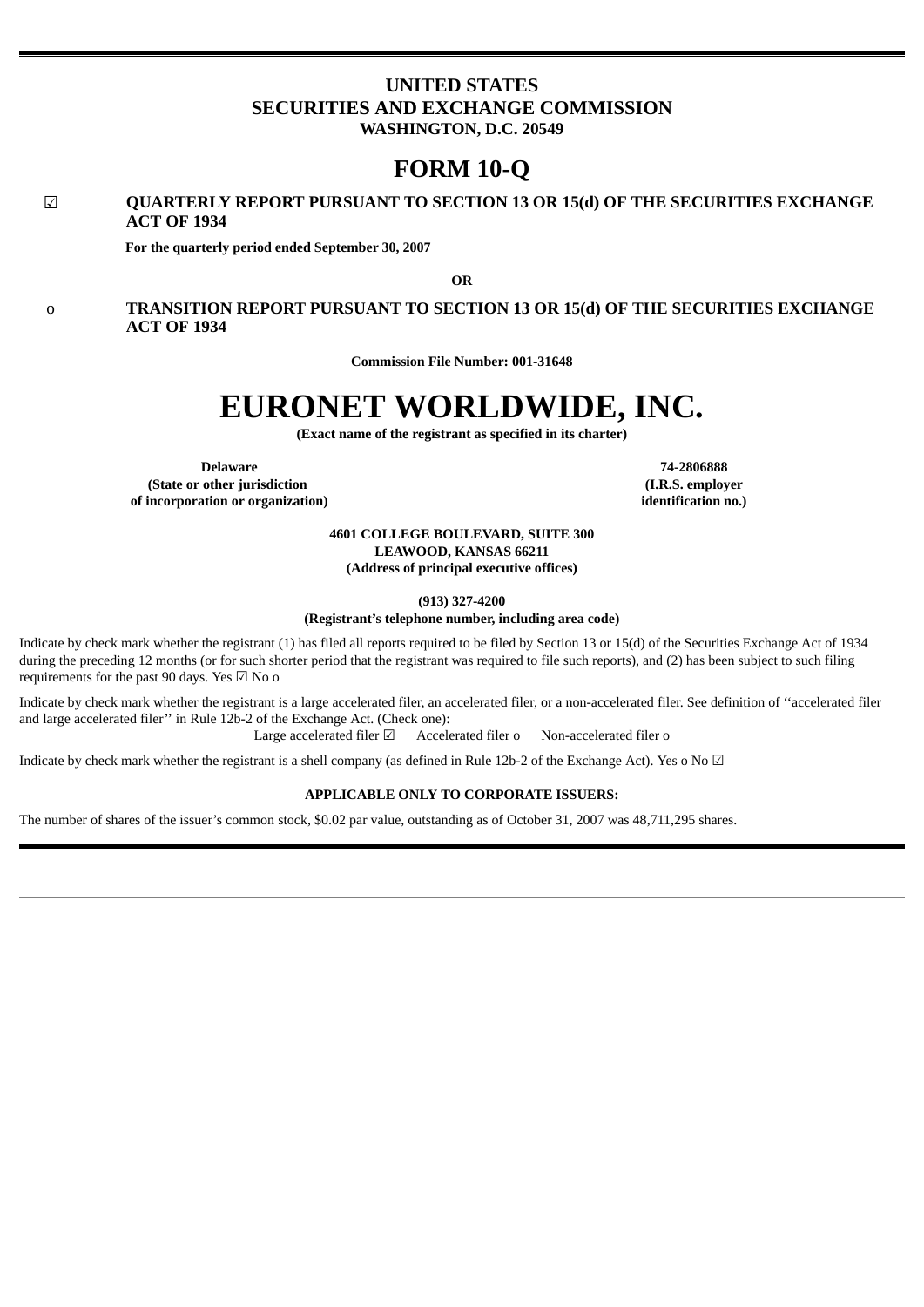# UNITED STATES
# SECURITIES AND EXCHANGE COMMISSION
### WASHINGTON, D.C. 20549

# FORM 10-Q

☑ **QUARTERLY REPORT PURSUANT TO SECTION 13 OR 15(d) OF THE SECURITIES EXCHANGE ACT OF 1934**

**For the quarterly period ended September 30, 2007**

**OR**

o **TRANSITION REPORT PURSUANT TO SECTION 13 OR 15(d) OF THE SECURITIES EXCHANGE ACT OF 1934**

**Commission File Number: 001-31648**

# EURONET WORLDWIDE, INC.

**(Exact name of the registrant as specified in its charter)**

| **Delaware** | **74-2806888** |
|---|---|
| **(State or other jurisdiction of incorporation or organization)** | **(I.R.S. employer identification no.)** |

**4601 COLLEGE BOULEVARD, SUITE 300**
**LEAWOOD, KANSAS 66211**
**(Address of principal executive offices)**

**(913) 327-4200**
**(Registrant's telephone number, including area code)**

Indicate by check mark whether the registrant (1) has filed all reports required to be filed by Section 13 or 15(d) of the Securities Exchange Act of 1934 during the preceding 12 months (or for such shorter period that the registrant was required to file such reports), and (2) has been subject to such filing requirements for the past 90 days. Yes ☑ No o

Indicate by check mark whether the registrant is a large accelerated filer, an accelerated filer, or a non-accelerated filer. See definition of ''accelerated filer and large accelerated filer'' in Rule 12b-2 of the Exchange Act. (Check one):

Large accelerated filer ☑ Accelerated filer o Non-accelerated filer o

Indicate by check mark whether the registrant is a shell company (as defined in Rule 12b-2 of the Exchange Act). Yes o No ☑

**APPLICABLE ONLY TO CORPORATE ISSUERS:**

The number of shares of the issuer's common stock, $0.02 par value, outstanding as of October 31, 2007 was 48,711,295 shares.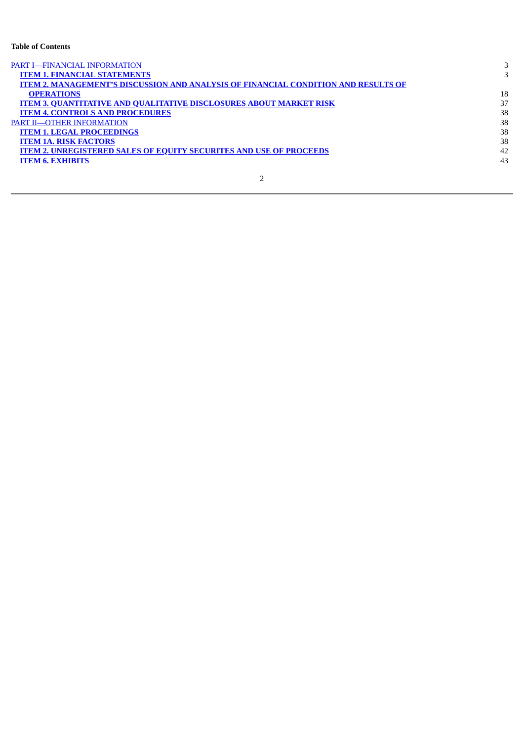**Table of Contents**

| | |
|---|---|
| PART I—FINANCIAL INFORMATION | 3 |
| **ITEM 1. FINANCIAL STATEMENTS** | 3 |
| **ITEM 2. MANAGEMENT'S DISCUSSION AND ANALYSIS OF FINANCIAL CONDITION AND RESULTS OF OPERATIONS** | 18 |
| **ITEM 3. QUANTITATIVE AND QUALITATIVE DISCLOSURES ABOUT MARKET RISK** | 37 |
| **ITEM 4. CONTROLS AND PROCEDURES** | 38 |
| PART II—OTHER INFORMATION | 38 |
| **ITEM 1. LEGAL PROCEEDINGS** | 38 |
| **ITEM 1A. RISK FACTORS** | 38 |
| **ITEM 2. UNREGISTERED SALES OF EQUITY SECURITES AND USE OF PROCEEDS** | 42 |
| **ITEM 6. EXHIBITS** | 43 |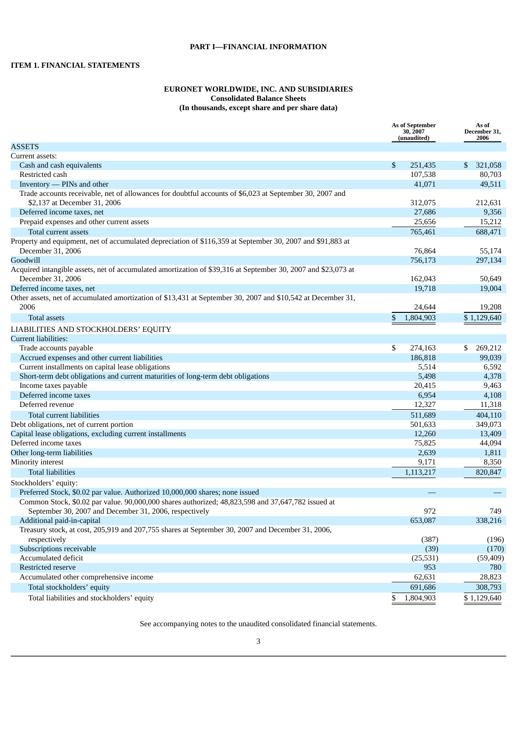## PART I—FINANCIAL INFORMATION

### ITEM 1. FINANCIAL STATEMENTS

**EURONET WORLDWIDE, INC. AND SUBSIDIARIES**
**Consolidated Balance Sheets**
**(In thousands, except share and per share data)**

| | As of September 30, 2007 (unaudited) | As of December 31, 2006 |
|---|---|---|
| ASSETS | | |
| Current assets: | | |
| Cash and cash equivalents | $ 251,435 | $ 321,058 |
| Restricted cash | 107,538 | 80,703 |
| Inventory — PINs and other | 41,071 | 49,511 |
| Trade accounts receivable, net of allowances for doubtful accounts of $6,023 at September 30, 2007 and $2,137 at December 31, 2006 | 312,075 | 212,631 |
| Deferred income taxes, net | 27,686 | 9,356 |
| Prepaid expenses and other current assets | 25,656 | 15,212 |
| Total current assets | 765,461 | 688,471 |
| Property and equipment, net of accumulated depreciation of $116,359 at September 30, 2007 and $91,883 at December 31, 2006 | 76,864 | 55,174 |
| Goodwill | 756,173 | 297,134 |
| Acquired intangible assets, net of accumulated amortization of $39,316 at September 30, 2007 and $23,073 at December 31, 2006 | 162,043 | 50,649 |
| Deferred income taxes, net | 19,718 | 19,004 |
| Other assets, net of accumulated amortization of $13,431 at September 30, 2007 and $10,542 at December 31, 2006 | 24,644 | 19,208 |
| Total assets | $ 1,804,903 | $ 1,129,640 |
| LIABILITIES AND STOCKHOLDERS' EQUITY | | |
| Current liabilities: | | |
| Trade accounts payable | $ 274,163 | $ 269,212 |
| Accrued expenses and other current liabilities | 186,818 | 99,039 |
| Current installments on capital lease obligations | 5,514 | 6,592 |
| Short-term debt obligations and current maturities of long-term debt obligations | 5,498 | 4,378 |
| Income taxes payable | 20,415 | 9,463 |
| Deferred income taxes | 6,954 | 4,108 |
| Deferred revenue | 12,327 | 11,318 |
| Total current liabilities | 511,689 | 404,110 |
| Debt obligations, net of current portion | 501,633 | 349,073 |
| Capital lease obligations, excluding current installments | 12,260 | 13,409 |
| Deferred income taxes | 75,825 | 44,094 |
| Other long-term liabilities | 2,639 | 1,811 |
| Minority interest | 9,171 | 8,350 |
| Total liabilities | 1,113,217 | 820,847 |
| Stockholders' equity: | | |
| Preferred Stock, $0.02 par value. Authorized 10,000,000 shares; none issued | — | — |
| Common Stock, $0.02 par value. 90,000,000 shares authorized; 48,823,598 and 37,647,782 issued at September 30, 2007 and December 31, 2006, respectively | 972 | 749 |
| Additional paid-in-capital | 653,087 | 338,216 |
| Treasury stock, at cost, 205,919 and 207,755 shares at September 30, 2007 and December 31, 2006, respectively | (387) | (196) |
| Subscriptions receivable | (39) | (170) |
| Accumulated deficit | (25,531) | (59,409) |
| Restricted reserve | 953 | 780 |
| Accumulated other comprehensive income | 62,631 | 28,823 |
| Total stockholders' equity | 691,686 | 308,793 |
| Total liabilities and stockholders' equity | $ 1,804,903 | $ 1,129,640 |

See accompanying notes to the unaudited consolidated financial statements.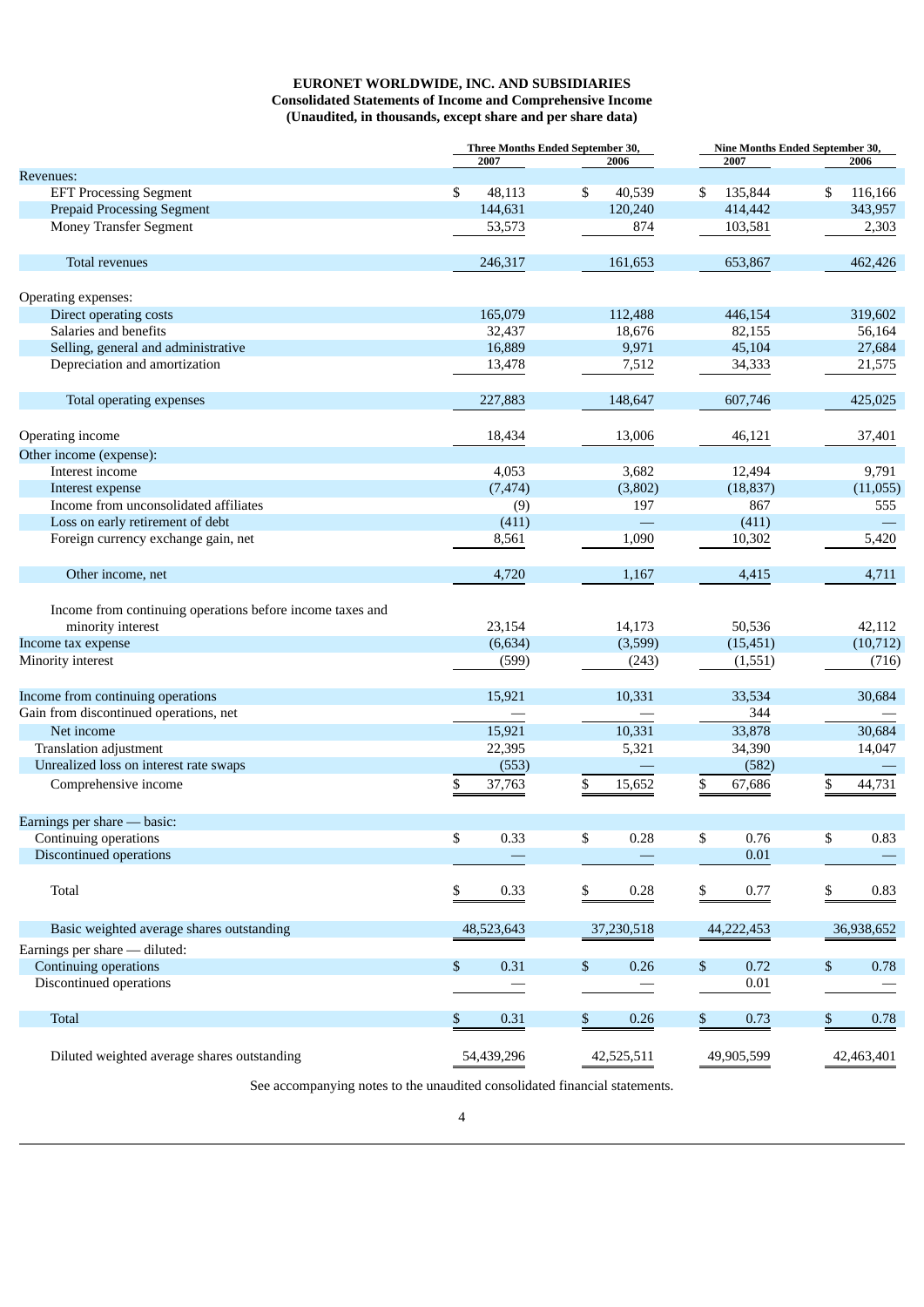**EURONET WORLDWIDE, INC. AND SUBSIDIARIES**
**Consolidated Statements of Income and Comprehensive Income**
**(Unaudited, in thousands, except share and per share data)**

| | Three Months Ended September 30, | | Nine Months Ended September 30, | |
|---|---|---|---|---|
| | 2007 | 2006 | 2007 | 2006 |
| Revenues: | | | | |
| EFT Processing Segment | $ 48,113 | $ 40,539 | $ 135,844 | $ 116,166 |
| Prepaid Processing Segment | 144,631 | 120,240 | 414,442 | 343,957 |
| Money Transfer Segment | 53,573 | 874 | 103,581 | 2,303 |
| Total revenues | 246,317 | 161,653 | 653,867 | 462,426 |
| Operating expenses: | | | | |
| Direct operating costs | 165,079 | 112,488 | 446,154 | 319,602 |
| Salaries and benefits | 32,437 | 18,676 | 82,155 | 56,164 |
| Selling, general and administrative | 16,889 | 9,971 | 45,104 | 27,684 |
| Depreciation and amortization | 13,478 | 7,512 | 34,333 | 21,575 |
| Total operating expenses | 227,883 | 148,647 | 607,746 | 425,025 |
| Operating income | 18,434 | 13,006 | 46,121 | 37,401 |
| Other income (expense): | | | | |
| Interest income | 4,053 | 3,682 | 12,494 | 9,791 |
| Interest expense | (7,474) | (3,802) | (18,837) | (11,055) |
| Income from unconsolidated affiliates | (9) | 197 | 867 | 555 |
| Loss on early retirement of debt | (411) | — | (411) | — |
| Foreign currency exchange gain, net | 8,561 | 1,090 | 10,302 | 5,420 |
| Other income, net | 4,720 | 1,167 | 4,415 | 4,711 |
| Income from continuing operations before income taxes and minority interest | 23,154 | 14,173 | 50,536 | 42,112 |
| Income tax expense | (6,634) | (3,599) | (15,451) | (10,712) |
| Minority interest | (599) | (243) | (1,551) | (716) |
| Income from continuing operations | 15,921 | 10,331 | 33,534 | 30,684 |
| Gain from discontinued operations, net | — | — | 344 | — |
| Net income | 15,921 | 10,331 | 33,878 | 30,684 |
| Translation adjustment | 22,395 | 5,321 | 34,390 | 14,047 |
| Unrealized loss on interest rate swaps | (553) | — | (582) | — |
| Comprehensive income | $ 37,763 | $ 15,652 | $ 67,686 | $ 44,731 |
| Earnings per share — basic: | | | | |
| Continuing operations | $ 0.33 | $ 0.28 | $ 0.76 | $ 0.83 |
| Discontinued operations | — | — | 0.01 | — |
| Total | $ 0.33 | $ 0.28 | $ 0.77 | $ 0.83 |
| Basic weighted average shares outstanding | 48,523,643 | 37,230,518 | 44,222,453 | 36,938,652 |
| Earnings per share — diluted: | | | | |
| Continuing operations | $ 0.31 | $ 0.26 | $ 0.72 | $ 0.78 |
| Discontinued operations | — | — | 0.01 | — |
| Total | $ 0.31 | $ 0.26 | $ 0.73 | $ 0.78 |
| Diluted weighted average shares outstanding | 54,439,296 | 42,525,511 | 49,905,599 | 42,463,401 |

See accompanying notes to the unaudited consolidated financial statements.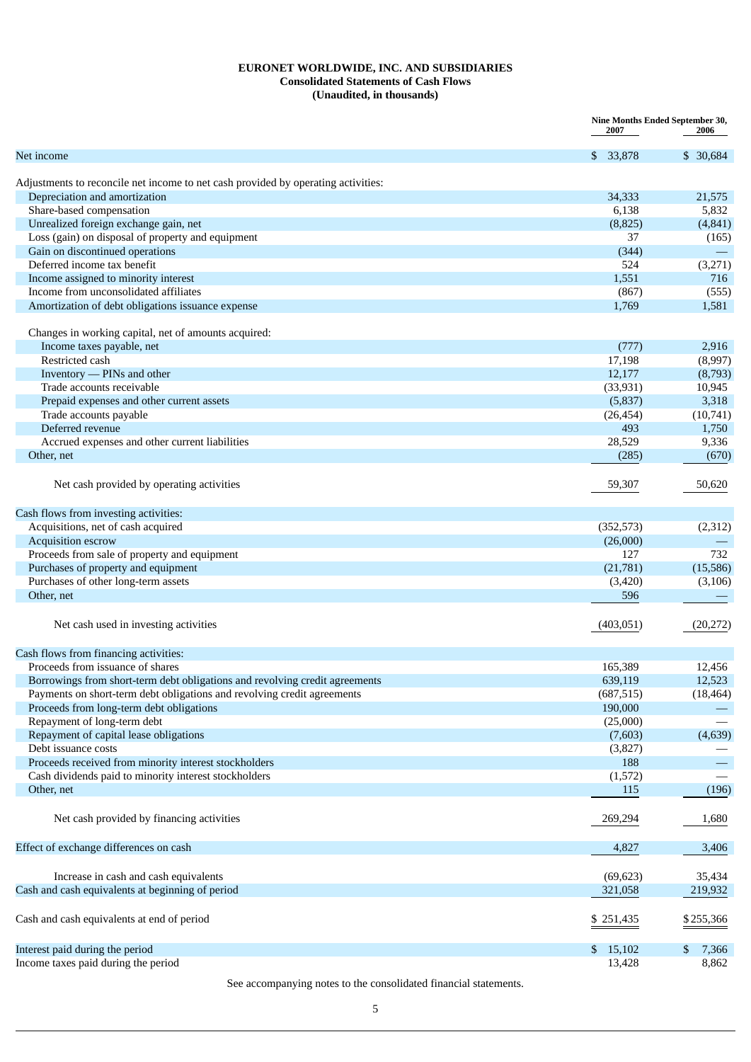**EURONET WORLDWIDE, INC. AND SUBSIDIARIES**
**Consolidated Statements of Cash Flows**
**(Unaudited, in thousands)**

| | Nine Months Ended September 30, 2007 | Nine Months Ended September 30, 2006 |
|---|---|---|
| Net income | $ 33,878 | $ 30,684 |
| Adjustments to reconcile net income to net cash provided by operating activities: | | |
| Depreciation and amortization | 34,333 | 21,575 |
| Share-based compensation | 6,138 | 5,832 |
| Unrealized foreign exchange gain, net | (8,825) | (4,841) |
| Loss (gain) on disposal of property and equipment | 37 | (165) |
| Gain on discontinued operations | (344) | — |
| Deferred income tax benefit | 524 | (3,271) |
| Income assigned to minority interest | 1,551 | 716 |
| Income from unconsolidated affiliates | (867) | (555) |
| Amortization of debt obligations issuance expense | 1,769 | 1,581 |
| Changes in working capital, net of amounts acquired: | | |
| Income taxes payable, net | (777) | 2,916 |
| Restricted cash | 17,198 | (8,997) |
| Inventory — PINs and other | 12,177 | (8,793) |
| Trade accounts receivable | (33,931) | 10,945 |
| Prepaid expenses and other current assets | (5,837) | 3,318 |
| Trade accounts payable | (26,454) | (10,741) |
| Deferred revenue | 493 | 1,750 |
| Accrued expenses and other current liabilities | 28,529 | 9,336 |
| Other, net | (285) | (670) |
| Net cash provided by operating activities | 59,307 | 50,620 |
| Cash flows from investing activities: | | |
| Acquisitions, net of cash acquired | (352,573) | (2,312) |
| Acquisition escrow | (26,000) | — |
| Proceeds from sale of property and equipment | 127 | 732 |
| Purchases of property and equipment | (21,781) | (15,586) |
| Purchases of other long-term assets | (3,420) | (3,106) |
| Other, net | 596 | — |
| Net cash used in investing activities | (403,051) | (20,272) |
| Cash flows from financing activities: | | |
| Proceeds from issuance of shares | 165,389 | 12,456 |
| Borrowings from short-term debt obligations and revolving credit agreements | 639,119 | 12,523 |
| Payments on short-term debt obligations and revolving credit agreements | (687,515) | (18,464) |
| Proceeds from long-term debt obligations | 190,000 | — |
| Repayment of long-term debt | (25,000) | — |
| Repayment of capital lease obligations | (7,603) | (4,639) |
| Debt issuance costs | (3,827) | — |
| Proceeds received from minority interest stockholders | 188 | — |
| Cash dividends paid to minority interest stockholders | (1,572) | — |
| Other, net | 115 | (196) |
| Net cash provided by financing activities | 269,294 | 1,680 |
| Effect of exchange differences on cash | 4,827 | 3,406 |
| Increase in cash and cash equivalents | (69,623) | 35,434 |
| Cash and cash equivalents at beginning of period | 321,058 | 219,932 |
| Cash and cash equivalents at end of period | $ 251,435 | $ 255,366 |
| Interest paid during the period | $ 15,102 | $ 7,366 |
| Income taxes paid during the period | 13,428 | 8,862 |

See accompanying notes to the consolidated financial statements.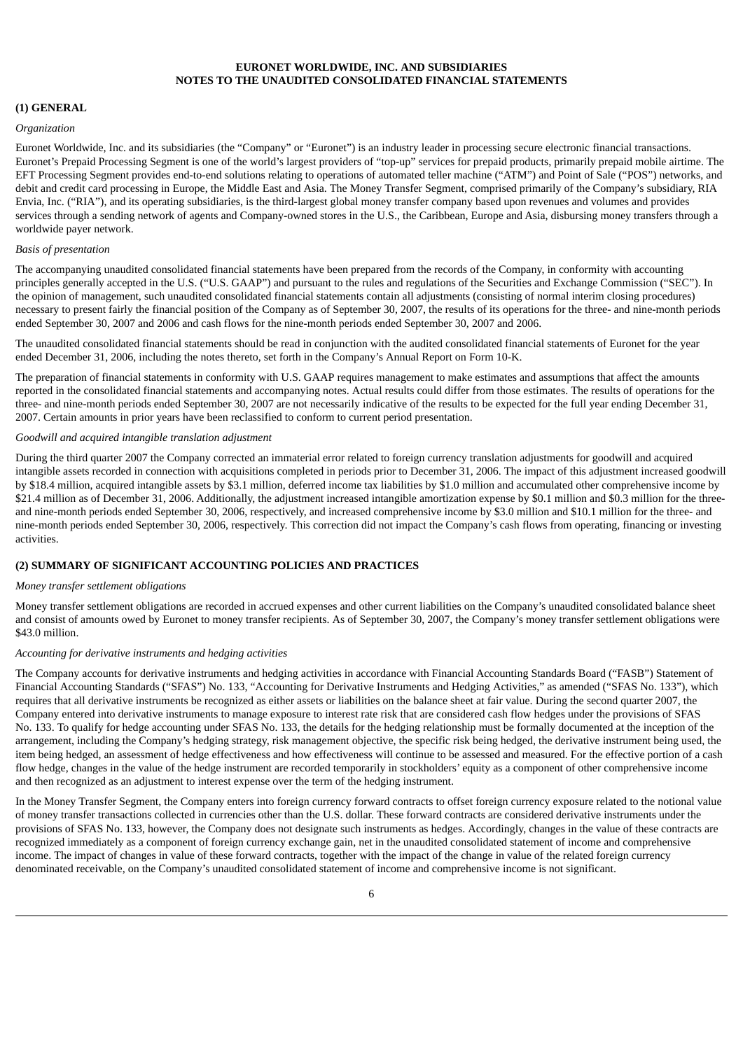**EURONET WORLDWIDE, INC. AND SUBSIDIARIES**
**NOTES TO THE UNAUDITED CONSOLIDATED FINANCIAL STATEMENTS**

## (1) GENERAL

*Organization*

Euronet Worldwide, Inc. and its subsidiaries (the "Company" or "Euronet") is an industry leader in processing secure electronic financial transactions. Euronet's Prepaid Processing Segment is one of the world's largest providers of "top-up" services for prepaid products, primarily prepaid mobile airtime. The EFT Processing Segment provides end-to-end solutions relating to operations of automated teller machine ("ATM") and Point of Sale ("POS") networks, and debit and credit card processing in Europe, the Middle East and Asia. The Money Transfer Segment, comprised primarily of the Company's subsidiary, RIA Envia, Inc. ("RIA"), and its operating subsidiaries, is the third-largest global money transfer company based upon revenues and volumes and provides services through a sending network of agents and Company-owned stores in the U.S., the Caribbean, Europe and Asia, disbursing money transfers through a worldwide payer network.

*Basis of presentation*

The accompanying unaudited consolidated financial statements have been prepared from the records of the Company, in conformity with accounting principles generally accepted in the U.S. ("U.S. GAAP") and pursuant to the rules and regulations of the Securities and Exchange Commission ("SEC"). In the opinion of management, such unaudited consolidated financial statements contain all adjustments (consisting of normal interim closing procedures) necessary to present fairly the financial position of the Company as of September 30, 2007, the results of its operations for the three- and nine-month periods ended September 30, 2007 and 2006 and cash flows for the nine-month periods ended September 30, 2007 and 2006.

The unaudited consolidated financial statements should be read in conjunction with the audited consolidated financial statements of Euronet for the year ended December 31, 2006, including the notes thereto, set forth in the Company's Annual Report on Form 10-K.

The preparation of financial statements in conformity with U.S. GAAP requires management to make estimates and assumptions that affect the amounts reported in the consolidated financial statements and accompanying notes. Actual results could differ from those estimates. The results of operations for the three- and nine-month periods ended September 30, 2007 are not necessarily indicative of the results to be expected for the full year ending December 31, 2007. Certain amounts in prior years have been reclassified to conform to current period presentation.

*Goodwill and acquired intangible translation adjustment*

During the third quarter 2007 the Company corrected an immaterial error related to foreign currency translation adjustments for goodwill and acquired intangible assets recorded in connection with acquisitions completed in periods prior to December 31, 2006. The impact of this adjustment increased goodwill by $18.4 million, acquired intangible assets by $3.1 million, deferred income tax liabilities by $1.0 million and accumulated other comprehensive income by $21.4 million as of December 31, 2006. Additionally, the adjustment increased intangible amortization expense by $0.1 million and $0.3 million for the three- and nine-month periods ended September 30, 2006, respectively, and increased comprehensive income by $3.0 million and $10.1 million for the three- and nine-month periods ended September 30, 2006, respectively. This correction did not impact the Company's cash flows from operating, financing or investing activities.

## (2) SUMMARY OF SIGNIFICANT ACCOUNTING POLICIES AND PRACTICES

*Money transfer settlement obligations*

Money transfer settlement obligations are recorded in accrued expenses and other current liabilities on the Company's unaudited consolidated balance sheet and consist of amounts owed by Euronet to money transfer recipients. As of September 30, 2007, the Company's money transfer settlement obligations were $43.0 million.

*Accounting for derivative instruments and hedging activities*

The Company accounts for derivative instruments and hedging activities in accordance with Financial Accounting Standards Board ("FASB") Statement of Financial Accounting Standards ("SFAS") No. 133, "Accounting for Derivative Instruments and Hedging Activities," as amended ("SFAS No. 133"), which requires that all derivative instruments be recognized as either assets or liabilities on the balance sheet at fair value. During the second quarter 2007, the Company entered into derivative instruments to manage exposure to interest rate risk that are considered cash flow hedges under the provisions of SFAS No. 133. To qualify for hedge accounting under SFAS No. 133, the details for the hedging relationship must be formally documented at the inception of the arrangement, including the Company's hedging strategy, risk management objective, the specific risk being hedged, the derivative instrument being used, the item being hedged, an assessment of hedge effectiveness and how effectiveness will continue to be assessed and measured. For the effective portion of a cash flow hedge, changes in the value of the hedge instrument are recorded temporarily in stockholders' equity as a component of other comprehensive income and then recognized as an adjustment to interest expense over the term of the hedging instrument.

In the Money Transfer Segment, the Company enters into foreign currency forward contracts to offset foreign currency exposure related to the notional value of money transfer transactions collected in currencies other than the U.S. dollar. These forward contracts are considered derivative instruments under the provisions of SFAS No. 133, however, the Company does not designate such instruments as hedges. Accordingly, changes in the value of these contracts are recognized immediately as a component of foreign currency exchange gain, net in the unaudited consolidated statement of income and comprehensive income. The impact of changes in value of these forward contracts, together with the impact of the change in value of the related foreign currency denominated receivable, on the Company's unaudited consolidated statement of income and comprehensive income is not significant.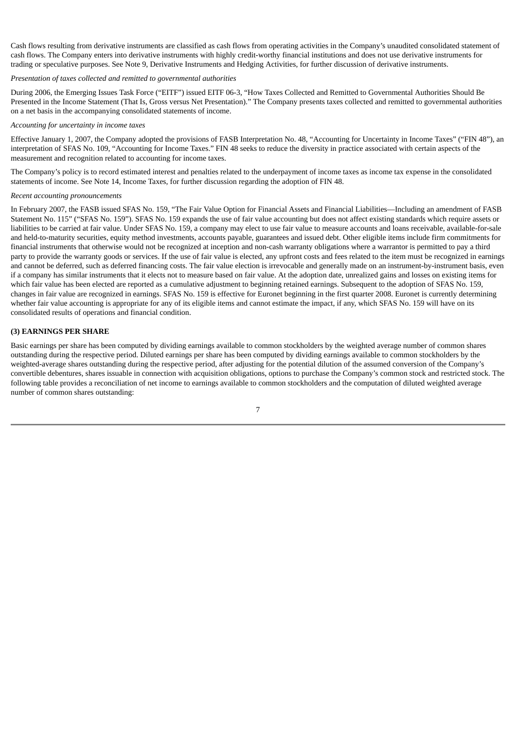Cash flows resulting from derivative instruments are classified as cash flows from operating activities in the Company's unaudited consolidated statement of cash flows. The Company enters into derivative instruments with highly credit-worthy financial institutions and does not use derivative instruments for trading or speculative purposes. See Note 9, Derivative Instruments and Hedging Activities, for further discussion of derivative instruments.

*Presentation of taxes collected and remitted to governmental authorities*

During 2006, the Emerging Issues Task Force ("EITF") issued EITF 06-3, "How Taxes Collected and Remitted to Governmental Authorities Should Be Presented in the Income Statement (That Is, Gross versus Net Presentation)." The Company presents taxes collected and remitted to governmental authorities on a net basis in the accompanying consolidated statements of income.

*Accounting for uncertainty in income taxes*

Effective January 1, 2007, the Company adopted the provisions of FASB Interpretation No. 48, "Accounting for Uncertainty in Income Taxes" ("FIN 48"), an interpretation of SFAS No. 109, "Accounting for Income Taxes." FIN 48 seeks to reduce the diversity in practice associated with certain aspects of the measurement and recognition related to accounting for income taxes.

The Company's policy is to record estimated interest and penalties related to the underpayment of income taxes as income tax expense in the consolidated statements of income. See Note 14, Income Taxes, for further discussion regarding the adoption of FIN 48.

*Recent accounting pronouncements*

In February 2007, the FASB issued SFAS No. 159, "The Fair Value Option for Financial Assets and Financial Liabilities—Including an amendment of FASB Statement No. 115" ("SFAS No. 159"). SFAS No. 159 expands the use of fair value accounting but does not affect existing standards which require assets or liabilities to be carried at fair value. Under SFAS No. 159, a company may elect to use fair value to measure accounts and loans receivable, available-for-sale and held-to-maturity securities, equity method investments, accounts payable, guarantees and issued debt. Other eligible items include firm commitments for financial instruments that otherwise would not be recognized at inception and non-cash warranty obligations where a warrantor is permitted to pay a third party to provide the warranty goods or services. If the use of fair value is elected, any upfront costs and fees related to the item must be recognized in earnings and cannot be deferred, such as deferred financing costs. The fair value election is irrevocable and generally made on an instrument-by-instrument basis, even if a company has similar instruments that it elects not to measure based on fair value. At the adoption date, unrealized gains and losses on existing items for which fair value has been elected are reported as a cumulative adjustment to beginning retained earnings. Subsequent to the adoption of SFAS No. 159, changes in fair value are recognized in earnings. SFAS No. 159 is effective for Euronet beginning in the first quarter 2008. Euronet is currently determining whether fair value accounting is appropriate for any of its eligible items and cannot estimate the impact, if any, which SFAS No. 159 will have on its consolidated results of operations and financial condition.

**(3) EARNINGS PER SHARE**

Basic earnings per share has been computed by dividing earnings available to common stockholders by the weighted average number of common shares outstanding during the respective period. Diluted earnings per share has been computed by dividing earnings available to common stockholders by the weighted-average shares outstanding during the respective period, after adjusting for the potential dilution of the assumed conversion of the Company's convertible debentures, shares issuable in connection with acquisition obligations, options to purchase the Company's common stock and restricted stock. The following table provides a reconciliation of net income to earnings available to common stockholders and the computation of diluted weighted average number of common shares outstanding: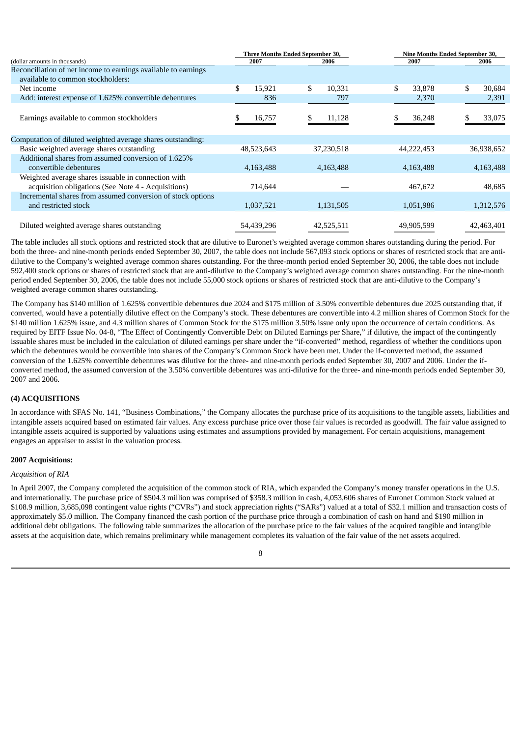| (dollar amounts in thousands) | Three Months Ended September 30, 2007 | Three Months Ended September 30, 2006 | Nine Months Ended September 30, 2007 | Nine Months Ended September 30, 2006 |
|---|---|---|---|---|
| Reconciliation of net income to earnings available to earnings available to common stockholders: | | | | |
| Net income | $ 15,921 | $ 10,331 | $ 33,878 | $ 30,684 |
| Add: interest expense of 1.625% convertible debentures | 836 | 797 | 2,370 | 2,391 |
| Earnings available to common stockholders | $ 16,757 | $ 11,128 | $ 36,248 | $ 33,075 |
| Computation of diluted weighted average shares outstanding: | | | | |
| Basic weighted average shares outstanding | 48,523,643 | 37,230,518 | 44,222,453 | 36,938,652 |
| Additional shares from assumed conversion of 1.625% convertible debentures | 4,163,488 | 4,163,488 | 4,163,488 | 4,163,488 |
| Weighted average shares issuable in connection with acquisition obligations (See Note 4 - Acquisitions) | 714,644 | — | 467,672 | 48,685 |
| Incremental shares from assumed conversion of stock options and restricted stock | 1,037,521 | 1,131,505 | 1,051,986 | 1,312,576 |
| Diluted weighted average shares outstanding | 54,439,296 | 42,525,511 | 49,905,599 | 42,463,401 |

The table includes all stock options and restricted stock that are dilutive to Euronet's weighted average common shares outstanding during the period. For both the three- and nine-month periods ended September 30, 2007, the table does not include 567,093 stock options or shares of restricted stock that are anti-dilutive to the Company's weighted average common shares outstanding. For the three-month period ended September 30, 2006, the table does not include 592,400 stock options or shares of restricted stock that are anti-dilutive to the Company's weighted average common shares outstanding. For the nine-month period ended September 30, 2006, the table does not include 55,000 stock options or shares of restricted stock that are anti-dilutive to the Company's weighted average common shares outstanding.

The Company has $140 million of 1.625% convertible debentures due 2024 and $175 million of 3.50% convertible debentures due 2025 outstanding that, if converted, would have a potentially dilutive effect on the Company's stock. These debentures are convertible into 4.2 million shares of Common Stock for the $140 million 1.625% issue, and 4.3 million shares of Common Stock for the $175 million 3.50% issue only upon the occurrence of certain conditions. As required by EITF Issue No. 04-8, "The Effect of Contingently Convertible Debt on Diluted Earnings per Share," if dilutive, the impact of the contingently issuable shares must be included in the calculation of diluted earnings per share under the "if-converted" method, regardless of whether the conditions upon which the debentures would be convertible into shares of the Company's Common Stock have been met. Under the if-converted method, the assumed conversion of the 1.625% convertible debentures was dilutive for the three- and nine-month periods ended September 30, 2007 and 2006. Under the if-converted method, the assumed conversion of the 3.50% convertible debentures was anti-dilutive for the three- and nine-month periods ended September 30, 2007 and 2006.

## (4) ACQUISITIONS

In accordance with SFAS No. 141, "Business Combinations," the Company allocates the purchase price of its acquisitions to the tangible assets, liabilities and intangible assets acquired based on estimated fair values. Any excess purchase price over those fair values is recorded as goodwill. The fair value assigned to intangible assets acquired is supported by valuations using estimates and assumptions provided by management. For certain acquisitions, management engages an appraiser to assist in the valuation process.

### 2007 Acquisitions:

*Acquisition of RIA*

In April 2007, the Company completed the acquisition of the common stock of RIA, which expanded the Company's money transfer operations in the U.S. and internationally. The purchase price of $504.3 million was comprised of $358.3 million in cash, 4,053,606 shares of Euronet Common Stock valued at $108.9 million, 3,685,098 contingent value rights ("CVRs") and stock appreciation rights ("SARs") valued at a total of $32.1 million and transaction costs of approximately $5.0 million. The Company financed the cash portion of the purchase price through a combination of cash on hand and $190 million in additional debt obligations. The following table summarizes the allocation of the purchase price to the fair values of the acquired tangible and intangible assets at the acquisition date, which remains preliminary while management completes its valuation of the fair value of the net assets acquired.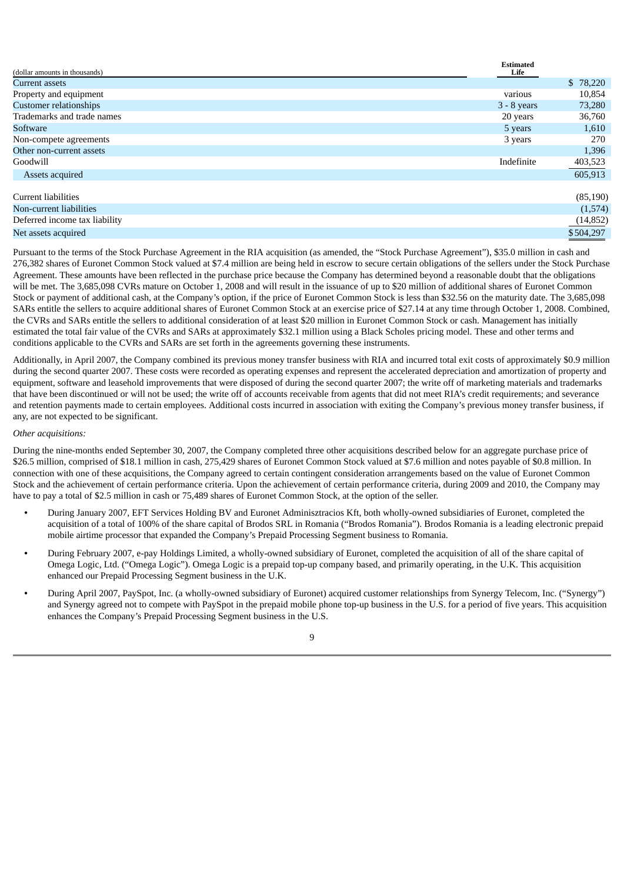| (dollar amounts in thousands) | Estimated Life | |
|---|---|---|
| Current assets | | $ 78,220 |
| Property and equipment | various | 10,854 |
| Customer relationships | 3 - 8 years | 73,280 |
| Trademarks and trade names | 20 years | 36,760 |
| Software | 5 years | 1,610 |
| Non-compete agreements | 3 years | 270 |
| Other non-current assets | | 1,396 |
| Goodwill | Indefinite | 403,523 |
| Assets acquired | | 605,913 |
| | | |
| Current liabilities | | (85,190) |
| Non-current liabilities | | (1,574) |
| Deferred income tax liability | | (14,852) |
| Net assets acquired | | $504,297 |

Pursuant to the terms of the Stock Purchase Agreement in the RIA acquisition (as amended, the "Stock Purchase Agreement"), $35.0 million in cash and 276,382 shares of Euronet Common Stock valued at $7.4 million are being held in escrow to secure certain obligations of the sellers under the Stock Purchase Agreement. These amounts have been reflected in the purchase price because the Company has determined beyond a reasonable doubt that the obligations will be met. The 3,685,098 CVRs mature on October 1, 2008 and will result in the issuance of up to $20 million of additional shares of Euronet Common Stock or payment of additional cash, at the Company's option, if the price of Euronet Common Stock is less than $32.56 on the maturity date. The 3,685,098 SARs entitle the sellers to acquire additional shares of Euronet Common Stock at an exercise price of $27.14 at any time through October 1, 2008. Combined, the CVRs and SARs entitle the sellers to additional consideration of at least $20 million in Euronet Common Stock or cash. Management has initially estimated the total fair value of the CVRs and SARs at approximately $32.1 million using a Black Scholes pricing model. These and other terms and conditions applicable to the CVRs and SARs are set forth in the agreements governing these instruments.

Additionally, in April 2007, the Company combined its previous money transfer business with RIA and incurred total exit costs of approximately $0.9 million during the second quarter 2007. These costs were recorded as operating expenses and represent the accelerated depreciation and amortization of property and equipment, software and leasehold improvements that were disposed of during the second quarter 2007; the write off of marketing materials and trademarks that have been discontinued or will not be used; the write off of accounts receivable from agents that did not meet RIA's credit requirements; and severance and retention payments made to certain employees. Additional costs incurred in association with exiting the Company's previous money transfer business, if any, are not expected to be significant.

*Other acquisitions:*

During the nine-months ended September 30, 2007, the Company completed three other acquisitions described below for an aggregate purchase price of $26.5 million, comprised of $18.1 million in cash, 275,429 shares of Euronet Common Stock valued at $7.6 million and notes payable of $0.8 million. In connection with one of these acquisitions, the Company agreed to certain contingent consideration arrangements based on the value of Euronet Common Stock and the achievement of certain performance criteria. Upon the achievement of certain performance criteria, during 2009 and 2010, the Company may have to pay a total of $2.5 million in cash or 75,489 shares of Euronet Common Stock, at the option of the seller.

- During January 2007, EFT Services Holding BV and Euronet Adminisztracios Kft, both wholly-owned subsidiaries of Euronet, completed the acquisition of a total of 100% of the share capital of Brodos SRL in Romania ("Brodos Romania"). Brodos Romania is a leading electronic prepaid mobile airtime processor that expanded the Company's Prepaid Processing Segment business to Romania.
- During February 2007, e-pay Holdings Limited, a wholly-owned subsidiary of Euronet, completed the acquisition of all of the share capital of Omega Logic, Ltd. ("Omega Logic"). Omega Logic is a prepaid top-up company based, and primarily operating, in the U.K. This acquisition enhanced our Prepaid Processing Segment business in the U.K.
- During April 2007, PaySpot, Inc. (a wholly-owned subsidiary of Euronet) acquired customer relationships from Synergy Telecom, Inc. ("Synergy") and Synergy agreed not to compete with PaySpot in the prepaid mobile phone top-up business in the U.S. for a period of five years. This acquisition enhances the Company's Prepaid Processing Segment business in the U.S.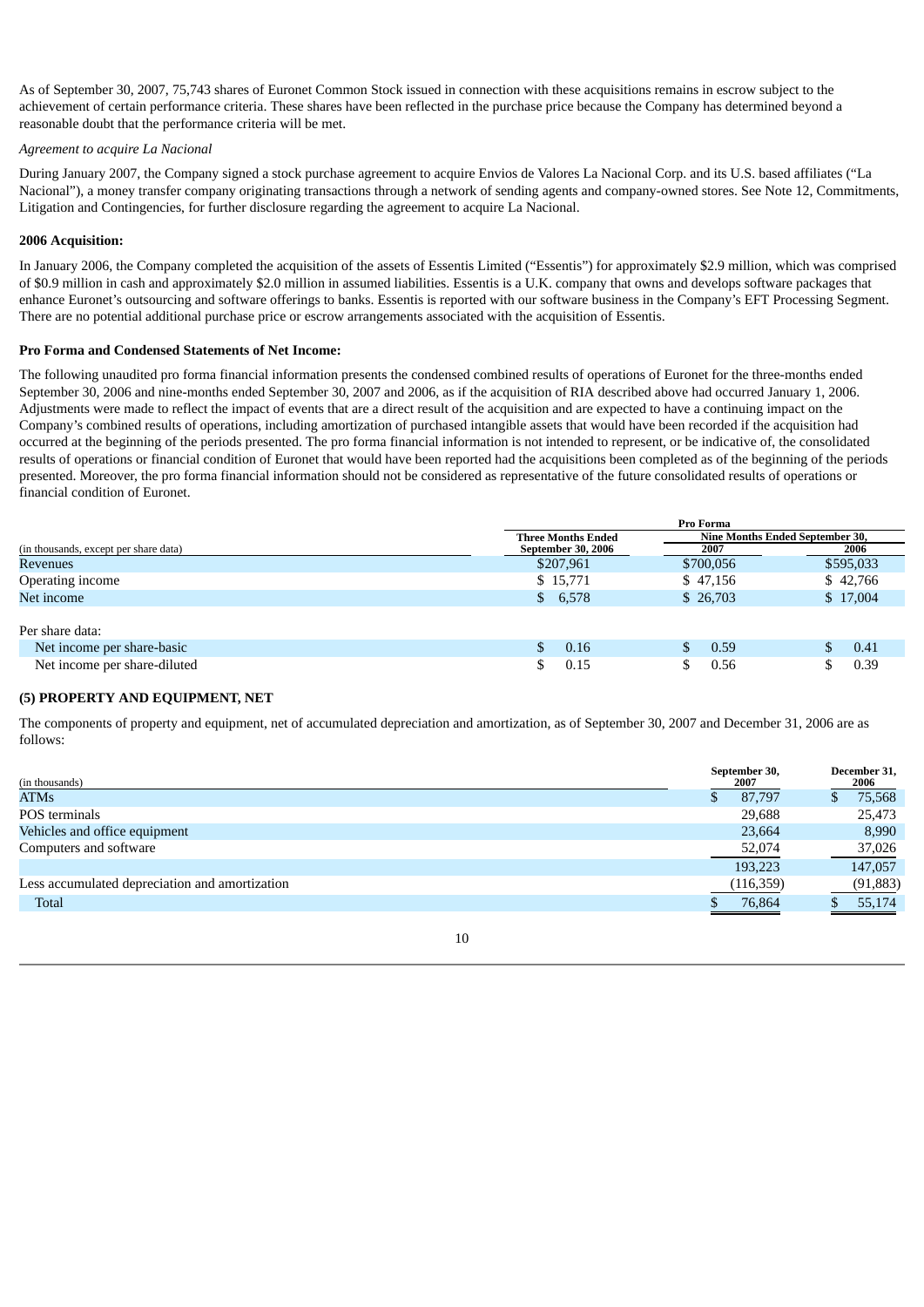As of September 30, 2007, 75,743 shares of Euronet Common Stock issued in connection with these acquisitions remains in escrow subject to the achievement of certain performance criteria. These shares have been reflected in the purchase price because the Company has determined beyond a reasonable doubt that the performance criteria will be met.

*Agreement to acquire La Nacional*

During January 2007, the Company signed a stock purchase agreement to acquire Envios de Valores La Nacional Corp. and its U.S. based affiliates (“La Nacional”), a money transfer company originating transactions through a network of sending agents and company-owned stores. See Note 12, Commitments, Litigation and Contingencies, for further disclosure regarding the agreement to acquire La Nacional.

**2006 Acquisition:**

In January 2006, the Company completed the acquisition of the assets of Essentis Limited (“Essentis”) for approximately $2.9 million, which was comprised of $0.9 million in cash and approximately $2.0 million in assumed liabilities. Essentis is a U.K. company that owns and develops software packages that enhance Euronet’s outsourcing and software offerings to banks. Essentis is reported with our software business in the Company’s EFT Processing Segment. There are no potential additional purchase price or escrow arrangements associated with the acquisition of Essentis.

**Pro Forma and Condensed Statements of Net Income:**

The following unaudited pro forma financial information presents the condensed combined results of operations of Euronet for the three-months ended September 30, 2006 and nine-months ended September 30, 2007 and 2006, as if the acquisition of RIA described above had occurred January 1, 2006. Adjustments were made to reflect the impact of events that are a direct result of the acquisition and are expected to have a continuing impact on the Company’s combined results of operations, including amortization of purchased intangible assets that would have been recorded if the acquisition had occurred at the beginning of the periods presented. The pro forma financial information is not intended to represent, or be indicative of, the consolidated results of operations or financial condition of Euronet that would have been reported had the acquisitions been completed as of the beginning of the periods presented. Moreover, the pro forma financial information should not be considered as representative of the future consolidated results of operations or financial condition of Euronet.

| | Pro Forma | | |
|---|---|---|---|
| | Three Months Ended | Nine Months Ended September 30, | |
| (in thousands, except per share data) | September 30, 2006 | 2007 | 2006 |
| Revenues | $207,961 | $700,056 | $595,033 |
| Operating income | $ 15,771 | $ 47,156 | $ 42,766 |
| Net income | $ 6,578 | $ 26,703 | $ 17,004 |
| Per share data: | | | |
| Net income per share-basic | $ 0.16 | $ 0.59 | $ 0.41 |
| Net income per share-diluted | $ 0.15 | $ 0.56 | $ 0.39 |

**(5) PROPERTY AND EQUIPMENT, NET**

The components of property and equipment, net of accumulated depreciation and amortization, as of September 30, 2007 and December 31, 2006 are as follows:

| (in thousands) | September 30, 2007 | December 31, 2006 |
|---|---|---|
| ATMs | $ 87,797 | $ 75,568 |
| POS terminals | 29,688 | 25,473 |
| Vehicles and office equipment | 23,664 | 8,990 |
| Computers and software | 52,074 | 37,026 |
| | 193,223 | 147,057 |
| Less accumulated depreciation and amortization | (116,359) | (91,883) |
| Total | $ 76,864 | $ 55,174 |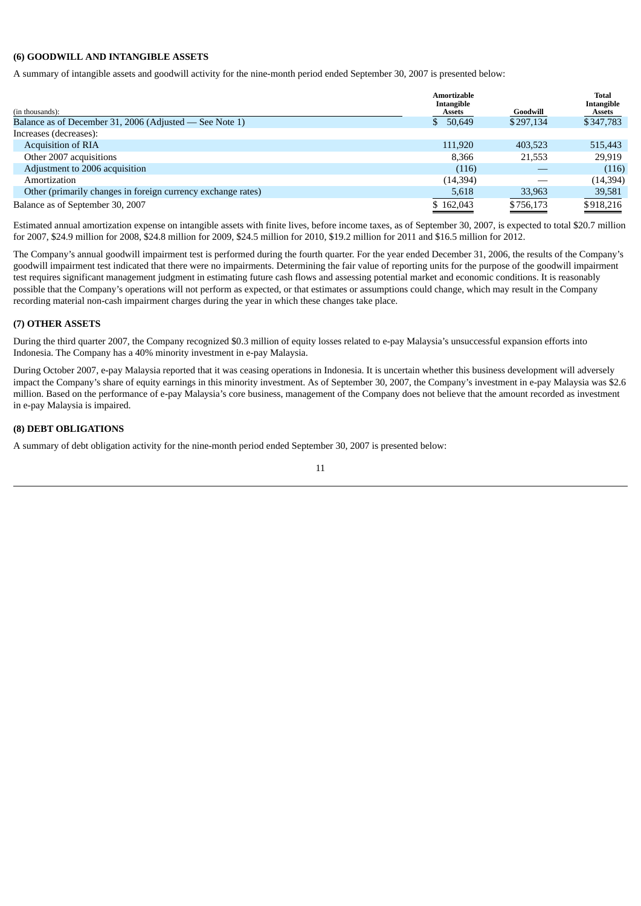### (6) GOODWILL AND INTANGIBLE ASSETS

A summary of intangible assets and goodwill activity for the nine-month period ended September 30, 2007 is presented below:

| (in thousands): | Amortizable Intangible Assets | Goodwill | Total Intangible Assets |
|---|---|---|---|
| Balance as of December 31, 2006 (Adjusted — See Note 1) | $ 50,649 | $297,134 | $347,783 |
| Increases (decreases): | | | |
| Acquisition of RIA | 111,920 | 403,523 | 515,443 |
| Other 2007 acquisitions | 8,366 | 21,553 | 29,919 |
| Adjustment to 2006 acquisition | (116) | — | (116) |
| Amortization | (14,394) | — | (14,394) |
| Other (primarily changes in foreign currency exchange rates) | 5,618 | 33,963 | 39,581 |
| Balance as of September 30, 2007 | $ 162,043 | $756,173 | $918,216 |

Estimated annual amortization expense on intangible assets with finite lives, before income taxes, as of September 30, 2007, is expected to total $20.7 million for 2007, $24.9 million for 2008, $24.8 million for 2009, $24.5 million for 2010, $19.2 million for 2011 and $16.5 million for 2012.

The Company's annual goodwill impairment test is performed during the fourth quarter. For the year ended December 31, 2006, the results of the Company's goodwill impairment test indicated that there were no impairments. Determining the fair value of reporting units for the purpose of the goodwill impairment test requires significant management judgment in estimating future cash flows and assessing potential market and economic conditions. It is reasonably possible that the Company's operations will not perform as expected, or that estimates or assumptions could change, which may result in the Company recording material non-cash impairment charges during the year in which these changes take place.

### (7) OTHER ASSETS

During the third quarter 2007, the Company recognized $0.3 million of equity losses related to e-pay Malaysia's unsuccessful expansion efforts into Indonesia. The Company has a 40% minority investment in e-pay Malaysia.

During October 2007, e-pay Malaysia reported that it was ceasing operations in Indonesia. It is uncertain whether this business development will adversely impact the Company's share of equity earnings in this minority investment. As of September 30, 2007, the Company's investment in e-pay Malaysia was $2.6 million. Based on the performance of e-pay Malaysia's core business, management of the Company does not believe that the amount recorded as investment in e-pay Malaysia is impaired.

### (8) DEBT OBLIGATIONS

A summary of debt obligation activity for the nine-month period ended September 30, 2007 is presented below: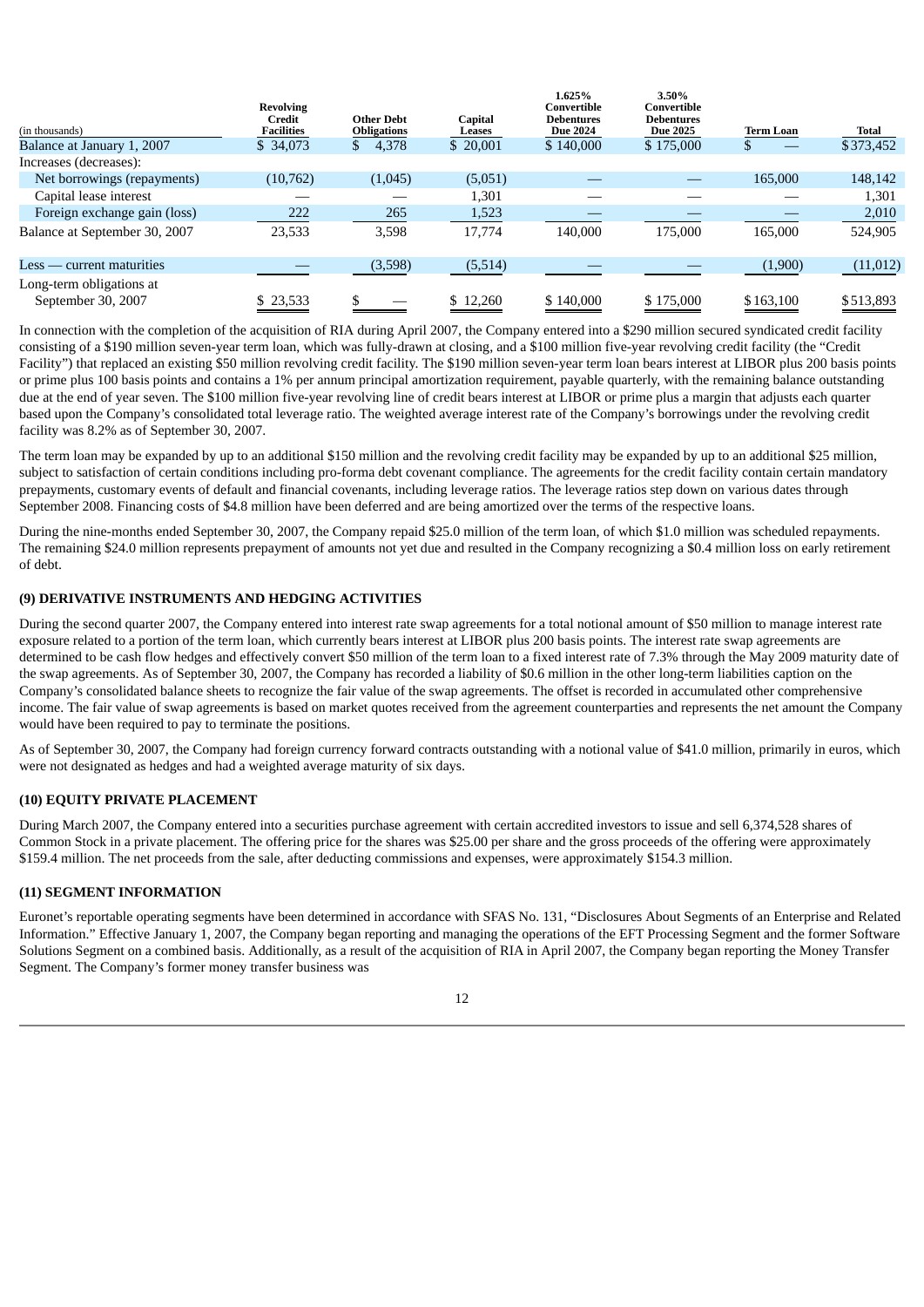| (in thousands) | Revolving Credit Facilities | Other Debt Obligations | Capital Leases | 1.625% Convertible Debentures Due 2024 | 3.50% Convertible Debentures Due 2025 | Term Loan | Total |
|---|---|---|---|---|---|---|---|
| Balance at January 1, 2007 | $ 34,073 | $ 4,378 | $ 20,001 | $ 140,000 | $ 175,000 | $ — | $373,452 |
| Increases (decreases): | | | | | | | |
| Net borrowings (repayments) | (10,762) | (1,045) | (5,051) | — | — | 165,000 | 148,142 |
| Capital lease interest | — | — | 1,301 | — | — | — | 1,301 |
| Foreign exchange gain (loss) | 222 | 265 | 1,523 | — | — | — | 2,010 |
| Balance at September 30, 2007 | 23,533 | 3,598 | 17,774 | 140,000 | 175,000 | 165,000 | 524,905 |
| Less — current maturities | — | (3,598) | (5,514) | — | — | (1,900) | (11,012) |
| Long-term obligations at September 30, 2007 | $ 23,533 | $ — | $ 12,260 | $ 140,000 | $ 175,000 | $163,100 | $513,893 |

In connection with the completion of the acquisition of RIA during April 2007, the Company entered into a $290 million secured syndicated credit facility consisting of a $190 million seven-year term loan, which was fully-drawn at closing, and a $100 million five-year revolving credit facility (the "Credit Facility") that replaced an existing $50 million revolving credit facility. The $190 million seven-year term loan bears interest at LIBOR plus 200 basis points or prime plus 100 basis points and contains a 1% per annum principal amortization requirement, payable quarterly, with the remaining balance outstanding due at the end of year seven. The $100 million five-year revolving line of credit bears interest at LIBOR or prime plus a margin that adjusts each quarter based upon the Company's consolidated total leverage ratio. The weighted average interest rate of the Company's borrowings under the revolving credit facility was 8.2% as of September 30, 2007.

The term loan may be expanded by up to an additional $150 million and the revolving credit facility may be expanded by up to an additional $25 million, subject to satisfaction of certain conditions including pro-forma debt covenant compliance. The agreements for the credit facility contain certain mandatory prepayments, customary events of default and financial covenants, including leverage ratios. The leverage ratios step down on various dates through September 2008. Financing costs of $4.8 million have been deferred and are being amortized over the terms of the respective loans.

During the nine-months ended September 30, 2007, the Company repaid $25.0 million of the term loan, of which $1.0 million was scheduled repayments. The remaining $24.0 million represents prepayment of amounts not yet due and resulted in the Company recognizing a $0.4 million loss on early retirement of debt.

## (9) DERIVATIVE INSTRUMENTS AND HEDGING ACTIVITIES

During the second quarter 2007, the Company entered into interest rate swap agreements for a total notional amount of $50 million to manage interest rate exposure related to a portion of the term loan, which currently bears interest at LIBOR plus 200 basis points. The interest rate swap agreements are determined to be cash flow hedges and effectively convert $50 million of the term loan to a fixed interest rate of 7.3% through the May 2009 maturity date of the swap agreements. As of September 30, 2007, the Company has recorded a liability of $0.6 million in the other long-term liabilities caption on the Company's consolidated balance sheets to recognize the fair value of the swap agreements. The offset is recorded in accumulated other comprehensive income. The fair value of swap agreements is based on market quotes received from the agreement counterparties and represents the net amount the Company would have been required to pay to terminate the positions.

As of September 30, 2007, the Company had foreign currency forward contracts outstanding with a notional value of $41.0 million, primarily in euros, which were not designated as hedges and had a weighted average maturity of six days.

## (10) EQUITY PRIVATE PLACEMENT

During March 2007, the Company entered into a securities purchase agreement with certain accredited investors to issue and sell 6,374,528 shares of Common Stock in a private placement. The offering price for the shares was $25.00 per share and the gross proceeds of the offering were approximately $159.4 million. The net proceeds from the sale, after deducting commissions and expenses, were approximately $154.3 million.

## (11) SEGMENT INFORMATION

Euronet's reportable operating segments have been determined in accordance with SFAS No. 131, "Disclosures About Segments of an Enterprise and Related Information." Effective January 1, 2007, the Company began reporting and managing the operations of the EFT Processing Segment and the former Software Solutions Segment on a combined basis. Additionally, as a result of the acquisition of RIA in April 2007, the Company began reporting the Money Transfer Segment. The Company's former money transfer business was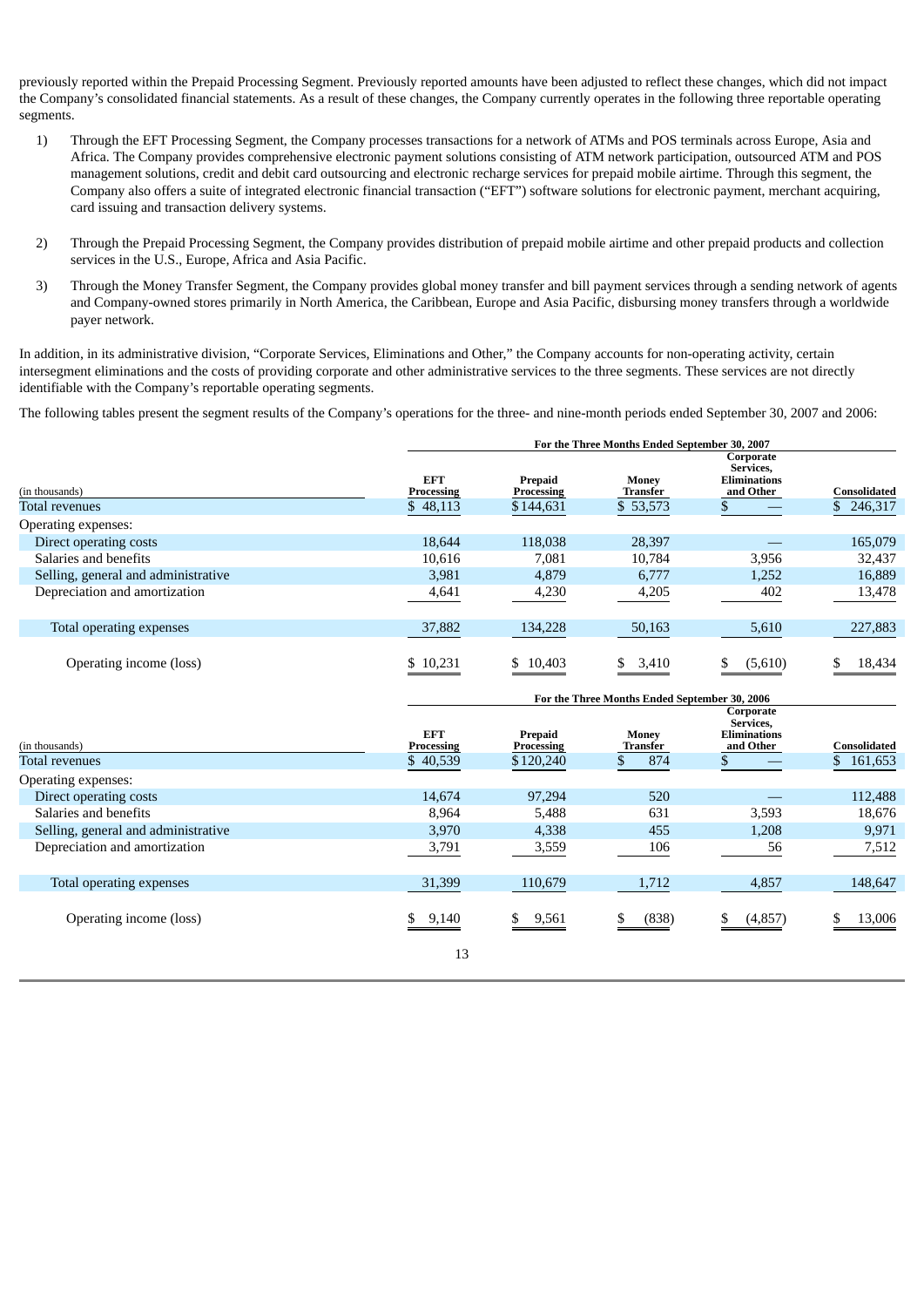previously reported within the Prepaid Processing Segment. Previously reported amounts have been adjusted to reflect these changes, which did not impact the Company's consolidated financial statements. As a result of these changes, the Company currently operates in the following three reportable operating segments.

1) Through the EFT Processing Segment, the Company processes transactions for a network of ATMs and POS terminals across Europe, Asia and Africa. The Company provides comprehensive electronic payment solutions consisting of ATM network participation, outsourced ATM and POS management solutions, credit and debit card outsourcing and electronic recharge services for prepaid mobile airtime. Through this segment, the Company also offers a suite of integrated electronic financial transaction ("EFT") software solutions for electronic payment, merchant acquiring, card issuing and transaction delivery systems.

2) Through the Prepaid Processing Segment, the Company provides distribution of prepaid mobile airtime and other prepaid products and collection services in the U.S., Europe, Africa and Asia Pacific.

3) Through the Money Transfer Segment, the Company provides global money transfer and bill payment services through a sending network of agents and Company-owned stores primarily in North America, the Caribbean, Europe and Asia Pacific, disbursing money transfers through a worldwide payer network.

In addition, in its administrative division, "Corporate Services, Eliminations and Other," the Company accounts for non-operating activity, certain intersegment eliminations and the costs of providing corporate and other administrative services to the three segments. These services are not directly identifiable with the Company's reportable operating segments.

The following tables present the segment results of the Company's operations for the three- and nine-month periods ended September 30, 2007 and 2006:

| | For the Three Months Ended September 30, 2007 | | | | |
|---|---|---|---|---|---|
| (in thousands) | EFT Processing | Prepaid Processing | Money Transfer | Corporate Services, Eliminations and Other | Consolidated |
| Total revenues | $ 48,113 | $ 144,631 | $ 53,573 | $ — | $ 246,317 |
| Operating expenses: | | | | | |
| Direct operating costs | 18,644 | 118,038 | 28,397 | — | 165,079 |
| Salaries and benefits | 10,616 | 7,081 | 10,784 | 3,956 | 32,437 |
| Selling, general and administrative | 3,981 | 4,879 | 6,777 | 1,252 | 16,889 |
| Depreciation and amortization | 4,641 | 4,230 | 4,205 | 402 | 13,478 |
| Total operating expenses | 37,882 | 134,228 | 50,163 | 5,610 | 227,883 |
| Operating income (loss) | $ 10,231 | $ 10,403 | $ 3,410 | $ (5,610) | $ 18,434 |

| | For the Three Months Ended September 30, 2006 | | | | |
|---|---|---|---|---|---|
| (in thousands) | EFT Processing | Prepaid Processing | Money Transfer | Corporate Services, Eliminations and Other | Consolidated |
| Total revenues | $ 40,539 | $ 120,240 | $ 874 | $ — | $ 161,653 |
| Operating expenses: | | | | | |
| Direct operating costs | 14,674 | 97,294 | 520 | — | 112,488 |
| Salaries and benefits | 8,964 | 5,488 | 631 | 3,593 | 18,676 |
| Selling, general and administrative | 3,970 | 4,338 | 455 | 1,208 | 9,971 |
| Depreciation and amortization | 3,791 | 3,559 | 106 | 56 | 7,512 |
| Total operating expenses | 31,399 | 110,679 | 1,712 | 4,857 | 148,647 |
| Operating income (loss) | $ 9,140 | $ 9,561 | $ (838) | $ (4,857) | $ 13,006 |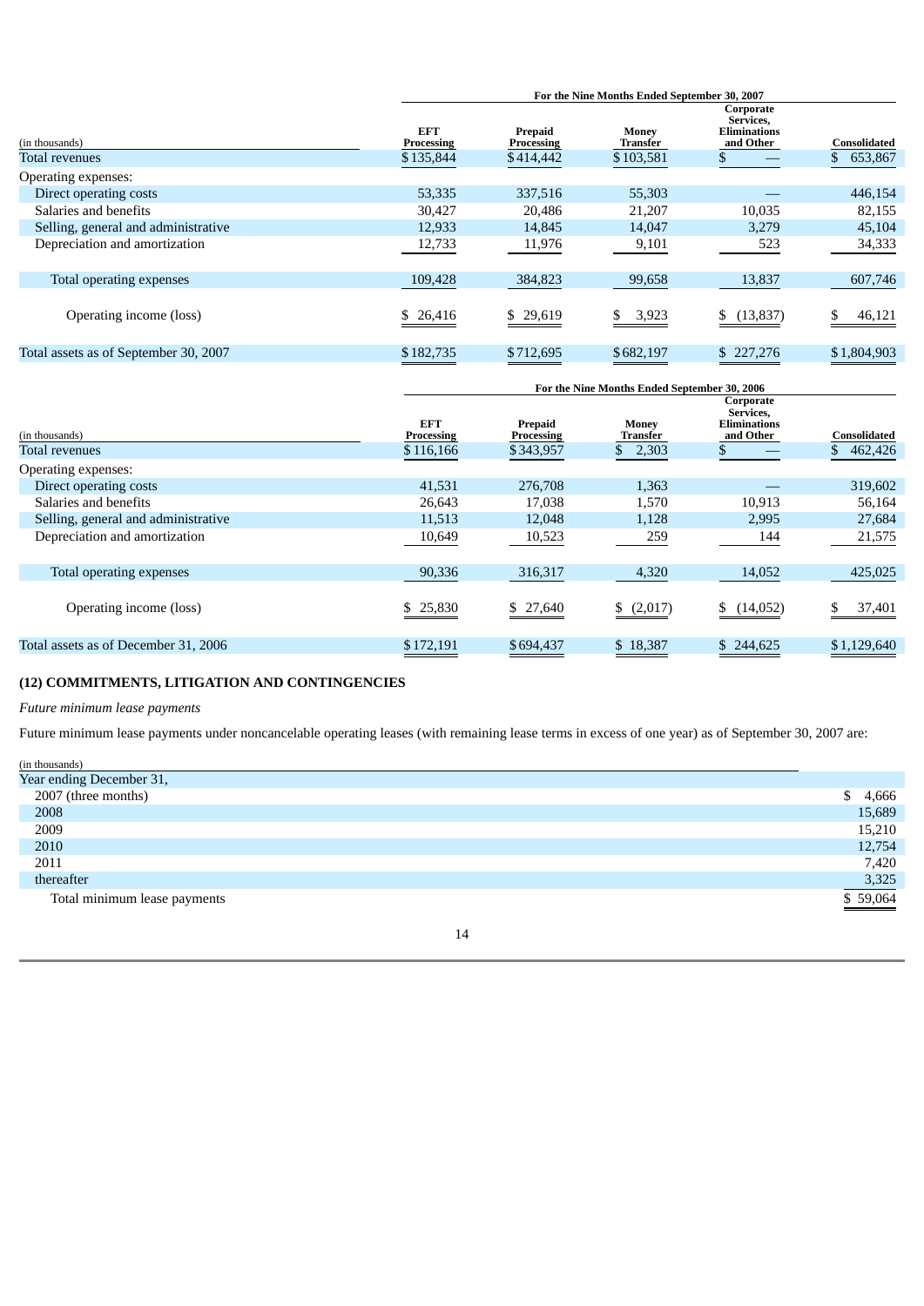| (in thousands) | For the Nine Months Ended September 30, 2007 | | | | |
|---|---|---|---|---|---|
| | EFT Processing | Prepaid Processing | Money Transfer | Corporate Services, Eliminations and Other | Consolidated |
| Total revenues | $135,844 | $414,442 | $103,581 | $ — | $ 653,867 |
| Operating expenses: | | | | | |
| Direct operating costs | 53,335 | 337,516 | 55,303 | — | 446,154 |
| Salaries and benefits | 30,427 | 20,486 | 21,207 | 10,035 | 82,155 |
| Selling, general and administrative | 12,933 | 14,845 | 14,047 | 3,279 | 45,104 |
| Depreciation and amortization | 12,733 | 11,976 | 9,101 | 523 | 34,333 |
| Total operating expenses | 109,428 | 384,823 | 99,658 | 13,837 | 607,746 |
| Operating income (loss) | $ 26,416 | $ 29,619 | $ 3,923 | $ (13,837) | $ 46,121 |
| Total assets as of September 30, 2007 | $182,735 | $712,695 | $682,197 | $ 227,276 | $1,804,903 |

| (in thousands) | For the Nine Months Ended September 30, 2006 | | | | |
|---|---|---|---|---|---|
| | EFT Processing | Prepaid Processing | Money Transfer | Corporate Services, Eliminations and Other | Consolidated |
| Total revenues | $116,166 | $343,957 | $ 2,303 | $ — | $ 462,426 |
| Operating expenses: | | | | | |
| Direct operating costs | 41,531 | 276,708 | 1,363 | — | 319,602 |
| Salaries and benefits | 26,643 | 17,038 | 1,570 | 10,913 | 56,164 |
| Selling, general and administrative | 11,513 | 12,048 | 1,128 | 2,995 | 27,684 |
| Depreciation and amortization | 10,649 | 10,523 | 259 | 144 | 21,575 |
| Total operating expenses | 90,336 | 316,317 | 4,320 | 14,052 | 425,025 |
| Operating income (loss) | $ 25,830 | $ 27,640 | $ (2,017) | $ (14,052) | $ 37,401 |
| Total assets as of December 31, 2006 | $172,191 | $694,437 | $ 18,387 | $ 244,625 | $1,129,640 |

## (12) COMMITMENTS, LITIGATION AND CONTINGENCIES

*Future minimum lease payments*

Future minimum lease payments under noncancelable operating leases (with remaining lease terms in excess of one year) as of September 30, 2007 are:

| (in thousands) | |
|---|---|
| Year ending December 31, | |
| 2007 (three months) | $ 4,666 |
| 2008 | 15,689 |
| 2009 | 15,210 |
| 2010 | 12,754 |
| 2011 | 7,420 |
| thereafter | 3,325 |
| Total minimum lease payments | $ 59,064 |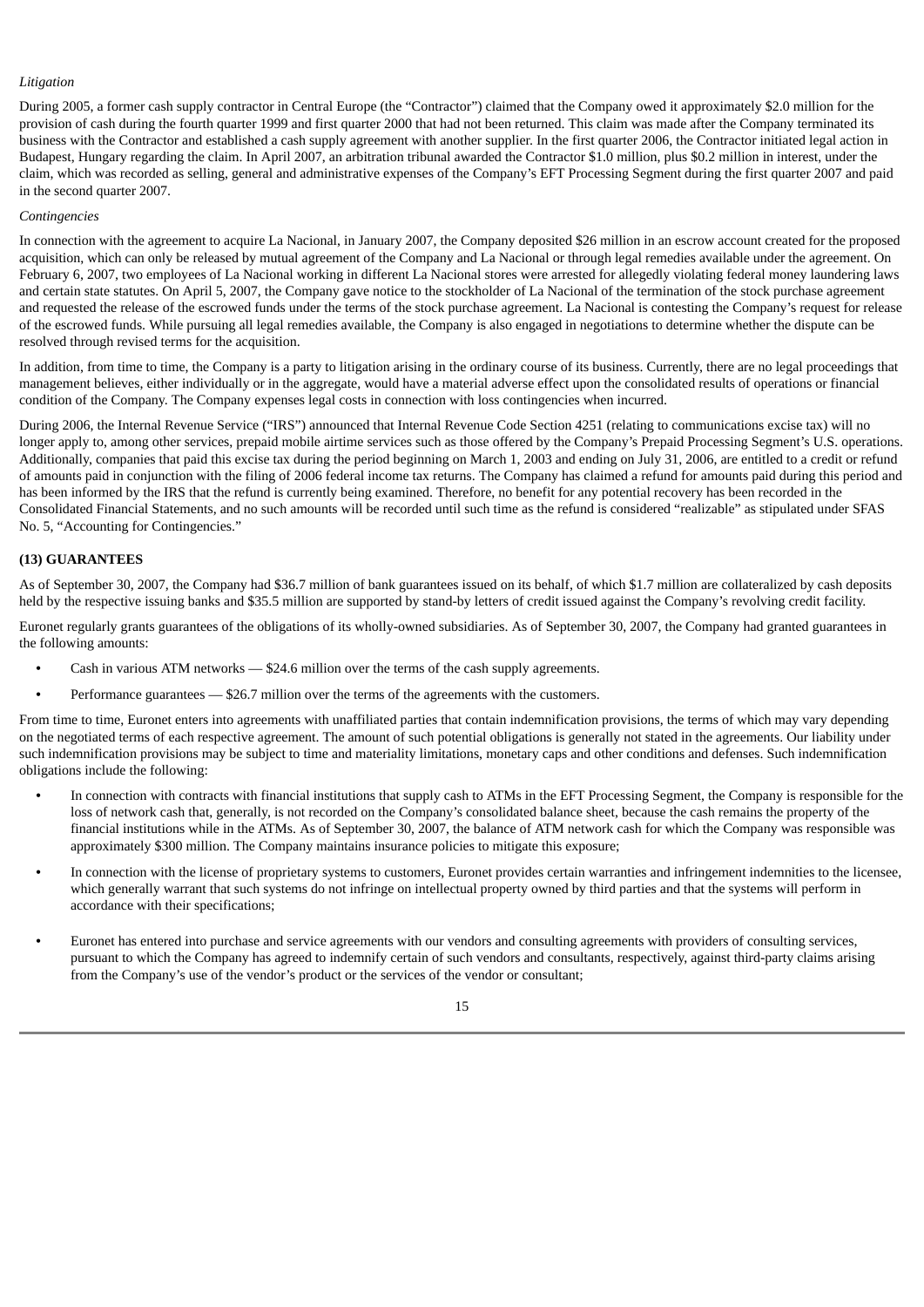*Litigation*

During 2005, a former cash supply contractor in Central Europe (the "Contractor") claimed that the Company owed it approximately $2.0 million for the provision of cash during the fourth quarter 1999 and first quarter 2000 that had not been returned. This claim was made after the Company terminated its business with the Contractor and established a cash supply agreement with another supplier. In the first quarter 2006, the Contractor initiated legal action in Budapest, Hungary regarding the claim. In April 2007, an arbitration tribunal awarded the Contractor $1.0 million, plus $0.2 million in interest, under the claim, which was recorded as selling, general and administrative expenses of the Company's EFT Processing Segment during the first quarter 2007 and paid in the second quarter 2007.

*Contingencies*

In connection with the agreement to acquire La Nacional, in January 2007, the Company deposited $26 million in an escrow account created for the proposed acquisition, which can only be released by mutual agreement of the Company and La Nacional or through legal remedies available under the agreement. On February 6, 2007, two employees of La Nacional working in different La Nacional stores were arrested for allegedly violating federal money laundering laws and certain state statutes. On April 5, 2007, the Company gave notice to the stockholder of La Nacional of the termination of the stock purchase agreement and requested the release of the escrowed funds under the terms of the stock purchase agreement. La Nacional is contesting the Company's request for release of the escrowed funds. While pursuing all legal remedies available, the Company is also engaged in negotiations to determine whether the dispute can be resolved through revised terms for the acquisition.

In addition, from time to time, the Company is a party to litigation arising in the ordinary course of its business. Currently, there are no legal proceedings that management believes, either individually or in the aggregate, would have a material adverse effect upon the consolidated results of operations or financial condition of the Company. The Company expenses legal costs in connection with loss contingencies when incurred.

During 2006, the Internal Revenue Service ("IRS") announced that Internal Revenue Code Section 4251 (relating to communications excise tax) will no longer apply to, among other services, prepaid mobile airtime services such as those offered by the Company's Prepaid Processing Segment's U.S. operations. Additionally, companies that paid this excise tax during the period beginning on March 1, 2003 and ending on July 31, 2006, are entitled to a credit or refund of amounts paid in conjunction with the filing of 2006 federal income tax returns. The Company has claimed a refund for amounts paid during this period and has been informed by the IRS that the refund is currently being examined. Therefore, no benefit for any potential recovery has been recorded in the Consolidated Financial Statements, and no such amounts will be recorded until such time as the refund is considered "realizable" as stipulated under SFAS No. 5, "Accounting for Contingencies."

**(13) GUARANTEES**

As of September 30, 2007, the Company had $36.7 million of bank guarantees issued on its behalf, of which $1.7 million are collateralized by cash deposits held by the respective issuing banks and $35.5 million are supported by stand-by letters of credit issued against the Company's revolving credit facility.

Euronet regularly grants guarantees of the obligations of its wholly-owned subsidiaries. As of September 30, 2007, the Company had granted guarantees in the following amounts:

- Cash in various ATM networks — $24.6 million over the terms of the cash supply agreements.
- Performance guarantees — $26.7 million over the terms of the agreements with the customers.

From time to time, Euronet enters into agreements with unaffiliated parties that contain indemnification provisions, the terms of which may vary depending on the negotiated terms of each respective agreement. The amount of such potential obligations is generally not stated in the agreements. Our liability under such indemnification provisions may be subject to time and materiality limitations, monetary caps and other conditions and defenses. Such indemnification obligations include the following:

- In connection with contracts with financial institutions that supply cash to ATMs in the EFT Processing Segment, the Company is responsible for the loss of network cash that, generally, is not recorded on the Company's consolidated balance sheet, because the cash remains the property of the financial institutions while in the ATMs. As of September 30, 2007, the balance of ATM network cash for which the Company was responsible was approximately $300 million. The Company maintains insurance policies to mitigate this exposure;
- In connection with the license of proprietary systems to customers, Euronet provides certain warranties and infringement indemnities to the licensee, which generally warrant that such systems do not infringe on intellectual property owned by third parties and that the systems will perform in accordance with their specifications;
- Euronet has entered into purchase and service agreements with our vendors and consulting agreements with providers of consulting services, pursuant to which the Company has agreed to indemnify certain of such vendors and consultants, respectively, against third-party claims arising from the Company's use of the vendor's product or the services of the vendor or consultant;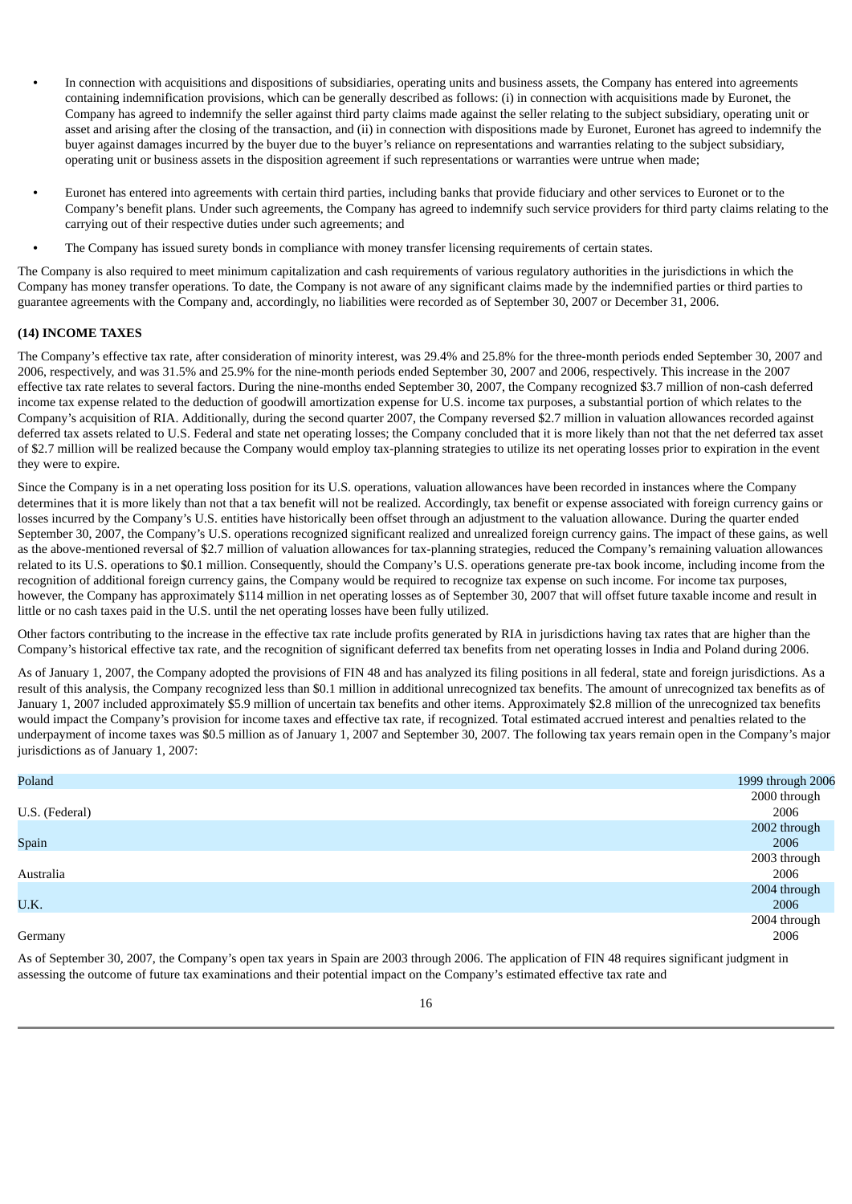- In connection with acquisitions and dispositions of subsidiaries, operating units and business assets, the Company has entered into agreements containing indemnification provisions, which can be generally described as follows: (i) in connection with acquisitions made by Euronet, the Company has agreed to indemnify the seller against third party claims made against the seller relating to the subject subsidiary, operating unit or asset and arising after the closing of the transaction, and (ii) in connection with dispositions made by Euronet, Euronet has agreed to indemnify the buyer against damages incurred by the buyer due to the buyer's reliance on representations and warranties relating to the subject subsidiary, operating unit or business assets in the disposition agreement if such representations or warranties were untrue when made;

- Euronet has entered into agreements with certain third parties, including banks that provide fiduciary and other services to Euronet or to the Company's benefit plans. Under such agreements, the Company has agreed to indemnify such service providers for third party claims relating to the carrying out of their respective duties under such agreements; and

- The Company has issued surety bonds in compliance with money transfer licensing requirements of certain states.

The Company is also required to meet minimum capitalization and cash requirements of various regulatory authorities in the jurisdictions in which the Company has money transfer operations. To date, the Company is not aware of any significant claims made by the indemnified parties or third parties to guarantee agreements with the Company and, accordingly, no liabilities were recorded as of September 30, 2007 or December 31, 2006.

**(14) INCOME TAXES**

The Company's effective tax rate, after consideration of minority interest, was 29.4% and 25.8% for the three-month periods ended September 30, 2007 and 2006, respectively, and was 31.5% and 25.9% for the nine-month periods ended September 30, 2007 and 2006, respectively. This increase in the 2007 effective tax rate relates to several factors. During the nine-months ended September 30, 2007, the Company recognized $3.7 million of non-cash deferred income tax expense related to the deduction of goodwill amortization expense for U.S. income tax purposes, a substantial portion of which relates to the Company's acquisition of RIA. Additionally, during the second quarter 2007, the Company reversed $2.7 million in valuation allowances recorded against deferred tax assets related to U.S. Federal and state net operating losses; the Company concluded that it is more likely than not that the net deferred tax asset of $2.7 million will be realized because the Company would employ tax-planning strategies to utilize its net operating losses prior to expiration in the event they were to expire.

Since the Company is in a net operating loss position for its U.S. operations, valuation allowances have been recorded in instances where the Company determines that it is more likely than not that a tax benefit will not be realized. Accordingly, tax benefit or expense associated with foreign currency gains or losses incurred by the Company's U.S. entities have historically been offset through an adjustment to the valuation allowance. During the quarter ended September 30, 2007, the Company's U.S. operations recognized significant realized and unrealized foreign currency gains. The impact of these gains, as well as the above-mentioned reversal of $2.7 million of valuation allowances for tax-planning strategies, reduced the Company's remaining valuation allowances related to its U.S. operations to $0.1 million. Consequently, should the Company's U.S. operations generate pre-tax book income, including income from the recognition of additional foreign currency gains, the Company would be required to recognize tax expense on such income. For income tax purposes, however, the Company has approximately $114 million in net operating losses as of September 30, 2007 that will offset future taxable income and result in little or no cash taxes paid in the U.S. until the net operating losses have been fully utilized.

Other factors contributing to the increase in the effective tax rate include profits generated by RIA in jurisdictions having tax rates that are higher than the Company's historical effective tax rate, and the recognition of significant deferred tax benefits from net operating losses in India and Poland during 2006.

As of January 1, 2007, the Company adopted the provisions of FIN 48 and has analyzed its filing positions in all federal, state and foreign jurisdictions. As a result of this analysis, the Company recognized less than $0.1 million in additional unrecognized tax benefits. The amount of unrecognized tax benefits as of January 1, 2007 included approximately $5.9 million of uncertain tax benefits and other items. Approximately $2.8 million of the unrecognized tax benefits would impact the Company's provision for income taxes and effective tax rate, if recognized. Total estimated accrued interest and penalties related to the underpayment of income taxes was $0.5 million as of January 1, 2007 and September 30, 2007. The following tax years remain open in the Company's major jurisdictions as of January 1, 2007:

| | |
|---|---|
| Poland | 1999 through 2006 |
| U.S. (Federal) | 2000 through 2006 |
| Spain | 2002 through 2006 |
| Australia | 2003 through 2006 |
| U.K. | 2004 through 2006 |
| Germany | 2004 through 2006 |

As of September 30, 2007, the Company's open tax years in Spain are 2003 through 2006. The application of FIN 48 requires significant judgment in assessing the outcome of future tax examinations and their potential impact on the Company's estimated effective tax rate and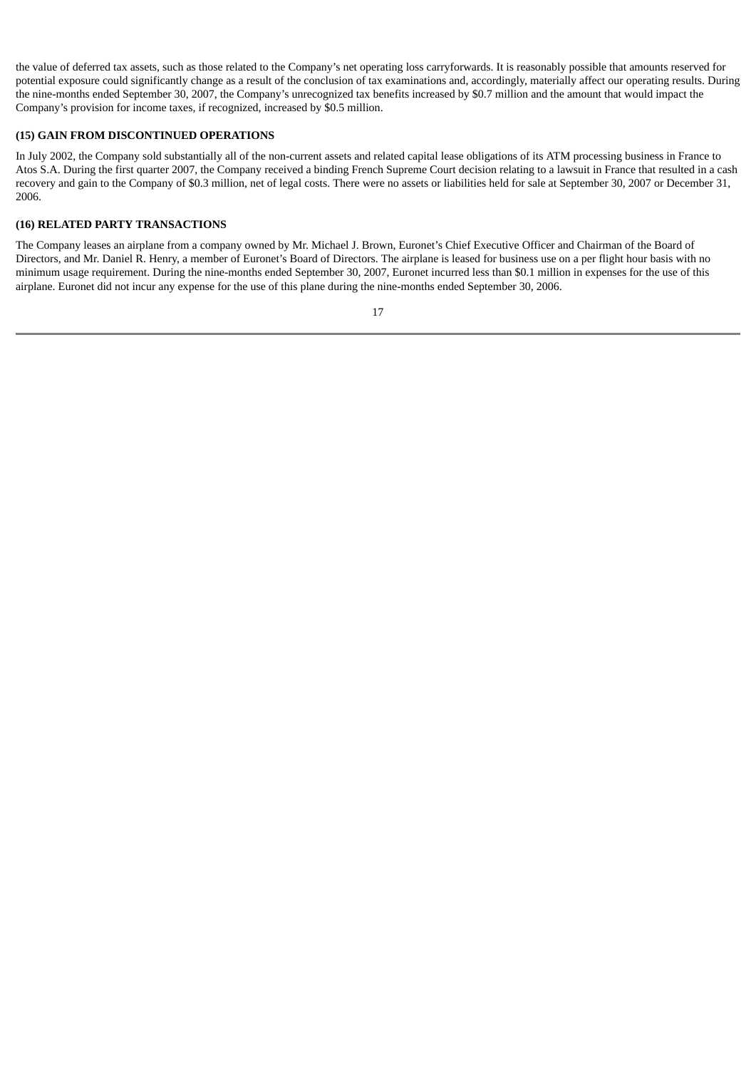the value of deferred tax assets, such as those related to the Company's net operating loss carryforwards. It is reasonably possible that amounts reserved for potential exposure could significantly change as a result of the conclusion of tax examinations and, accordingly, materially affect our operating results. During the nine-months ended September 30, 2007, the Company's unrecognized tax benefits increased by $0.7 million and the amount that would impact the Company's provision for income taxes, if recognized, increased by $0.5 million.

**(15) GAIN FROM DISCONTINUED OPERATIONS**

In July 2002, the Company sold substantially all of the non-current assets and related capital lease obligations of its ATM processing business in France to Atos S.A. During the first quarter 2007, the Company received a binding French Supreme Court decision relating to a lawsuit in France that resulted in a cash recovery and gain to the Company of $0.3 million, net of legal costs. There were no assets or liabilities held for sale at September 30, 2007 or December 31, 2006.

**(16) RELATED PARTY TRANSACTIONS**

The Company leases an airplane from a company owned by Mr. Michael J. Brown, Euronet's Chief Executive Officer and Chairman of the Board of Directors, and Mr. Daniel R. Henry, a member of Euronet's Board of Directors. The airplane is leased for business use on a per flight hour basis with no minimum usage requirement. During the nine-months ended September 30, 2007, Euronet incurred less than $0.1 million in expenses for the use of this airplane. Euronet did not incur any expense for the use of this plane during the nine-months ended September 30, 2006.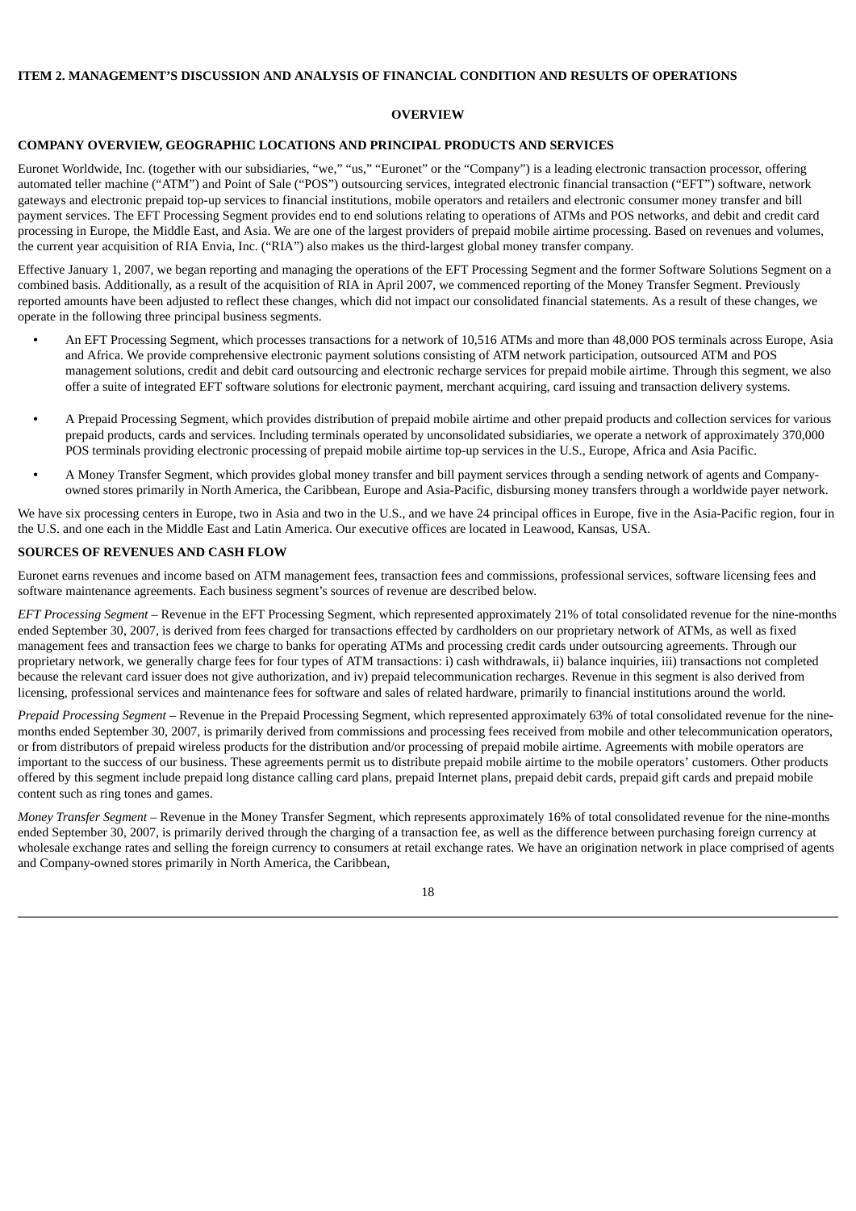## ITEM 2. MANAGEMENT'S DISCUSSION AND ANALYSIS OF FINANCIAL CONDITION AND RESULTS OF OPERATIONS

### OVERVIEW

### COMPANY OVERVIEW, GEOGRAPHIC LOCATIONS AND PRINCIPAL PRODUCTS AND SERVICES

Euronet Worldwide, Inc. (together with our subsidiaries, "we," "us," "Euronet" or the "Company") is a leading electronic transaction processor, offering automated teller machine ("ATM") and Point of Sale ("POS") outsourcing services, integrated electronic financial transaction ("EFT") software, network gateways and electronic prepaid top-up services to financial institutions, mobile operators and retailers and electronic consumer money transfer and bill payment services. The EFT Processing Segment provides end to end solutions relating to operations of ATMs and POS networks, and debit and credit card processing in Europe, the Middle East, and Asia. We are one of the largest providers of prepaid mobile airtime processing. Based on revenues and volumes, the current year acquisition of RIA Envia, Inc. ("RIA") also makes us the third-largest global money transfer company.

Effective January 1, 2007, we began reporting and managing the operations of the EFT Processing Segment and the former Software Solutions Segment on a combined basis. Additionally, as a result of the acquisition of RIA in April 2007, we commenced reporting of the Money Transfer Segment. Previously reported amounts have been adjusted to reflect these changes, which did not impact our consolidated financial statements. As a result of these changes, we operate in the following three principal business segments.

- An EFT Processing Segment, which processes transactions for a network of 10,516 ATMs and more than 48,000 POS terminals across Europe, Asia and Africa. We provide comprehensive electronic payment solutions consisting of ATM network participation, outsourced ATM and POS management solutions, credit and debit card outsourcing and electronic recharge services for prepaid mobile airtime. Through this segment, we also offer a suite of integrated EFT software solutions for electronic payment, merchant acquiring, card issuing and transaction delivery systems.
- A Prepaid Processing Segment, which provides distribution of prepaid mobile airtime and other prepaid products and collection services for various prepaid products, cards and services. Including terminals operated by unconsolidated subsidiaries, we operate a network of approximately 370,000 POS terminals providing electronic processing of prepaid mobile airtime top-up services in the U.S., Europe, Africa and Asia Pacific.
- A Money Transfer Segment, which provides global money transfer and bill payment services through a sending network of agents and Company-owned stores primarily in North America, the Caribbean, Europe and Asia-Pacific, disbursing money transfers through a worldwide payer network.

We have six processing centers in Europe, two in Asia and two in the U.S., and we have 24 principal offices in Europe, five in the Asia-Pacific region, four in the U.S. and one each in the Middle East and Latin America. Our executive offices are located in Leawood, Kansas, USA.

### SOURCES OF REVENUES AND CASH FLOW

Euronet earns revenues and income based on ATM management fees, transaction fees and commissions, professional services, software licensing fees and software maintenance agreements. Each business segment's sources of revenue are described below.

*EFT Processing Segment* – Revenue in the EFT Processing Segment, which represented approximately 21% of total consolidated revenue for the nine-months ended September 30, 2007, is derived from fees charged for transactions effected by cardholders on our proprietary network of ATMs, as well as fixed management fees and transaction fees we charge to banks for operating ATMs and processing credit cards under outsourcing agreements. Through our proprietary network, we generally charge fees for four types of ATM transactions: i) cash withdrawals, ii) balance inquiries, iii) transactions not completed because the relevant card issuer does not give authorization, and iv) prepaid telecommunication recharges. Revenue in this segment is also derived from licensing, professional services and maintenance fees for software and sales of related hardware, primarily to financial institutions around the world.

*Prepaid Processing Segment* – Revenue in the Prepaid Processing Segment, which represented approximately 63% of total consolidated revenue for the nine-months ended September 30, 2007, is primarily derived from commissions and processing fees received from mobile and other telecommunication operators, or from distributors of prepaid wireless products for the distribution and/or processing of prepaid mobile airtime. Agreements with mobile operators are important to the success of our business. These agreements permit us to distribute prepaid mobile airtime to the mobile operators' customers. Other products offered by this segment include prepaid long distance calling card plans, prepaid Internet plans, prepaid debit cards, prepaid gift cards and prepaid mobile content such as ring tones and games.

*Money Transfer Segment* – Revenue in the Money Transfer Segment, which represents approximately 16% of total consolidated revenue for the nine-months ended September 30, 2007, is primarily derived through the charging of a transaction fee, as well as the difference between purchasing foreign currency at wholesale exchange rates and selling the foreign currency to consumers at retail exchange rates. We have an origination network in place comprised of agents and Company-owned stores primarily in North America, the Caribbean,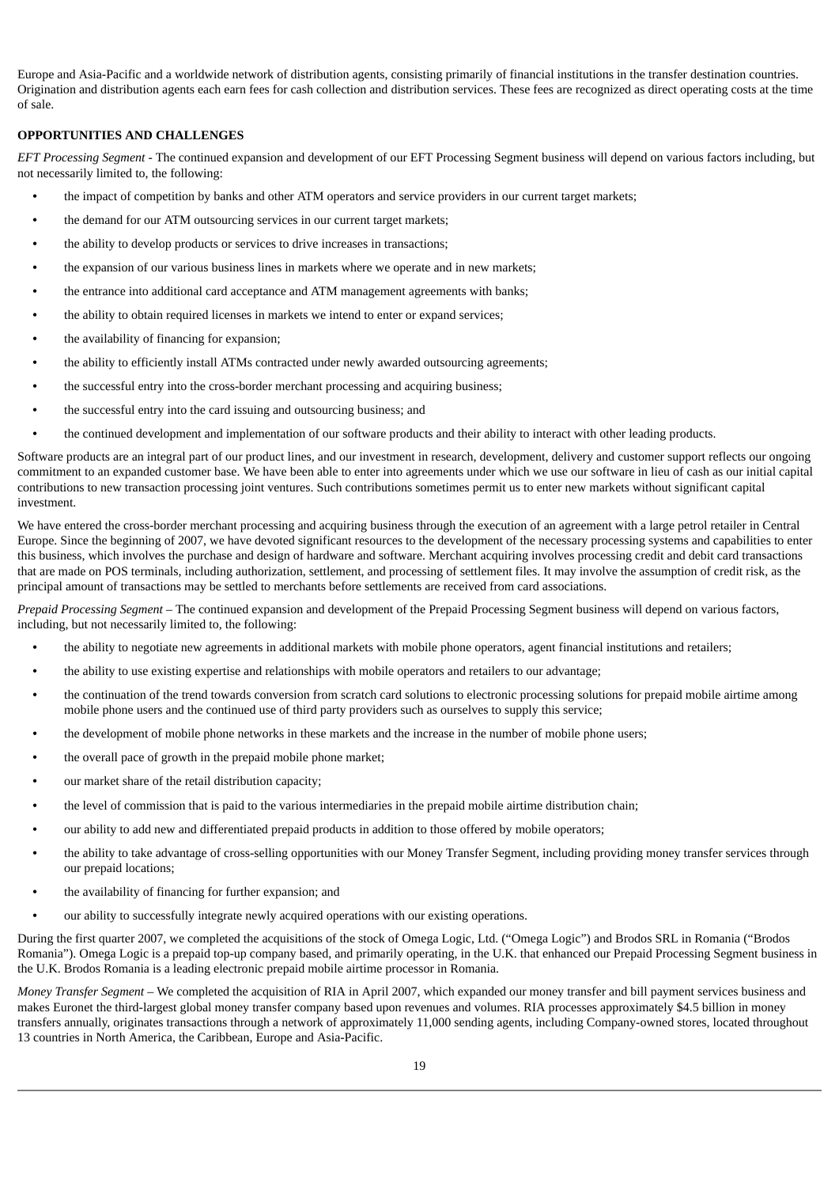Europe and Asia-Pacific and a worldwide network of distribution agents, consisting primarily of financial institutions in the transfer destination countries. Origination and distribution agents each earn fees for cash collection and distribution services. These fees are recognized as direct operating costs at the time of sale.

**OPPORTUNITIES AND CHALLENGES**

*EFT Processing Segment* - The continued expansion and development of our EFT Processing Segment business will depend on various factors including, but not necessarily limited to, the following:

- the impact of competition by banks and other ATM operators and service providers in our current target markets;
- the demand for our ATM outsourcing services in our current target markets;
- the ability to develop products or services to drive increases in transactions;
- the expansion of our various business lines in markets where we operate and in new markets;
- the entrance into additional card acceptance and ATM management agreements with banks;
- the ability to obtain required licenses in markets we intend to enter or expand services;
- the availability of financing for expansion;
- the ability to efficiently install ATMs contracted under newly awarded outsourcing agreements;
- the successful entry into the cross-border merchant processing and acquiring business;
- the successful entry into the card issuing and outsourcing business; and
- the continued development and implementation of our software products and their ability to interact with other leading products.

Software products are an integral part of our product lines, and our investment in research, development, delivery and customer support reflects our ongoing commitment to an expanded customer base. We have been able to enter into agreements under which we use our software in lieu of cash as our initial capital contributions to new transaction processing joint ventures. Such contributions sometimes permit us to enter new markets without significant capital investment.

We have entered the cross-border merchant processing and acquiring business through the execution of an agreement with a large petrol retailer in Central Europe. Since the beginning of 2007, we have devoted significant resources to the development of the necessary processing systems and capabilities to enter this business, which involves the purchase and design of hardware and software. Merchant acquiring involves processing credit and debit card transactions that are made on POS terminals, including authorization, settlement, and processing of settlement files. It may involve the assumption of credit risk, as the principal amount of transactions may be settled to merchants before settlements are received from card associations.

*Prepaid Processing Segment* – The continued expansion and development of the Prepaid Processing Segment business will depend on various factors, including, but not necessarily limited to, the following:

- the ability to negotiate new agreements in additional markets with mobile phone operators, agent financial institutions and retailers;
- the ability to use existing expertise and relationships with mobile operators and retailers to our advantage;
- the continuation of the trend towards conversion from scratch card solutions to electronic processing solutions for prepaid mobile airtime among mobile phone users and the continued use of third party providers such as ourselves to supply this service;
- the development of mobile phone networks in these markets and the increase in the number of mobile phone users;
- the overall pace of growth in the prepaid mobile phone market;
- our market share of the retail distribution capacity;
- the level of commission that is paid to the various intermediaries in the prepaid mobile airtime distribution chain;
- our ability to add new and differentiated prepaid products in addition to those offered by mobile operators;
- the ability to take advantage of cross-selling opportunities with our Money Transfer Segment, including providing money transfer services through our prepaid locations;
- the availability of financing for further expansion; and
- our ability to successfully integrate newly acquired operations with our existing operations.

During the first quarter 2007, we completed the acquisitions of the stock of Omega Logic, Ltd. ("Omega Logic") and Brodos SRL in Romania ("Brodos Romania"). Omega Logic is a prepaid top-up company based, and primarily operating, in the U.K. that enhanced our Prepaid Processing Segment business in the U.K. Brodos Romania is a leading electronic prepaid mobile airtime processor in Romania.

*Money Transfer Segment* – We completed the acquisition of RIA in April 2007, which expanded our money transfer and bill payment services business and makes Euronet the third-largest global money transfer company based upon revenues and volumes. RIA processes approximately $4.5 billion in money transfers annually, originates transactions through a network of approximately 11,000 sending agents, including Company-owned stores, located throughout 13 countries in North America, the Caribbean, Europe and Asia-Pacific.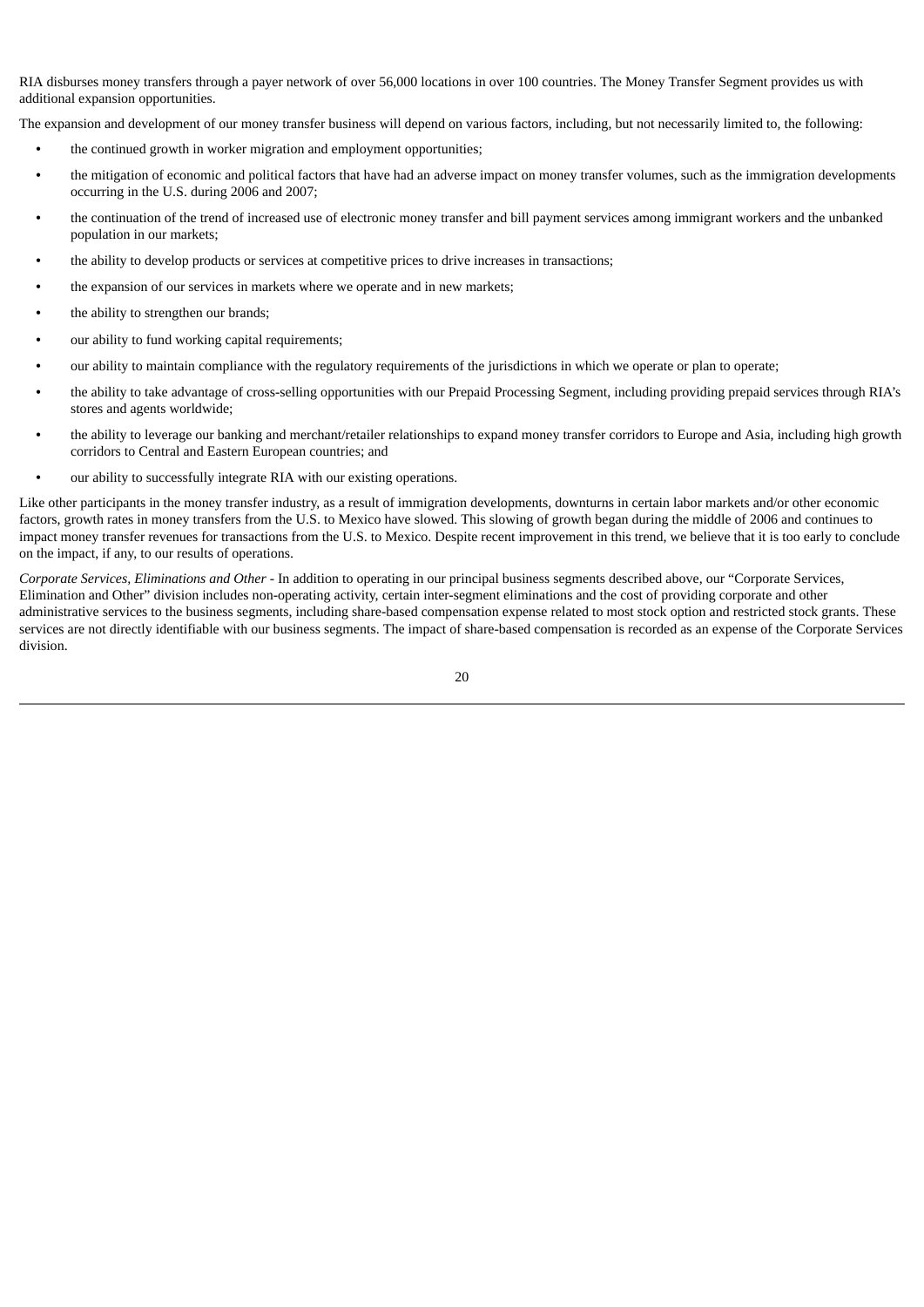RIA disburses money transfers through a payer network of over 56,000 locations in over 100 countries. The Money Transfer Segment provides us with additional expansion opportunities.

The expansion and development of our money transfer business will depend on various factors, including, but not necessarily limited to, the following:

- the continued growth in worker migration and employment opportunities;
- the mitigation of economic and political factors that have had an adverse impact on money transfer volumes, such as the immigration developments occurring in the U.S. during 2006 and 2007;
- the continuation of the trend of increased use of electronic money transfer and bill payment services among immigrant workers and the unbanked population in our markets;
- the ability to develop products or services at competitive prices to drive increases in transactions;
- the expansion of our services in markets where we operate and in new markets;
- the ability to strengthen our brands;
- our ability to fund working capital requirements;
- our ability to maintain compliance with the regulatory requirements of the jurisdictions in which we operate or plan to operate;
- the ability to take advantage of cross-selling opportunities with our Prepaid Processing Segment, including providing prepaid services through RIA's stores and agents worldwide;
- the ability to leverage our banking and merchant/retailer relationships to expand money transfer corridors to Europe and Asia, including high growth corridors to Central and Eastern European countries; and
- our ability to successfully integrate RIA with our existing operations.

Like other participants in the money transfer industry, as a result of immigration developments, downturns in certain labor markets and/or other economic factors, growth rates in money transfers from the U.S. to Mexico have slowed. This slowing of growth began during the middle of 2006 and continues to impact money transfer revenues for transactions from the U.S. to Mexico. Despite recent improvement in this trend, we believe that it is too early to conclude on the impact, if any, to our results of operations.

*Corporate Services, Eliminations and Other* - In addition to operating in our principal business segments described above, our "Corporate Services, Elimination and Other" division includes non-operating activity, certain inter-segment eliminations and the cost of providing corporate and other administrative services to the business segments, including share-based compensation expense related to most stock option and restricted stock grants. These services are not directly identifiable with our business segments. The impact of share-based compensation is recorded as an expense of the Corporate Services division.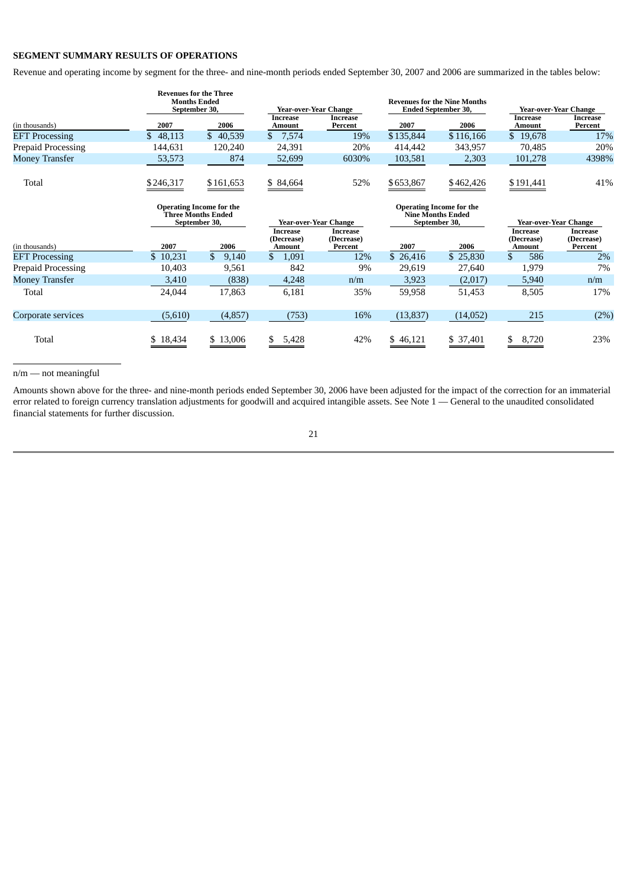## SEGMENT SUMMARY RESULTS OF OPERATIONS

Revenue and operating income by segment for the three- and nine-month periods ended September 30, 2007 and 2006 are summarized in the tables below:

| (in thousands) | Revenues for the Three Months Ended September 30, 2007 | Revenues for the Three Months Ended September 30, 2006 | Year-over-Year Change Increase Amount | Year-over-Year Change Increase Percent | Revenues for the Nine Months Ended September 30, 2007 | Revenues for the Nine Months Ended September 30, 2006 | Year-over-Year Change Increase Amount | Year-over-Year Change Increase Percent |
|---|---|---|---|---|---|---|---|---|
| EFT Processing | $ 48,113 | $ 40,539 | $ 7,574 | 19% | $135,844 | $116,166 | $ 19,678 | 17% |
| Prepaid Processing | 144,631 | 120,240 | 24,391 | 20% | 414,442 | 343,957 | 70,485 | 20% |
| Money Transfer | 53,573 | 874 | 52,699 | 6030% | 103,581 | 2,303 | 101,278 | 4398% |
| Total | $246,317 | $161,653 | $ 84,664 | 52% | $653,867 | $462,426 | $191,441 | 41% |

| (in thousands) | Operating Income for the Three Months Ended September 30, 2007 | Operating Income for the Three Months Ended September 30, 2006 | Year-over-Year Change Increase (Decrease) Amount | Year-over-Year Change Increase (Decrease) Percent | Operating Income for the Nine Months Ended September 30, 2007 | Operating Income for the Nine Months Ended September 30, 2006 | Year-over-Year Change Increase (Decrease) Amount | Year-over-Year Change Increase (Decrease) Percent |
|---|---|---|---|---|---|---|---|---|
| EFT Processing | $ 10,231 | $ 9,140 | $ 1,091 | 12% | $ 26,416 | $ 25,830 | $ 586 | 2% |
| Prepaid Processing | 10,403 | 9,561 | 842 | 9% | 29,619 | 27,640 | 1,979 | 7% |
| Money Transfer | 3,410 | (838) | 4,248 | n/m | 3,923 | (2,017) | 5,940 | n/m |
| Total | 24,044 | 17,863 | 6,181 | 35% | 59,958 | 51,453 | 8,505 | 17% |
| Corporate services | (5,610) | (4,857) | (753) | 16% | (13,837) | (14,052) | 215 | (2%) |
| Total | $ 18,434 | $ 13,006 | $ 5,428 | 42% | $ 46,121 | $ 37,401 | $ 8,720 | 23% |

n/m — not meaningful

Amounts shown above for the three- and nine-month periods ended September 30, 2006 have been adjusted for the impact of the correction for an immaterial error related to foreign currency translation adjustments for goodwill and acquired intangible assets. See Note 1 — General to the unaudited consolidated financial statements for further discussion.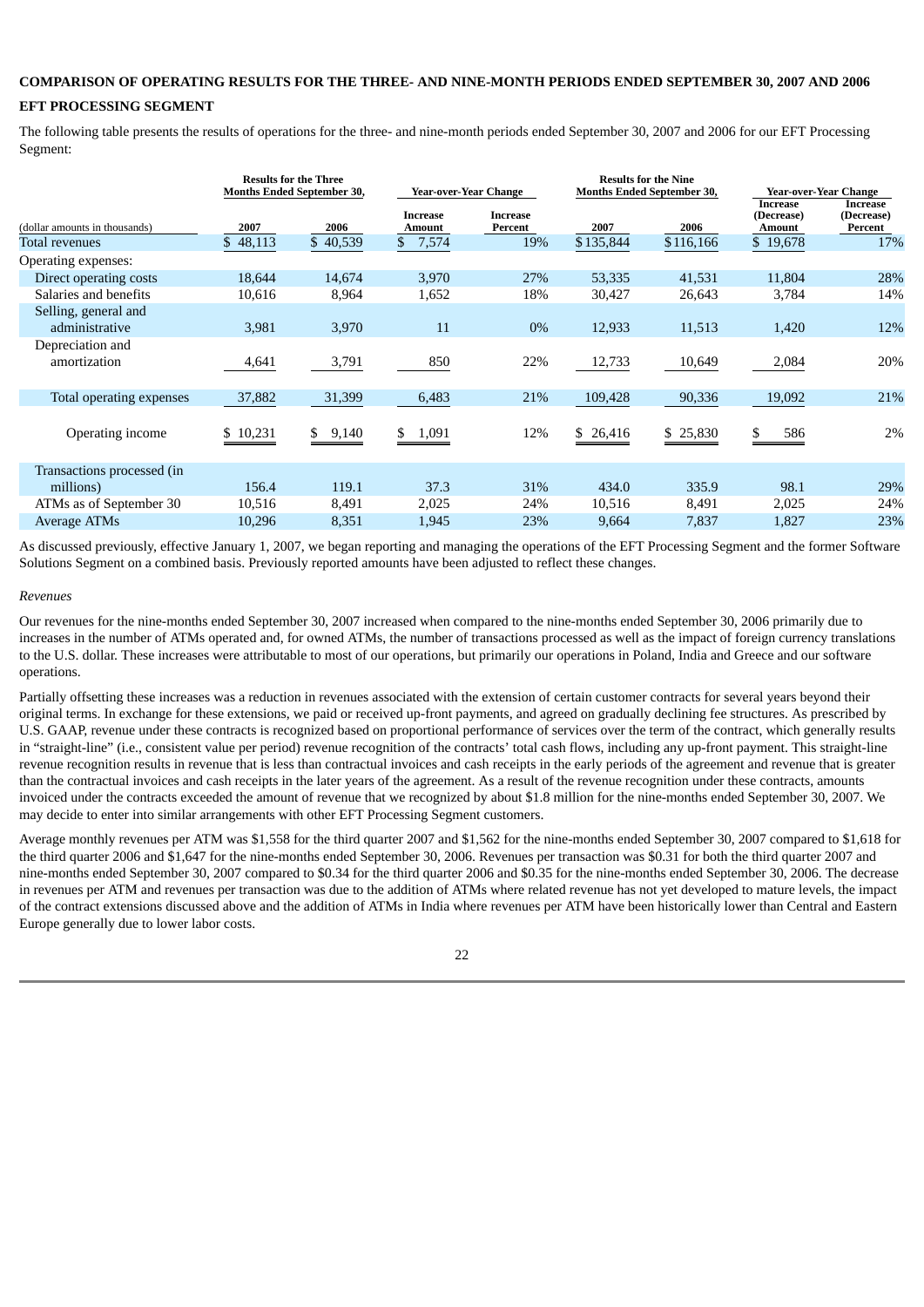**COMPARISON OF OPERATING RESULTS FOR THE THREE- AND NINE-MONTH PERIODS ENDED SEPTEMBER 30, 2007 AND 2006**

**EFT PROCESSING SEGMENT**

The following table presents the results of operations for the three- and nine-month periods ended September 30, 2007 and 2006 for our EFT Processing Segment:

| | Results for the Three Months Ended September 30, | | Year-over-Year Change | | Results for the Nine Months Ended September 30, | | Year-over-Year Change | |
|---|---|---|---|---|---|---|---|---|
| (dollar amounts in thousands) | 2007 | 2006 | Increase Amount | Increase Percent | 2007 | 2006 | Increase (Decrease) Amount | Increase (Decrease) Percent |
| Total revenues | $ 48,113 | $ 40,539 | $ 7,574 | 19% | $135,844 | $116,166 | $ 19,678 | 17% |
| Operating expenses: | | | | | | | | |
| Direct operating costs | 18,644 | 14,674 | 3,970 | 27% | 53,335 | 41,531 | 11,804 | 28% |
| Salaries and benefits | 10,616 | 8,964 | 1,652 | 18% | 30,427 | 26,643 | 3,784 | 14% |
| Selling, general and administrative | 3,981 | 3,970 | 11 | 0% | 12,933 | 11,513 | 1,420 | 12% |
| Depreciation and amortization | 4,641 | 3,791 | 850 | 22% | 12,733 | 10,649 | 2,084 | 20% |
| Total operating expenses | 37,882 | 31,399 | 6,483 | 21% | 109,428 | 90,336 | 19,092 | 21% |
| Operating income | $ 10,231 | $ 9,140 | $ 1,091 | 12% | $ 26,416 | $ 25,830 | $ 586 | 2% |
| Transactions processed (in millions) | 156.4 | 119.1 | 37.3 | 31% | 434.0 | 335.9 | 98.1 | 29% |
| ATMs as of September 30 | 10,516 | 8,491 | 2,025 | 24% | 10,516 | 8,491 | 2,025 | 24% |
| Average ATMs | 10,296 | 8,351 | 1,945 | 23% | 9,664 | 7,837 | 1,827 | 23% |

As discussed previously, effective January 1, 2007, we began reporting and managing the operations of the EFT Processing Segment and the former Software Solutions Segment on a combined basis. Previously reported amounts have been adjusted to reflect these changes.

*Revenues*

Our revenues for the nine-months ended September 30, 2007 increased when compared to the nine-months ended September 30, 2006 primarily due to increases in the number of ATMs operated and, for owned ATMs, the number of transactions processed as well as the impact of foreign currency translations to the U.S. dollar. These increases were attributable to most of our operations, but primarily our operations in Poland, India and Greece and our software operations.

Partially offsetting these increases was a reduction in revenues associated with the extension of certain customer contracts for several years beyond their original terms. In exchange for these extensions, we paid or received up-front payments, and agreed on gradually declining fee structures. As prescribed by U.S. GAAP, revenue under these contracts is recognized based on proportional performance of services over the term of the contract, which generally results in "straight-line" (i.e., consistent value per period) revenue recognition of the contracts' total cash flows, including any up-front payment. This straight-line revenue recognition results in revenue that is less than contractual invoices and cash receipts in the early periods of the agreement and revenue that is greater than the contractual invoices and cash receipts in the later years of the agreement. As a result of the revenue recognition under these contracts, amounts invoiced under the contracts exceeded the amount of revenue that we recognized by about $1.8 million for the nine-months ended September 30, 2007. We may decide to enter into similar arrangements with other EFT Processing Segment customers.

Average monthly revenues per ATM was $1,558 for the third quarter 2007 and $1,562 for the nine-months ended September 30, 2007 compared to $1,618 for the third quarter 2006 and $1,647 for the nine-months ended September 30, 2006. Revenues per transaction was $0.31 for both the third quarter 2007 and nine-months ended September 30, 2007 compared to $0.34 for the third quarter 2006 and $0.35 for the nine-months ended September 30, 2006. The decrease in revenues per ATM and revenues per transaction was due to the addition of ATMs where related revenue has not yet developed to mature levels, the impact of the contract extensions discussed above and the addition of ATMs in India where revenues per ATM have been historically lower than Central and Eastern Europe generally due to lower labor costs.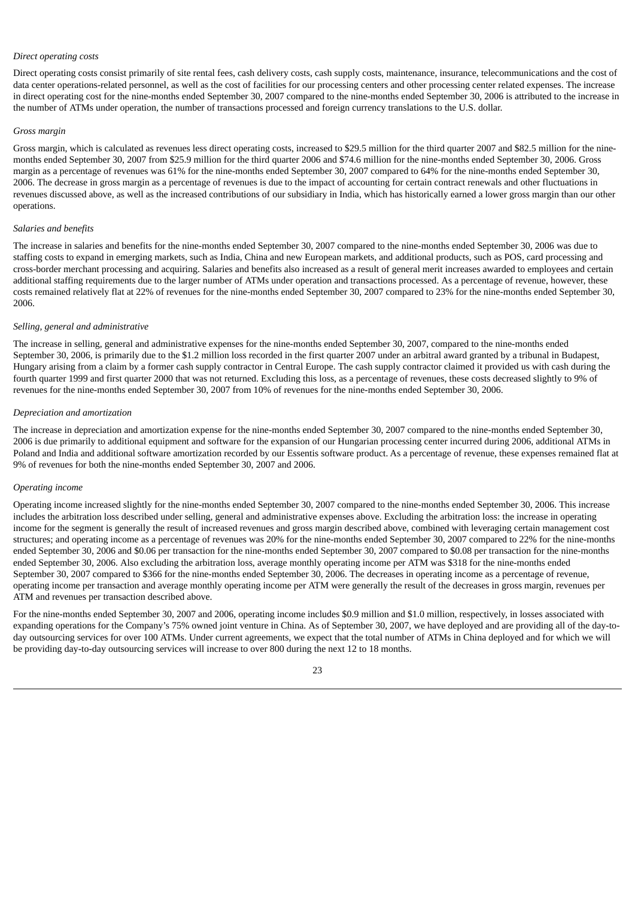*Direct operating costs*

Direct operating costs consist primarily of site rental fees, cash delivery costs, cash supply costs, maintenance, insurance, telecommunications and the cost of data center operations-related personnel, as well as the cost of facilities for our processing centers and other processing center related expenses. The increase in direct operating cost for the nine-months ended September 30, 2007 compared to the nine-months ended September 30, 2006 is attributed to the increase in the number of ATMs under operation, the number of transactions processed and foreign currency translations to the U.S. dollar.

*Gross margin*

Gross margin, which is calculated as revenues less direct operating costs, increased to $29.5 million for the third quarter 2007 and $82.5 million for the nine-months ended September 30, 2007 from $25.9 million for the third quarter 2006 and $74.6 million for the nine-months ended September 30, 2006. Gross margin as a percentage of revenues was 61% for the nine-months ended September 30, 2007 compared to 64% for the nine-months ended September 30, 2006. The decrease in gross margin as a percentage of revenues is due to the impact of accounting for certain contract renewals and other fluctuations in revenues discussed above, as well as the increased contributions of our subsidiary in India, which has historically earned a lower gross margin than our other operations.

*Salaries and benefits*

The increase in salaries and benefits for the nine-months ended September 30, 2007 compared to the nine-months ended September 30, 2006 was due to staffing costs to expand in emerging markets, such as India, China and new European markets, and additional products, such as POS, card processing and cross-border merchant processing and acquiring. Salaries and benefits also increased as a result of general merit increases awarded to employees and certain additional staffing requirements due to the larger number of ATMs under operation and transactions processed. As a percentage of revenue, however, these costs remained relatively flat at 22% of revenues for the nine-months ended September 30, 2007 compared to 23% for the nine-months ended September 30, 2006.

*Selling, general and administrative*

The increase in selling, general and administrative expenses for the nine-months ended September 30, 2007, compared to the nine-months ended September 30, 2006, is primarily due to the $1.2 million loss recorded in the first quarter 2007 under an arbitral award granted by a tribunal in Budapest, Hungary arising from a claim by a former cash supply contractor in Central Europe. The cash supply contractor claimed it provided us with cash during the fourth quarter 1999 and first quarter 2000 that was not returned. Excluding this loss, as a percentage of revenues, these costs decreased slightly to 9% of revenues for the nine-months ended September 30, 2007 from 10% of revenues for the nine-months ended September 30, 2006.

*Depreciation and amortization*

The increase in depreciation and amortization expense for the nine-months ended September 30, 2007 compared to the nine-months ended September 30, 2006 is due primarily to additional equipment and software for the expansion of our Hungarian processing center incurred during 2006, additional ATMs in Poland and India and additional software amortization recorded by our Essentis software product. As a percentage of revenue, these expenses remained flat at 9% of revenues for both the nine-months ended September 30, 2007 and 2006.

*Operating income*

Operating income increased slightly for the nine-months ended September 30, 2007 compared to the nine-months ended September 30, 2006. This increase includes the arbitration loss described under selling, general and administrative expenses above. Excluding the arbitration loss: the increase in operating income for the segment is generally the result of increased revenues and gross margin described above, combined with leveraging certain management cost structures; and operating income as a percentage of revenues was 20% for the nine-months ended September 30, 2007 compared to 22% for the nine-months ended September 30, 2006 and $0.06 per transaction for the nine-months ended September 30, 2007 compared to $0.08 per transaction for the nine-months ended September 30, 2006. Also excluding the arbitration loss, average monthly operating income per ATM was $318 for the nine-months ended September 30, 2007 compared to $366 for the nine-months ended September 30, 2006. The decreases in operating income as a percentage of revenue, operating income per transaction and average monthly operating income per ATM were generally the result of the decreases in gross margin, revenues per ATM and revenues per transaction described above.

For the nine-months ended September 30, 2007 and 2006, operating income includes $0.9 million and $1.0 million, respectively, in losses associated with expanding operations for the Company's 75% owned joint venture in China. As of September 30, 2007, we have deployed and are providing all of the day-to-day outsourcing services for over 100 ATMs. Under current agreements, we expect that the total number of ATMs in China deployed and for which we will be providing day-to-day outsourcing services will increase to over 800 during the next 12 to 18 months.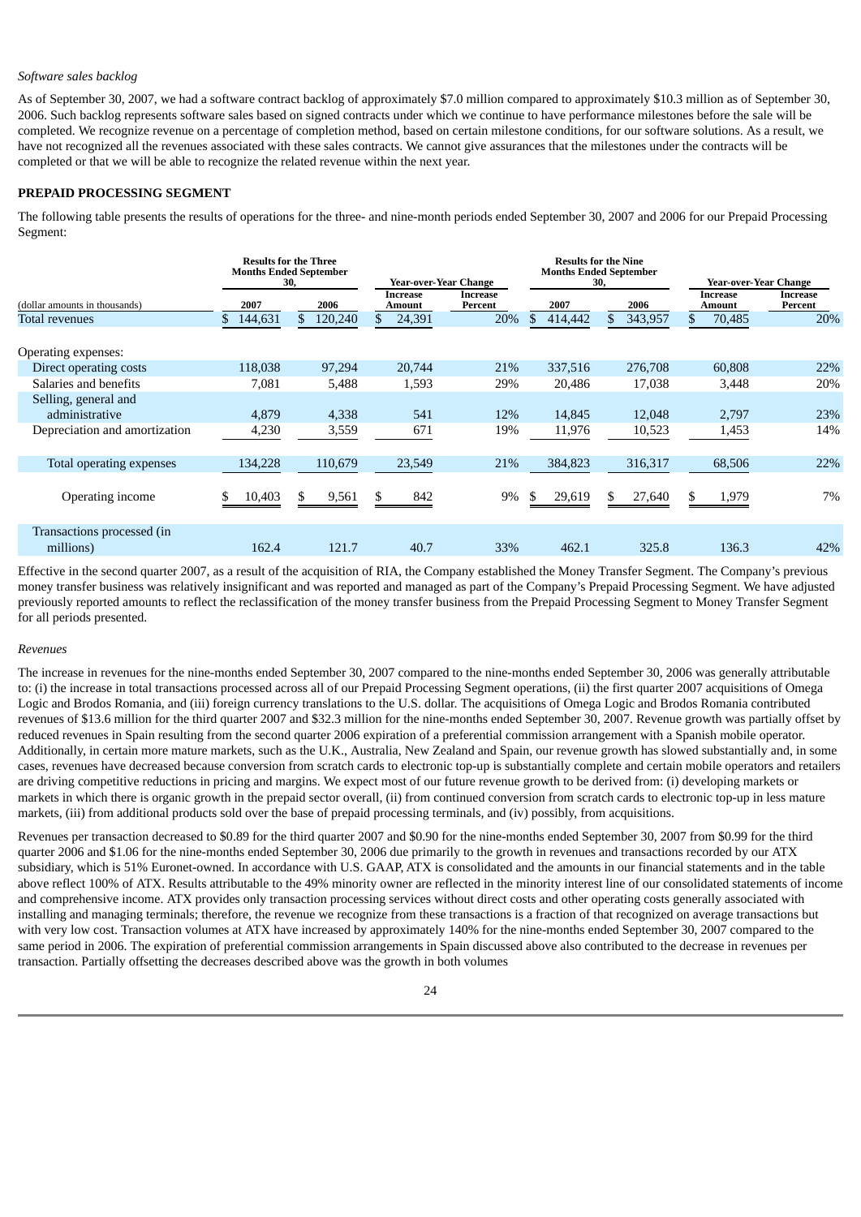*Software sales backlog*

As of September 30, 2007, we had a software contract backlog of approximately $7.0 million compared to approximately $10.3 million as of September 30, 2006. Such backlog represents software sales based on signed contracts under which we continue to have performance milestones before the sale will be completed. We recognize revenue on a percentage of completion method, based on certain milestone conditions, for our software solutions. As a result, we have not recognized all the revenues associated with these sales contracts. We cannot give assurances that the milestones under the contracts will be completed or that we will be able to recognize the related revenue within the next year.

**PREPAID PROCESSING SEGMENT**

The following table presents the results of operations for the three- and nine-month periods ended September 30, 2007 and 2006 for our Prepaid Processing Segment:

| | Results for the Three Months Ended September 30, | | Year-over-Year Change | | Results for the Nine Months Ended September 30, | | Year-over-Year Change | |
|---|---|---|---|---|---|---|---|---|
| (dollar amounts in thousands) | 2007 | 2006 | Increase Amount | Increase Percent | 2007 | 2006 | Increase Amount | Increase Percent |
| Total revenues | $ 144,631 | $ 120,240 | $ 24,391 | 20% | $ 414,442 | $ 343,957 | $ 70,485 | 20% |
| Operating expenses: | | | | | | | | |
| Direct operating costs | 118,038 | 97,294 | 20,744 | 21% | 337,516 | 276,708 | 60,808 | 22% |
| Salaries and benefits | 7,081 | 5,488 | 1,593 | 29% | 20,486 | 17,038 | 3,448 | 20% |
| Selling, general and administrative | 4,879 | 4,338 | 541 | 12% | 14,845 | 12,048 | 2,797 | 23% |
| Depreciation and amortization | 4,230 | 3,559 | 671 | 19% | 11,976 | 10,523 | 1,453 | 14% |
| Total operating expenses | 134,228 | 110,679 | 23,549 | 21% | 384,823 | 316,317 | 68,506 | 22% |
| Operating income | $ 10,403 | $ 9,561 | $ 842 | 9% | $ 29,619 | $ 27,640 | $ 1,979 | 7% |
| Transactions processed (in millions) | 162.4 | 121.7 | 40.7 | 33% | 462.1 | 325.8 | 136.3 | 42% |

Effective in the second quarter 2007, as a result of the acquisition of RIA, the Company established the Money Transfer Segment. The Company's previous money transfer business was relatively insignificant and was reported and managed as part of the Company's Prepaid Processing Segment. We have adjusted previously reported amounts to reflect the reclassification of the money transfer business from the Prepaid Processing Segment to Money Transfer Segment for all periods presented.

*Revenues*

The increase in revenues for the nine-months ended September 30, 2007 compared to the nine-months ended September 30, 2006 was generally attributable to: (i) the increase in total transactions processed across all of our Prepaid Processing Segment operations, (ii) the first quarter 2007 acquisitions of Omega Logic and Brodos Romania, and (iii) foreign currency translations to the U.S. dollar. The acquisitions of Omega Logic and Brodos Romania contributed revenues of $13.6 million for the third quarter 2007 and $32.3 million for the nine-months ended September 30, 2007. Revenue growth was partially offset by reduced revenues in Spain resulting from the second quarter 2006 expiration of a preferential commission arrangement with a Spanish mobile operator. Additionally, in certain more mature markets, such as the U.K., Australia, New Zealand and Spain, our revenue growth has slowed substantially and, in some cases, revenues have decreased because conversion from scratch cards to electronic top-up is substantially complete and certain mobile operators and retailers are driving competitive reductions in pricing and margins. We expect most of our future revenue growth to be derived from: (i) developing markets or markets in which there is organic growth in the prepaid sector overall, (ii) from continued conversion from scratch cards to electronic top-up in less mature markets, (iii) from additional products sold over the base of prepaid processing terminals, and (iv) possibly, from acquisitions.

Revenues per transaction decreased to $0.89 for the third quarter 2007 and $0.90 for the nine-months ended September 30, 2007 from $0.99 for the third quarter 2006 and $1.06 for the nine-months ended September 30, 2006 due primarily to the growth in revenues and transactions recorded by our ATX subsidiary, which is 51% Euronet-owned. In accordance with U.S. GAAP, ATX is consolidated and the amounts in our financial statements and in the table above reflect 100% of ATX. Results attributable to the 49% minority owner are reflected in the minority interest line of our consolidated statements of income and comprehensive income. ATX provides only transaction processing services without direct costs and other operating costs generally associated with installing and managing terminals; therefore, the revenue we recognize from these transactions is a fraction of that recognized on average transactions but with very low cost. Transaction volumes at ATX have increased by approximately 140% for the nine-months ended September 30, 2007 compared to the same period in 2006. The expiration of preferential commission arrangements in Spain discussed above also contributed to the decrease in revenues per transaction. Partially offsetting the decreases described above was the growth in both volumes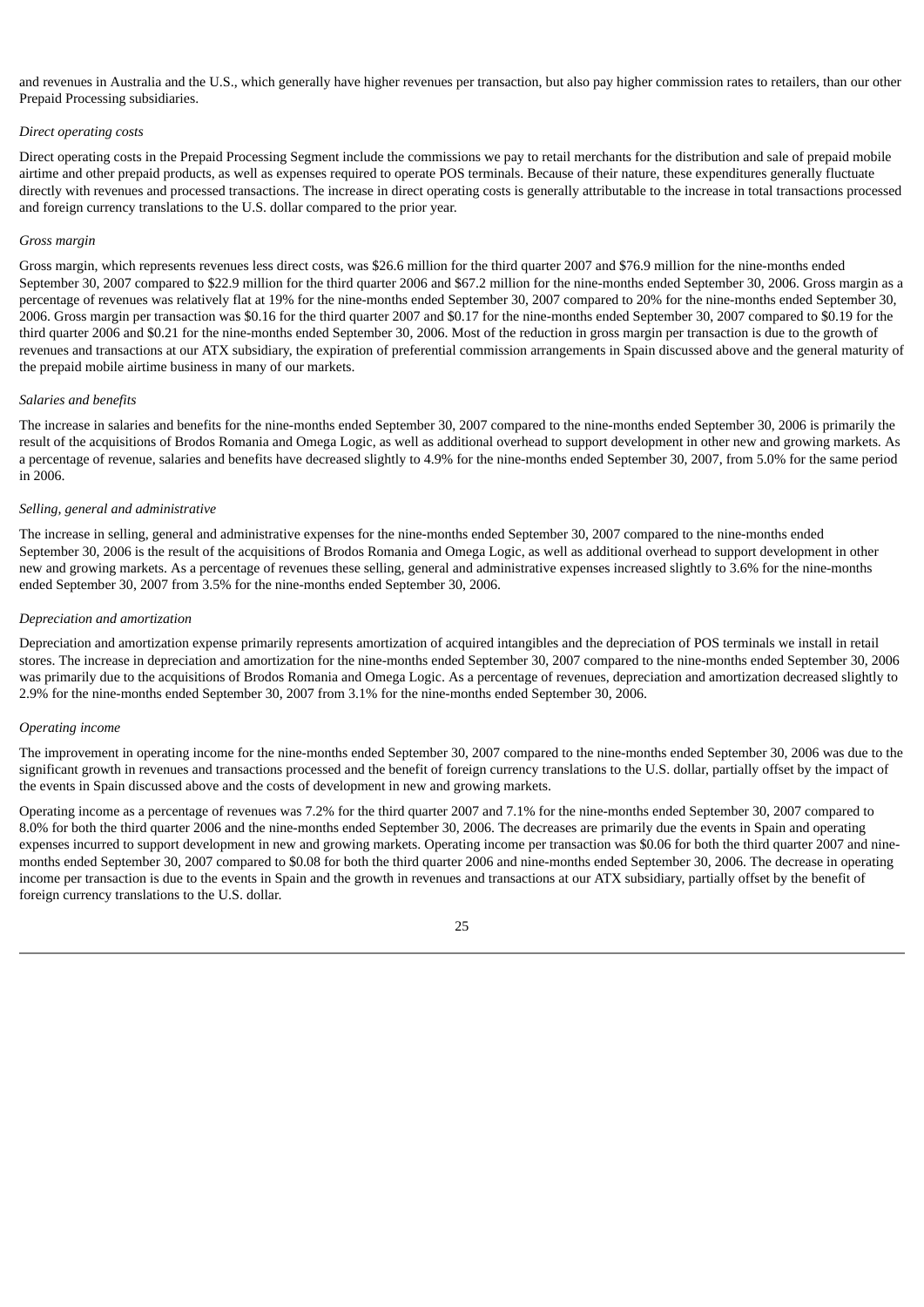and revenues in Australia and the U.S., which generally have higher revenues per transaction, but also pay higher commission rates to retailers, than our other Prepaid Processing subsidiaries.

*Direct operating costs*

Direct operating costs in the Prepaid Processing Segment include the commissions we pay to retail merchants for the distribution and sale of prepaid mobile airtime and other prepaid products, as well as expenses required to operate POS terminals. Because of their nature, these expenditures generally fluctuate directly with revenues and processed transactions. The increase in direct operating costs is generally attributable to the increase in total transactions processed and foreign currency translations to the U.S. dollar compared to the prior year.

*Gross margin*

Gross margin, which represents revenues less direct costs, was $26.6 million for the third quarter 2007 and $76.9 million for the nine-months ended September 30, 2007 compared to $22.9 million for the third quarter 2006 and $67.2 million for the nine-months ended September 30, 2006. Gross margin as a percentage of revenues was relatively flat at 19% for the nine-months ended September 30, 2007 compared to 20% for the nine-months ended September 30, 2006. Gross margin per transaction was $0.16 for the third quarter 2007 and $0.17 for the nine-months ended September 30, 2007 compared to $0.19 for the third quarter 2006 and $0.21 for the nine-months ended September 30, 2006. Most of the reduction in gross margin per transaction is due to the growth of revenues and transactions at our ATX subsidiary, the expiration of preferential commission arrangements in Spain discussed above and the general maturity of the prepaid mobile airtime business in many of our markets.

*Salaries and benefits*

The increase in salaries and benefits for the nine-months ended September 30, 2007 compared to the nine-months ended September 30, 2006 is primarily the result of the acquisitions of Brodos Romania and Omega Logic, as well as additional overhead to support development in other new and growing markets. As a percentage of revenue, salaries and benefits have decreased slightly to 4.9% for the nine-months ended September 30, 2007, from 5.0% for the same period in 2006.

*Selling, general and administrative*

The increase in selling, general and administrative expenses for the nine-months ended September 30, 2007 compared to the nine-months ended September 30, 2006 is the result of the acquisitions of Brodos Romania and Omega Logic, as well as additional overhead to support development in other new and growing markets. As a percentage of revenues these selling, general and administrative expenses increased slightly to 3.6% for the nine-months ended September 30, 2007 from 3.5% for the nine-months ended September 30, 2006.

*Depreciation and amortization*

Depreciation and amortization expense primarily represents amortization of acquired intangibles and the depreciation of POS terminals we install in retail stores. The increase in depreciation and amortization for the nine-months ended September 30, 2007 compared to the nine-months ended September 30, 2006 was primarily due to the acquisitions of Brodos Romania and Omega Logic. As a percentage of revenues, depreciation and amortization decreased slightly to 2.9% for the nine-months ended September 30, 2007 from 3.1% for the nine-months ended September 30, 2006.

*Operating income*

The improvement in operating income for the nine-months ended September 30, 2007 compared to the nine-months ended September 30, 2006 was due to the significant growth in revenues and transactions processed and the benefit of foreign currency translations to the U.S. dollar, partially offset by the impact of the events in Spain discussed above and the costs of development in new and growing markets.

Operating income as a percentage of revenues was 7.2% for the third quarter 2007 and 7.1% for the nine-months ended September 30, 2007 compared to 8.0% for both the third quarter 2006 and the nine-months ended September 30, 2006. The decreases are primarily due the events in Spain and operating expenses incurred to support development in new and growing markets. Operating income per transaction was $0.06 for both the third quarter 2007 and nine-months ended September 30, 2007 compared to $0.08 for both the third quarter 2006 and nine-months ended September 30, 2006. The decrease in operating income per transaction is due to the events in Spain and the growth in revenues and transactions at our ATX subsidiary, partially offset by the benefit of foreign currency translations to the U.S. dollar.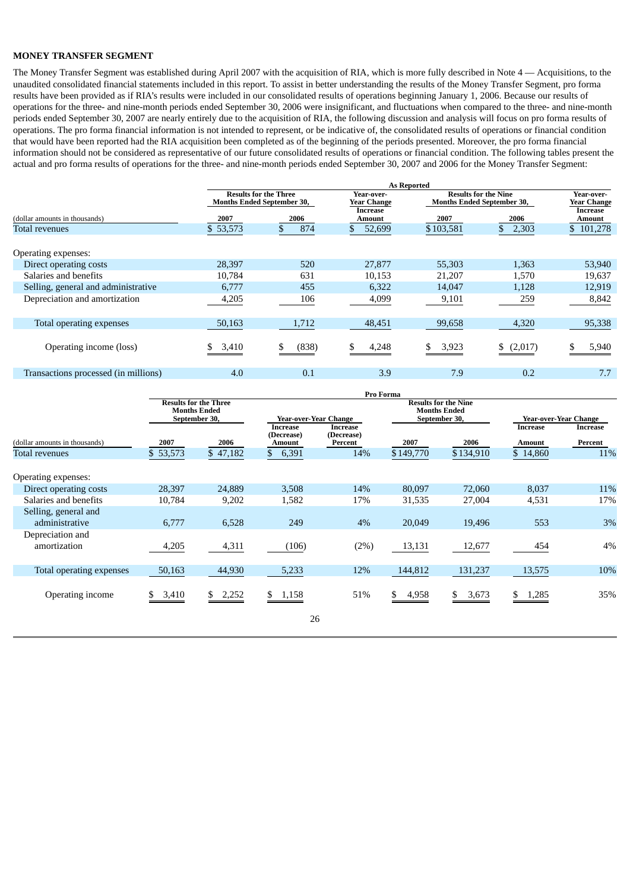**MONEY TRANSFER SEGMENT**

The Money Transfer Segment was established during April 2007 with the acquisition of RIA, which is more fully described in Note 4 — Acquisitions, to the unaudited consolidated financial statements included in this report. To assist in better understanding the results of the Money Transfer Segment, pro forma results have been provided as if RIA's results were included in our consolidated results of operations beginning January 1, 2006. Because our results of operations for the three- and nine-month periods ended September 30, 2006 were insignificant, and fluctuations when compared to the three- and nine-month periods ended September 30, 2007 are nearly entirely due to the acquisition of RIA, the following discussion and analysis will focus on pro forma results of operations. The pro forma financial information is not intended to represent, or be indicative of, the consolidated results of operations or financial condition that would have been reported had the RIA acquisition been completed as of the beginning of the periods presented. Moreover, the pro forma financial information should not be considered as representative of our future consolidated results of operations or financial condition. The following tables present the actual and pro forma results of operations for the three- and nine-month periods ended September 30, 2007 and 2006 for the Money Transfer Segment:

| | As Reported | | | | | |
|---|---|---|---|---|---|---|
| | Results for the Three Months Ended September 30, | | Year-over-Year Change | Results for the Nine Months Ended September 30, | | Year-over-Year Change |
| (dollar amounts in thousands) | 2007 | 2006 | Increase Amount | 2007 | 2006 | Increase Amount |
| Total revenues | $ 53,573 | $ 874 | $ 52,699 | $ 103,581 | $ 2,303 | $ 101,278 |
| Operating expenses: | | | | | | |
| Direct operating costs | 28,397 | 520 | 27,877 | 55,303 | 1,363 | 53,940 |
| Salaries and benefits | 10,784 | 631 | 10,153 | 21,207 | 1,570 | 19,637 |
| Selling, general and administrative | 6,777 | 455 | 6,322 | 14,047 | 1,128 | 12,919 |
| Depreciation and amortization | 4,205 | 106 | 4,099 | 9,101 | 259 | 8,842 |
| Total operating expenses | 50,163 | 1,712 | 48,451 | 99,658 | 4,320 | 95,338 |
| Operating income (loss) | $ 3,410 | $ (838) | $ 4,248 | $ 3,923 | $ (2,017) | $ 5,940 |
| Transactions processed (in millions) | 4.0 | 0.1 | 3.9 | 7.9 | 0.2 | 7.7 |

| | Pro Forma | | | | | | | |
|---|---|---|---|---|---|---|---|---|
| | Results for the Three Months Ended September 30, | | Year-over-Year Change | | Results for the Nine Months Ended September 30, | | Year-over-Year Change | |
| (dollar amounts in thousands) | 2007 | 2006 | Increase (Decrease) Amount | Increase (Decrease) Percent | 2007 | 2006 | Increase Amount | Increase Percent |
| Total revenues | $ 53,573 | $ 47,182 | $ 6,391 | 14% | $ 149,770 | $ 134,910 | $ 14,860 | 11% |
| Operating expenses: | | | | | | | | |
| Direct operating costs | 28,397 | 24,889 | 3,508 | 14% | 80,097 | 72,060 | 8,037 | 11% |
| Salaries and benefits | 10,784 | 9,202 | 1,582 | 17% | 31,535 | 27,004 | 4,531 | 17% |
| Selling, general and administrative | 6,777 | 6,528 | 249 | 4% | 20,049 | 19,496 | 553 | 3% |
| Depreciation and amortization | 4,205 | 4,311 | (106) | (2%) | 13,131 | 12,677 | 454 | 4% |
| Total operating expenses | 50,163 | 44,930 | 5,233 | 12% | 144,812 | 131,237 | 13,575 | 10% |
| Operating income | $ 3,410 | $ 2,252 | $ 1,158 | 51% | $ 4,958 | $ 3,673 | $ 1,285 | 35% |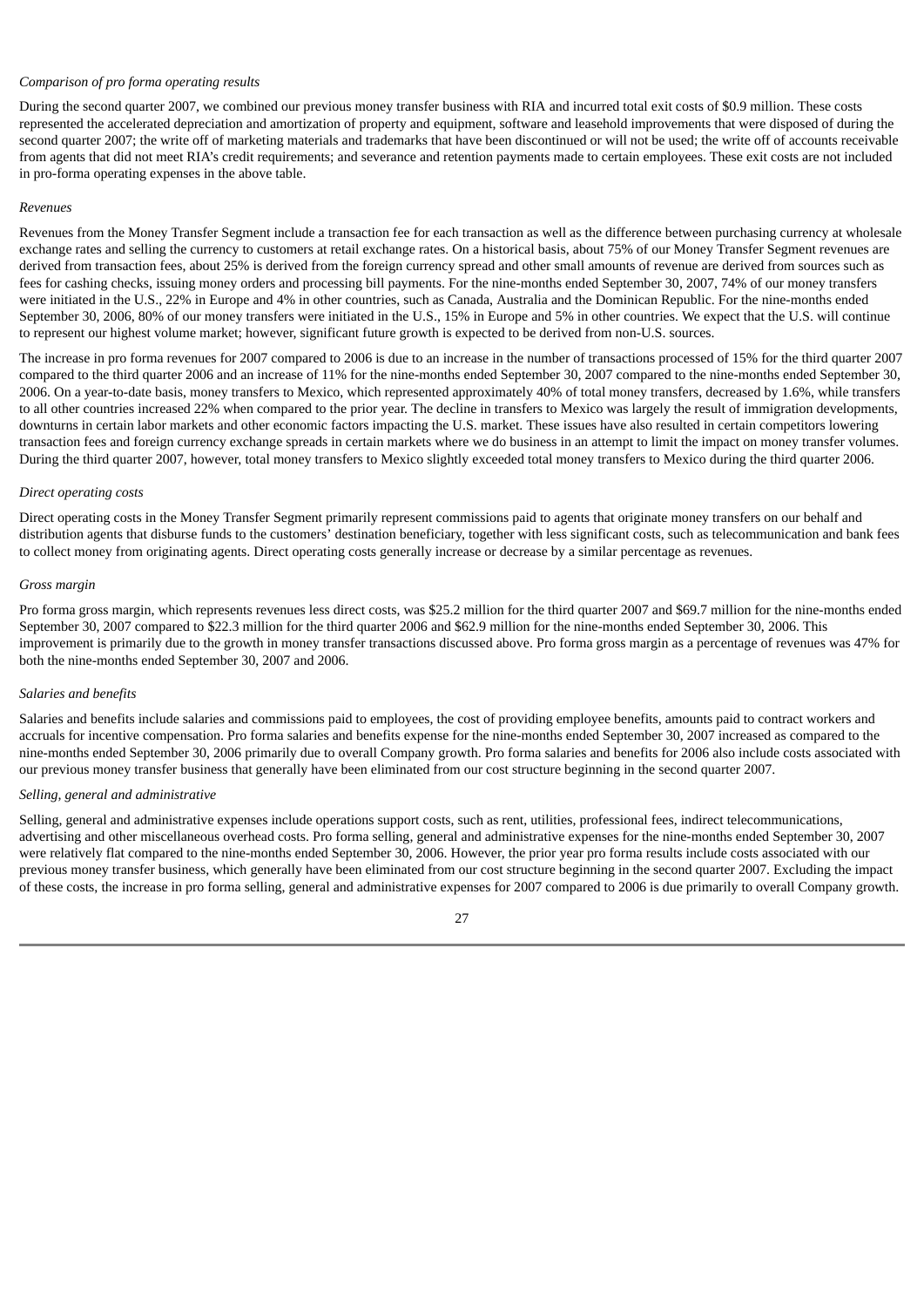*Comparison of pro forma operating results*

During the second quarter 2007, we combined our previous money transfer business with RIA and incurred total exit costs of $0.9 million. These costs represented the accelerated depreciation and amortization of property and equipment, software and leasehold improvements that were disposed of during the second quarter 2007; the write off of marketing materials and trademarks that have been discontinued or will not be used; the write off of accounts receivable from agents that did not meet RIA's credit requirements; and severance and retention payments made to certain employees. These exit costs are not included in pro-forma operating expenses in the above table.

*Revenues*

Revenues from the Money Transfer Segment include a transaction fee for each transaction as well as the difference between purchasing currency at wholesale exchange rates and selling the currency to customers at retail exchange rates. On a historical basis, about 75% of our Money Transfer Segment revenues are derived from transaction fees, about 25% is derived from the foreign currency spread and other small amounts of revenue are derived from sources such as fees for cashing checks, issuing money orders and processing bill payments. For the nine-months ended September 30, 2007, 74% of our money transfers were initiated in the U.S., 22% in Europe and 4% in other countries, such as Canada, Australia and the Dominican Republic. For the nine-months ended September 30, 2006, 80% of our money transfers were initiated in the U.S., 15% in Europe and 5% in other countries. We expect that the U.S. will continue to represent our highest volume market; however, significant future growth is expected to be derived from non-U.S. sources.

The increase in pro forma revenues for 2007 compared to 2006 is due to an increase in the number of transactions processed of 15% for the third quarter 2007 compared to the third quarter 2006 and an increase of 11% for the nine-months ended September 30, 2007 compared to the nine-months ended September 30, 2006. On a year-to-date basis, money transfers to Mexico, which represented approximately 40% of total money transfers, decreased by 1.6%, while transfers to all other countries increased 22% when compared to the prior year. The decline in transfers to Mexico was largely the result of immigration developments, downturns in certain labor markets and other economic factors impacting the U.S. market. These issues have also resulted in certain competitors lowering transaction fees and foreign currency exchange spreads in certain markets where we do business in an attempt to limit the impact on money transfer volumes. During the third quarter 2007, however, total money transfers to Mexico slightly exceeded total money transfers to Mexico during the third quarter 2006.

*Direct operating costs*

Direct operating costs in the Money Transfer Segment primarily represent commissions paid to agents that originate money transfers on our behalf and distribution agents that disburse funds to the customers' destination beneficiary, together with less significant costs, such as telecommunication and bank fees to collect money from originating agents. Direct operating costs generally increase or decrease by a similar percentage as revenues.

*Gross margin*

Pro forma gross margin, which represents revenues less direct costs, was $25.2 million for the third quarter 2007 and $69.7 million for the nine-months ended September 30, 2007 compared to $22.3 million for the third quarter 2006 and $62.9 million for the nine-months ended September 30, 2006. This improvement is primarily due to the growth in money transfer transactions discussed above. Pro forma gross margin as a percentage of revenues was 47% for both the nine-months ended September 30, 2007 and 2006.

*Salaries and benefits*

Salaries and benefits include salaries and commissions paid to employees, the cost of providing employee benefits, amounts paid to contract workers and accruals for incentive compensation. Pro forma salaries and benefits expense for the nine-months ended September 30, 2007 increased as compared to the nine-months ended September 30, 2006 primarily due to overall Company growth. Pro forma salaries and benefits for 2006 also include costs associated with our previous money transfer business that generally have been eliminated from our cost structure beginning in the second quarter 2007.

*Selling, general and administrative*

Selling, general and administrative expenses include operations support costs, such as rent, utilities, professional fees, indirect telecommunications, advertising and other miscellaneous overhead costs. Pro forma selling, general and administrative expenses for the nine-months ended September 30, 2007 were relatively flat compared to the nine-months ended September 30, 2006. However, the prior year pro forma results include costs associated with our previous money transfer business, which generally have been eliminated from our cost structure beginning in the second quarter 2007. Excluding the impact of these costs, the increase in pro forma selling, general and administrative expenses for 2007 compared to 2006 is due primarily to overall Company growth.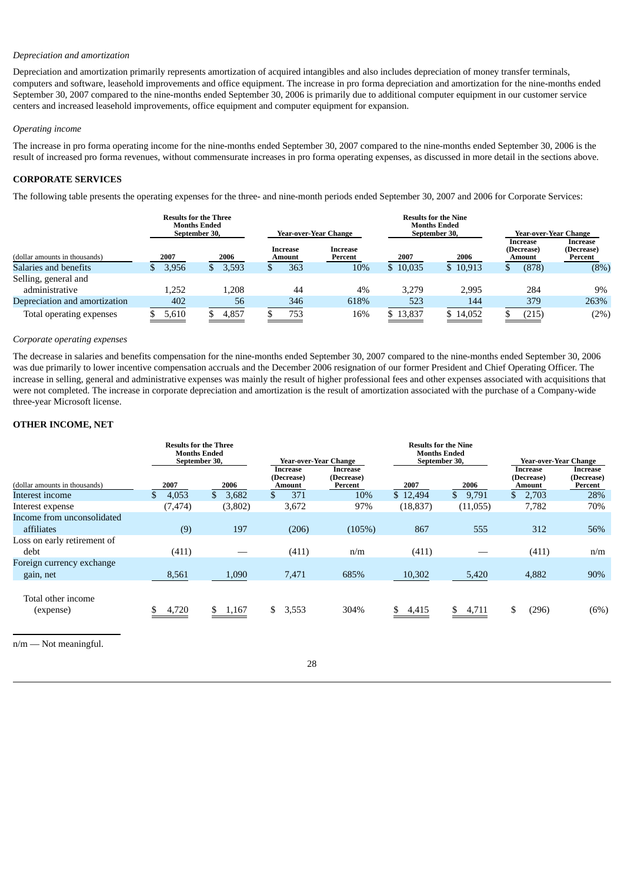*Depreciation and amortization*

Depreciation and amortization primarily represents amortization of acquired intangibles and also includes depreciation of money transfer terminals, computers and software, leasehold improvements and office equipment. The increase in pro forma depreciation and amortization for the nine-months ended September 30, 2007 compared to the nine-months ended September 30, 2006 is primarily due to additional computer equipment in our customer service centers and increased leasehold improvements, office equipment and computer equipment for expansion.

*Operating income*

The increase in pro forma operating income for the nine-months ended September 30, 2007 compared to the nine-months ended September 30, 2006 is the result of increased pro forma revenues, without commensurate increases in pro forma operating expenses, as discussed in more detail in the sections above.

**CORPORATE SERVICES**

The following table presents the operating expenses for the three- and nine-month periods ended September 30, 2007 and 2006 for Corporate Services:

| | Results for the Three Months Ended September 30, | | Year-over-Year Change | | Results for the Nine Months Ended September 30, | | Year-over-Year Change | |
|---|---|---|---|---|---|---|---|---|
| (dollar amounts in thousands) | 2007 | 2006 | Increase Amount | Increase Percent | 2007 | 2006 | Increase (Decrease) Amount | Increase (Decrease) Percent |
| Salaries and benefits | $ 3,956 | $ 3,593 | $ 363 | 10% | $ 10,035 | $ 10,913 | $ (878) | (8%) |
| Selling, general and administrative | 1,252 | 1,208 | 44 | 4% | 3,279 | 2,995 | 284 | 9% |
| Depreciation and amortization | 402 | 56 | 346 | 618% | 523 | 144 | 379 | 263% |
| Total operating expenses | $ 5,610 | $ 4,857 | $ 753 | 16% | $ 13,837 | $ 14,052 | $ (215) | (2%) |

*Corporate operating expenses*

The decrease in salaries and benefits compensation for the nine-months ended September 30, 2007 compared to the nine-months ended September 30, 2006 was due primarily to lower incentive compensation accruals and the December 2006 resignation of our former President and Chief Operating Officer. The increase in selling, general and administrative expenses was mainly the result of higher professional fees and other expenses associated with acquisitions that were not completed. The increase in corporate depreciation and amortization is the result of amortization associated with the purchase of a Company-wide three-year Microsoft license.

**OTHER INCOME, NET**

| | Results for the Three Months Ended September 30, | | Year-over-Year Change | | Results for the Nine Months Ended September 30, | | Year-over-Year Change | |
|---|---|---|---|---|---|---|---|---|
| (dollar amounts in thousands) | 2007 | 2006 | Increase (Decrease) Amount | Increase (Decrease) Percent | 2007 | 2006 | Increase (Decrease) Amount | Increase (Decrease) Percent |
| Interest income | $ 4,053 | $ 3,682 | $ 371 | 10% | $ 12,494 | $ 9,791 | $ 2,703 | 28% |
| Interest expense | (7,474) | (3,802) | 3,672 | 97% | (18,837) | (11,055) | 7,782 | 70% |
| Income from unconsolidated affiliates | (9) | 197 | (206) | (105%) | 867 | 555 | 312 | 56% |
| Loss on early retirement of debt | (411) | — | (411) | n/m | (411) | — | (411) | n/m |
| Foreign currency exchange gain, net | 8,561 | 1,090 | 7,471 | 685% | 10,302 | 5,420 | 4,882 | 90% |
| Total other income (expense) | $ 4,720 | $ 1,167 | $ 3,553 | 304% | $ 4,415 | $ 4,711 | $ (296) | (6%) |

n/m — Not meaningful.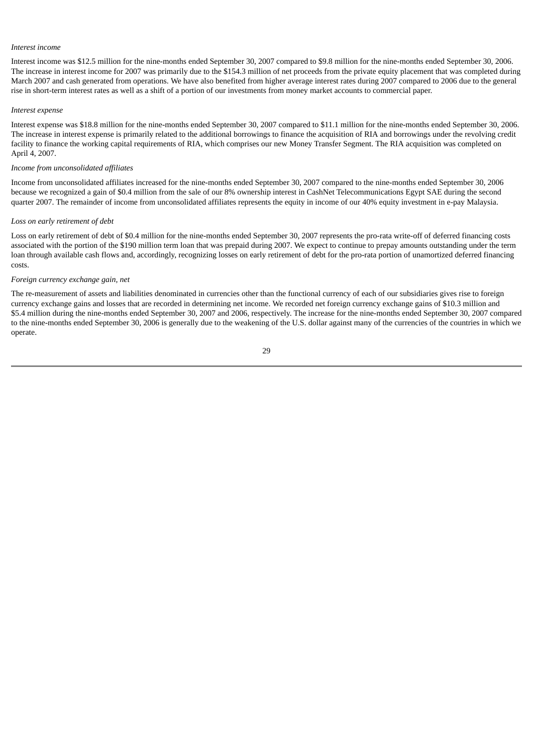*Interest income*

Interest income was $12.5 million for the nine-months ended September 30, 2007 compared to $9.8 million for the nine-months ended September 30, 2006. The increase in interest income for 2007 was primarily due to the $154.3 million of net proceeds from the private equity placement that was completed during March 2007 and cash generated from operations. We have also benefited from higher average interest rates during 2007 compared to 2006 due to the general rise in short-term interest rates as well as a shift of a portion of our investments from money market accounts to commercial paper.

*Interest expense*

Interest expense was $18.8 million for the nine-months ended September 30, 2007 compared to $11.1 million for the nine-months ended September 30, 2006. The increase in interest expense is primarily related to the additional borrowings to finance the acquisition of RIA and borrowings under the revolving credit facility to finance the working capital requirements of RIA, which comprises our new Money Transfer Segment. The RIA acquisition was completed on April 4, 2007.

*Income from unconsolidated affiliates*

Income from unconsolidated affiliates increased for the nine-months ended September 30, 2007 compared to the nine-months ended September 30, 2006 because we recognized a gain of $0.4 million from the sale of our 8% ownership interest in CashNet Telecommunications Egypt SAE during the second quarter 2007. The remainder of income from unconsolidated affiliates represents the equity in income of our 40% equity investment in e-pay Malaysia.

*Loss on early retirement of debt*

Loss on early retirement of debt of $0.4 million for the nine-months ended September 30, 2007 represents the pro-rata write-off of deferred financing costs associated with the portion of the $190 million term loan that was prepaid during 2007. We expect to continue to prepay amounts outstanding under the term loan through available cash flows and, accordingly, recognizing losses on early retirement of debt for the pro-rata portion of unamortized deferred financing costs.

*Foreign currency exchange gain, net*

The re-measurement of assets and liabilities denominated in currencies other than the functional currency of each of our subsidiaries gives rise to foreign currency exchange gains and losses that are recorded in determining net income. We recorded net foreign currency exchange gains of $10.3 million and $5.4 million during the nine-months ended September 30, 2007 and 2006, respectively. The increase for the nine-months ended September 30, 2007 compared to the nine-months ended September 30, 2006 is generally due to the weakening of the U.S. dollar against many of the currencies of the countries in which we operate.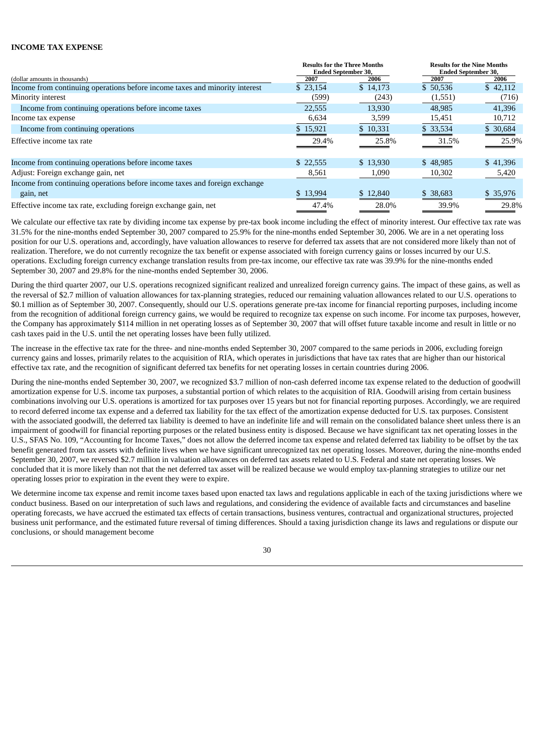**INCOME TAX EXPENSE**

| (dollar amounts in thousands) | Results for the Three Months Ended September 30, 2007 | Results for the Three Months Ended September 30, 2006 | Results for the Nine Months Ended September 30, 2007 | Results for the Nine Months Ended September 30, 2006 |
|---|---|---|---|---|
| Income from continuing operations before income taxes and minority interest | $ 23,154 | $ 14,173 | $ 50,536 | $ 42,112 |
| Minority interest | (599) | (243) | (1,551) | (716) |
| Income from continuing operations before income taxes | 22,555 | 13,930 | 48,985 | 41,396 |
| Income tax expense | 6,634 | 3,599 | 15,451 | 10,712 |
| Income from continuing operations | $ 15,921 | $ 10,331 | $ 33,534 | $ 30,684 |
| Effective income tax rate | 29.4% | 25.8% | 31.5% | 25.9% |
| Income from continuing operations before income taxes | $ 22,555 | $ 13,930 | $ 48,985 | $ 41,396 |
| Adjust: Foreign exchange gain, net | 8,561 | 1,090 | 10,302 | 5,420 |
| Income from continuing operations before income taxes and foreign exchange gain, net | $ 13,994 | $ 12,840 | $ 38,683 | $ 35,976 |
| Effective income tax rate, excluding foreign exchange gain, net | 47.4% | 28.0% | 39.9% | 29.8% |

We calculate our effective tax rate by dividing income tax expense by pre-tax book income including the effect of minority interest. Our effective tax rate was 31.5% for the nine-months ended September 30, 2007 compared to 25.9% for the nine-months ended September 30, 2006. We are in a net operating loss position for our U.S. operations and, accordingly, have valuation allowances to reserve for deferred tax assets that are not considered more likely than not of realization. Therefore, we do not currently recognize the tax benefit or expense associated with foreign currency gains or losses incurred by our U.S. operations. Excluding foreign currency exchange translation results from pre-tax income, our effective tax rate was 39.9% for the nine-months ended September 30, 2007 and 29.8% for the nine-months ended September 30, 2006.

During the third quarter 2007, our U.S. operations recognized significant realized and unrealized foreign currency gains. The impact of these gains, as well as the reversal of $2.7 million of valuation allowances for tax-planning strategies, reduced our remaining valuation allowances related to our U.S. operations to $0.1 million as of September 30, 2007. Consequently, should our U.S. operations generate pre-tax income for financial reporting purposes, including income from the recognition of additional foreign currency gains, we would be required to recognize tax expense on such income. For income tax purposes, however, the Company has approximately $114 million in net operating losses as of September 30, 2007 that will offset future taxable income and result in little or no cash taxes paid in the U.S. until the net operating losses have been fully utilized.

The increase in the effective tax rate for the three- and nine-months ended September 30, 2007 compared to the same periods in 2006, excluding foreign currency gains and losses, primarily relates to the acquisition of RIA, which operates in jurisdictions that have tax rates that are higher than our historical effective tax rate, and the recognition of significant deferred tax benefits for net operating losses in certain countries during 2006.

During the nine-months ended September 30, 2007, we recognized $3.7 million of non-cash deferred income tax expense related to the deduction of goodwill amortization expense for U.S. income tax purposes, a substantial portion of which relates to the acquisition of RIA. Goodwill arising from certain business combinations involving our U.S. operations is amortized for tax purposes over 15 years but not for financial reporting purposes. Accordingly, we are required to record deferred income tax expense and a deferred tax liability for the tax effect of the amortization expense deducted for U.S. tax purposes. Consistent with the associated goodwill, the deferred tax liability is deemed to have an indefinite life and will remain on the consolidated balance sheet unless there is an impairment of goodwill for financial reporting purposes or the related business entity is disposed. Because we have significant tax net operating losses in the U.S., SFAS No. 109, "Accounting for Income Taxes," does not allow the deferred income tax expense and related deferred tax liability to be offset by the tax benefit generated from tax assets with definite lives when we have significant unrecognized tax net operating losses. Moreover, during the nine-months ended September 30, 2007, we reversed $2.7 million in valuation allowances on deferred tax assets related to U.S. Federal and state net operating losses. We concluded that it is more likely than not that the net deferred tax asset will be realized because we would employ tax-planning strategies to utilize our net operating losses prior to expiration in the event they were to expire.

We determine income tax expense and remit income taxes based upon enacted tax laws and regulations applicable in each of the taxing jurisdictions where we conduct business. Based on our interpretation of such laws and regulations, and considering the evidence of available facts and circumstances and baseline operating forecasts, we have accrued the estimated tax effects of certain transactions, business ventures, contractual and organizational structures, projected business unit performance, and the estimated future reversal of timing differences. Should a taxing jurisdiction change its laws and regulations or dispute our conclusions, or should management become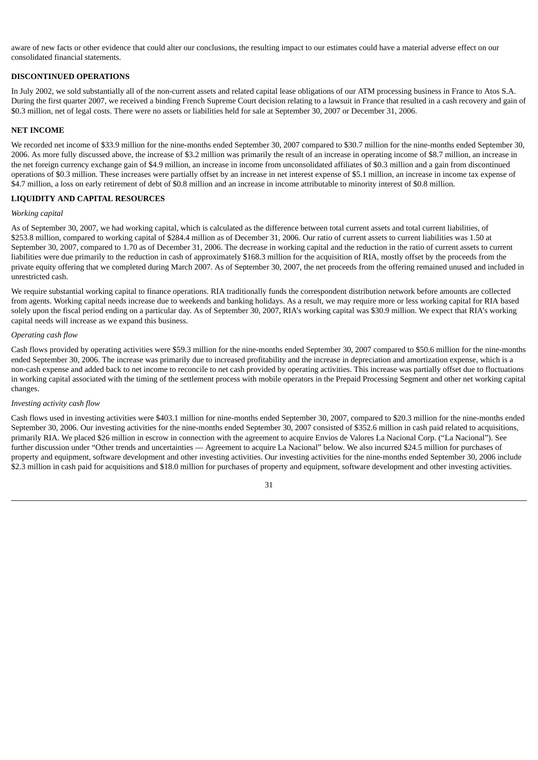aware of new facts or other evidence that could alter our conclusions, the resulting impact to our estimates could have a material adverse effect on our consolidated financial statements.

**DISCONTINUED OPERATIONS**

In July 2002, we sold substantially all of the non-current assets and related capital lease obligations of our ATM processing business in France to Atos S.A. During the first quarter 2007, we received a binding French Supreme Court decision relating to a lawsuit in France that resulted in a cash recovery and gain of $0.3 million, net of legal costs. There were no assets or liabilities held for sale at September 30, 2007 or December 31, 2006.

**NET INCOME**

We recorded net income of $33.9 million for the nine-months ended September 30, 2007 compared to $30.7 million for the nine-months ended September 30, 2006. As more fully discussed above, the increase of $3.2 million was primarily the result of an increase in operating income of $8.7 million, an increase in the net foreign currency exchange gain of $4.9 million, an increase in income from unconsolidated affiliates of $0.3 million and a gain from discontinued operations of $0.3 million. These increases were partially offset by an increase in net interest expense of $5.1 million, an increase in income tax expense of $4.7 million, a loss on early retirement of debt of $0.8 million and an increase in income attributable to minority interest of $0.8 million.

**LIQUIDITY AND CAPITAL RESOURCES**

*Working capital*

As of September 30, 2007, we had working capital, which is calculated as the difference between total current assets and total current liabilities, of $253.8 million, compared to working capital of $284.4 million as of December 31, 2006. Our ratio of current assets to current liabilities was 1.50 at September 30, 2007, compared to 1.70 as of December 31, 2006. The decrease in working capital and the reduction in the ratio of current assets to current liabilities were due primarily to the reduction in cash of approximately $168.3 million for the acquisition of RIA, mostly offset by the proceeds from the private equity offering that we completed during March 2007. As of September 30, 2007, the net proceeds from the offering remained unused and included in unrestricted cash.

We require substantial working capital to finance operations. RIA traditionally funds the correspondent distribution network before amounts are collected from agents. Working capital needs increase due to weekends and banking holidays. As a result, we may require more or less working capital for RIA based solely upon the fiscal period ending on a particular day. As of September 30, 2007, RIA's working capital was $30.9 million. We expect that RIA's working capital needs will increase as we expand this business.

*Operating cash flow*

Cash flows provided by operating activities were $59.3 million for the nine-months ended September 30, 2007 compared to $50.6 million for the nine-months ended September 30, 2006. The increase was primarily due to increased profitability and the increase in depreciation and amortization expense, which is a non-cash expense and added back to net income to reconcile to net cash provided by operating activities. This increase was partially offset due to fluctuations in working capital associated with the timing of the settlement process with mobile operators in the Prepaid Processing Segment and other net working capital changes.

*Investing activity cash flow*

Cash flows used in investing activities were $403.1 million for nine-months ended September 30, 2007, compared to $20.3 million for the nine-months ended September 30, 2006. Our investing activities for the nine-months ended September 30, 2007 consisted of $352.6 million in cash paid related to acquisitions, primarily RIA. We placed $26 million in escrow in connection with the agreement to acquire Envios de Valores La Nacional Corp. ("La Nacional"). See further discussion under "Other trends and uncertainties — Agreement to acquire La Nacional" below. We also incurred $24.5 million for purchases of property and equipment, software development and other investing activities. Our investing activities for the nine-months ended September 30, 2006 include $2.3 million in cash paid for acquisitions and $18.0 million for purchases of property and equipment, software development and other investing activities.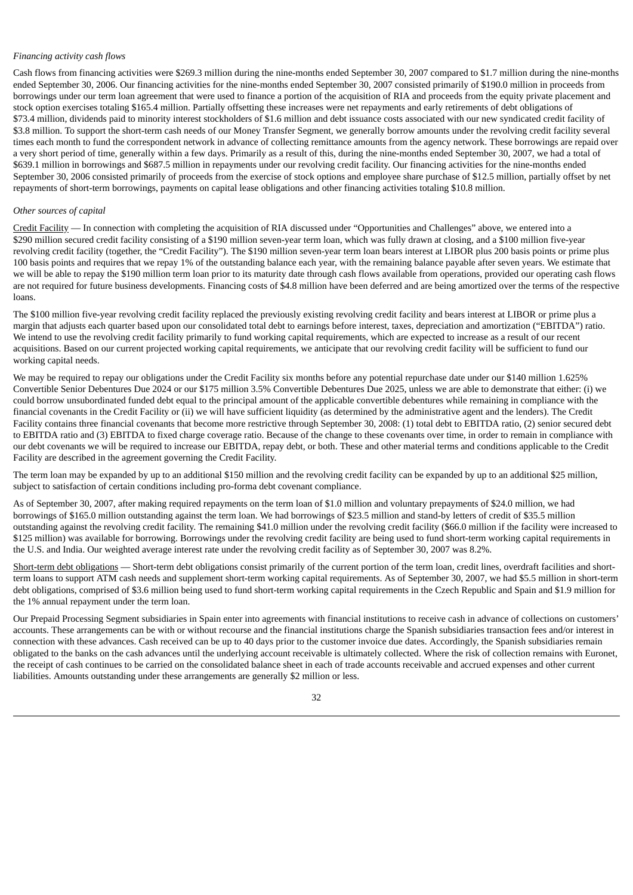*Financing activity cash flows*

Cash flows from financing activities were $269.3 million during the nine-months ended September 30, 2007 compared to $1.7 million during the nine-months ended September 30, 2006. Our financing activities for the nine-months ended September 30, 2007 consisted primarily of $190.0 million in proceeds from borrowings under our term loan agreement that were used to finance a portion of the acquisition of RIA and proceeds from the equity private placement and stock option exercises totaling $165.4 million. Partially offsetting these increases were net repayments and early retirements of debt obligations of $73.4 million, dividends paid to minority interest stockholders of $1.6 million and debt issuance costs associated with our new syndicated credit facility of $3.8 million. To support the short-term cash needs of our Money Transfer Segment, we generally borrow amounts under the revolving credit facility several times each month to fund the correspondent network in advance of collecting remittance amounts from the agency network. These borrowings are repaid over a very short period of time, generally within a few days. Primarily as a result of this, during the nine-months ended September 30, 2007, we had a total of $639.1 million in borrowings and $687.5 million in repayments under our revolving credit facility. Our financing activities for the nine-months ended September 30, 2006 consisted primarily of proceeds from the exercise of stock options and employee share purchase of $12.5 million, partially offset by net repayments of short-term borrowings, payments on capital lease obligations and other financing activities totaling $10.8 million.

*Other sources of capital*

Credit Facility — In connection with completing the acquisition of RIA discussed under "Opportunities and Challenges" above, we entered into a $290 million secured credit facility consisting of a $190 million seven-year term loan, which was fully drawn at closing, and a $100 million five-year revolving credit facility (together, the "Credit Facility"). The $190 million seven-year term loan bears interest at LIBOR plus 200 basis points or prime plus 100 basis points and requires that we repay 1% of the outstanding balance each year, with the remaining balance payable after seven years. We estimate that we will be able to repay the $190 million term loan prior to its maturity date through cash flows available from operations, provided our operating cash flows are not required for future business developments. Financing costs of $4.8 million have been deferred and are being amortized over the terms of the respective loans.

The $100 million five-year revolving credit facility replaced the previously existing revolving credit facility and bears interest at LIBOR or prime plus a margin that adjusts each quarter based upon our consolidated total debt to earnings before interest, taxes, depreciation and amortization ("EBITDA") ratio. We intend to use the revolving credit facility primarily to fund working capital requirements, which are expected to increase as a result of our recent acquisitions. Based on our current projected working capital requirements, we anticipate that our revolving credit facility will be sufficient to fund our working capital needs.

We may be required to repay our obligations under the Credit Facility six months before any potential repurchase date under our $140 million 1.625% Convertible Senior Debentures Due 2024 or our $175 million 3.5% Convertible Debentures Due 2025, unless we are able to demonstrate that either: (i) we could borrow unsubordinated funded debt equal to the principal amount of the applicable convertible debentures while remaining in compliance with the financial covenants in the Credit Facility or (ii) we will have sufficient liquidity (as determined by the administrative agent and the lenders). The Credit Facility contains three financial covenants that become more restrictive through September 30, 2008: (1) total debt to EBITDA ratio, (2) senior secured debt to EBITDA ratio and (3) EBITDA to fixed charge coverage ratio. Because of the change to these covenants over time, in order to remain in compliance with our debt covenants we will be required to increase our EBITDA, repay debt, or both. These and other material terms and conditions applicable to the Credit Facility are described in the agreement governing the Credit Facility.

The term loan may be expanded by up to an additional $150 million and the revolving credit facility can be expanded by up to an additional $25 million, subject to satisfaction of certain conditions including pro-forma debt covenant compliance.

As of September 30, 2007, after making required repayments on the term loan of $1.0 million and voluntary prepayments of $24.0 million, we had borrowings of $165.0 million outstanding against the term loan. We had borrowings of $23.5 million and stand-by letters of credit of $35.5 million outstanding against the revolving credit facility. The remaining $41.0 million under the revolving credit facility ($66.0 million if the facility were increased to $125 million) was available for borrowing. Borrowings under the revolving credit facility are being used to fund short-term working capital requirements in the U.S. and India. Our weighted average interest rate under the revolving credit facility as of September 30, 2007 was 8.2%.

Short-term debt obligations — Short-term debt obligations consist primarily of the current portion of the term loan, credit lines, overdraft facilities and short-term loans to support ATM cash needs and supplement short-term working capital requirements. As of September 30, 2007, we had $5.5 million in short-term debt obligations, comprised of $3.6 million being used to fund short-term working capital requirements in the Czech Republic and Spain and $1.9 million for the 1% annual repayment under the term loan.

Our Prepaid Processing Segment subsidiaries in Spain enter into agreements with financial institutions to receive cash in advance of collections on customers' accounts. These arrangements can be with or without recourse and the financial institutions charge the Spanish subsidiaries transaction fees and/or interest in connection with these advances. Cash received can be up to 40 days prior to the customer invoice due dates. Accordingly, the Spanish subsidiaries remain obligated to the banks on the cash advances until the underlying account receivable is ultimately collected. Where the risk of collection remains with Euronet, the receipt of cash continues to be carried on the consolidated balance sheet in each of trade accounts receivable and accrued expenses and other current liabilities. Amounts outstanding under these arrangements are generally $2 million or less.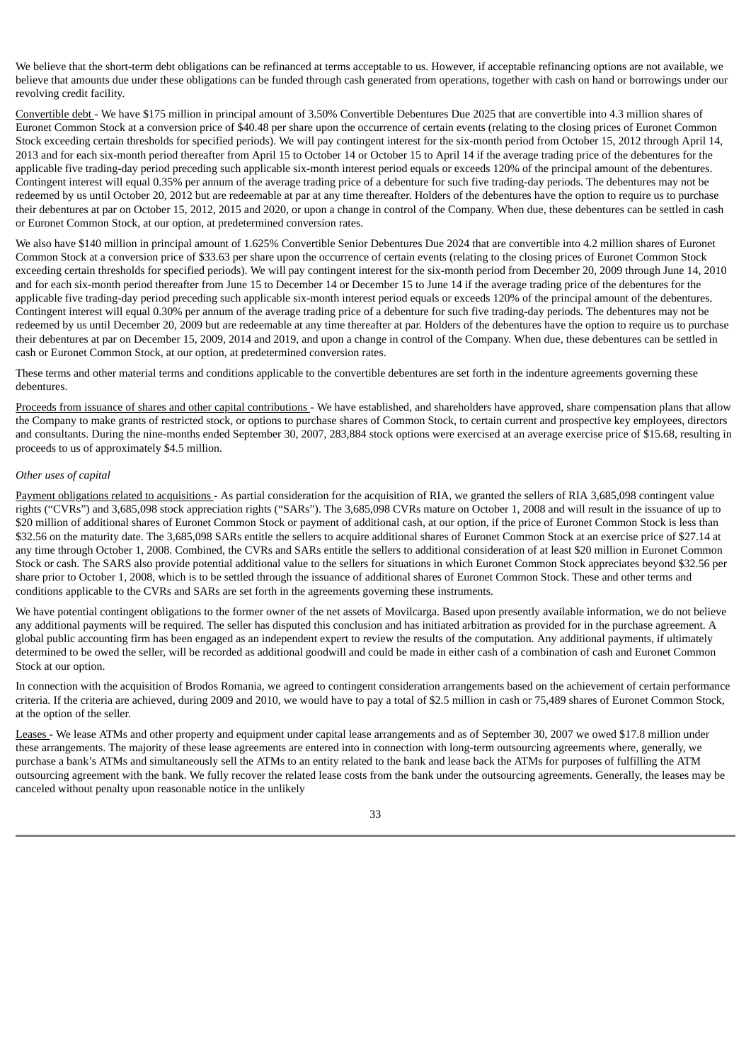We believe that the short-term debt obligations can be refinanced at terms acceptable to us. However, if acceptable refinancing options are not available, we believe that amounts due under these obligations can be funded through cash generated from operations, together with cash on hand or borrowings under our revolving credit facility.

Convertible debt - We have $175 million in principal amount of 3.50% Convertible Debentures Due 2025 that are convertible into 4.3 million shares of Euronet Common Stock at a conversion price of $40.48 per share upon the occurrence of certain events (relating to the closing prices of Euronet Common Stock exceeding certain thresholds for specified periods). We will pay contingent interest for the six-month period from October 15, 2012 through April 14, 2013 and for each six-month period thereafter from April 15 to October 14 or October 15 to April 14 if the average trading price of the debentures for the applicable five trading-day period preceding such applicable six-month interest period equals or exceeds 120% of the principal amount of the debentures. Contingent interest will equal 0.35% per annum of the average trading price of a debenture for such five trading-day periods. The debentures may not be redeemed by us until October 20, 2012 but are redeemable at par at any time thereafter. Holders of the debentures have the option to require us to purchase their debentures at par on October 15, 2012, 2015 and 2020, or upon a change in control of the Company. When due, these debentures can be settled in cash or Euronet Common Stock, at our option, at predetermined conversion rates.

We also have $140 million in principal amount of 1.625% Convertible Senior Debentures Due 2024 that are convertible into 4.2 million shares of Euronet Common Stock at a conversion price of $33.63 per share upon the occurrence of certain events (relating to the closing prices of Euronet Common Stock exceeding certain thresholds for specified periods). We will pay contingent interest for the six-month period from December 20, 2009 through June 14, 2010 and for each six-month period thereafter from June 15 to December 14 or December 15 to June 14 if the average trading price of the debentures for the applicable five trading-day period preceding such applicable six-month interest period equals or exceeds 120% of the principal amount of the debentures. Contingent interest will equal 0.30% per annum of the average trading price of a debenture for such five trading-day periods. The debentures may not be redeemed by us until December 20, 2009 but are redeemable at any time thereafter at par. Holders of the debentures have the option to require us to purchase their debentures at par on December 15, 2009, 2014 and 2019, and upon a change in control of the Company. When due, these debentures can be settled in cash or Euronet Common Stock, at our option, at predetermined conversion rates.

These terms and other material terms and conditions applicable to the convertible debentures are set forth in the indenture agreements governing these debentures.

Proceeds from issuance of shares and other capital contributions - We have established, and shareholders have approved, share compensation plans that allow the Company to make grants of restricted stock, or options to purchase shares of Common Stock, to certain current and prospective key employees, directors and consultants. During the nine-months ended September 30, 2007, 283,884 stock options were exercised at an average exercise price of $15.68, resulting in proceeds to us of approximately $4.5 million.

*Other uses of capital*

Payment obligations related to acquisitions - As partial consideration for the acquisition of RIA, we granted the sellers of RIA 3,685,098 contingent value rights ("CVRs") and 3,685,098 stock appreciation rights ("SARs"). The 3,685,098 CVRs mature on October 1, 2008 and will result in the issuance of up to $20 million of additional shares of Euronet Common Stock or payment of additional cash, at our option, if the price of Euronet Common Stock is less than $32.56 on the maturity date. The 3,685,098 SARs entitle the sellers to acquire additional shares of Euronet Common Stock at an exercise price of $27.14 at any time through October 1, 2008. Combined, the CVRs and SARs entitle the sellers to additional consideration of at least $20 million in Euronet Common Stock or cash. The SARS also provide potential additional value to the sellers for situations in which Euronet Common Stock appreciates beyond $32.56 per share prior to October 1, 2008, which is to be settled through the issuance of additional shares of Euronet Common Stock. These and other terms and conditions applicable to the CVRs and SARs are set forth in the agreements governing these instruments.

We have potential contingent obligations to the former owner of the net assets of Movilcarga. Based upon presently available information, we do not believe any additional payments will be required. The seller has disputed this conclusion and has initiated arbitration as provided for in the purchase agreement. A global public accounting firm has been engaged as an independent expert to review the results of the computation. Any additional payments, if ultimately determined to be owed the seller, will be recorded as additional goodwill and could be made in either cash of a combination of cash and Euronet Common Stock at our option.

In connection with the acquisition of Brodos Romania, we agreed to contingent consideration arrangements based on the achievement of certain performance criteria. If the criteria are achieved, during 2009 and 2010, we would have to pay a total of $2.5 million in cash or 75,489 shares of Euronet Common Stock, at the option of the seller.

Leases - We lease ATMs and other property and equipment under capital lease arrangements and as of September 30, 2007 we owed $17.8 million under these arrangements. The majority of these lease agreements are entered into in connection with long-term outsourcing agreements where, generally, we purchase a bank's ATMs and simultaneously sell the ATMs to an entity related to the bank and lease back the ATMs for purposes of fulfilling the ATM outsourcing agreement with the bank. We fully recover the related lease costs from the bank under the outsourcing agreements. Generally, the leases may be canceled without penalty upon reasonable notice in the unlikely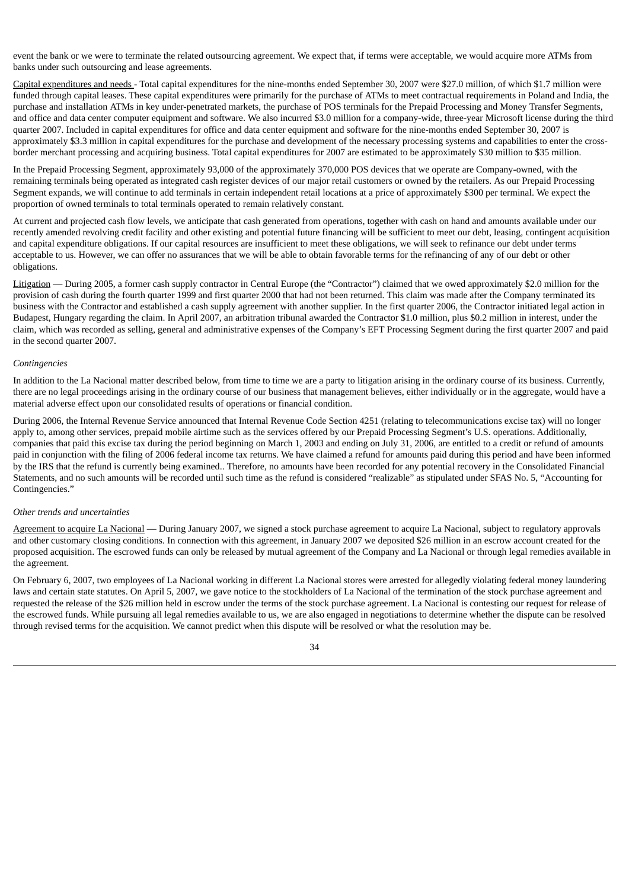event the bank or we were to terminate the related outsourcing agreement. We expect that, if terms were acceptable, we would acquire more ATMs from banks under such outsourcing and lease agreements.

Capital expenditures and needs - Total capital expenditures for the nine-months ended September 30, 2007 were $27.0 million, of which $1.7 million were funded through capital leases. These capital expenditures were primarily for the purchase of ATMs to meet contractual requirements in Poland and India, the purchase and installation ATMs in key under-penetrated markets, the purchase of POS terminals for the Prepaid Processing and Money Transfer Segments, and office and data center computer equipment and software. We also incurred $3.0 million for a company-wide, three-year Microsoft license during the third quarter 2007. Included in capital expenditures for office and data center equipment and software for the nine-months ended September 30, 2007 is approximately $3.3 million in capital expenditures for the purchase and development of the necessary processing systems and capabilities to enter the cross-border merchant processing and acquiring business. Total capital expenditures for 2007 are estimated to be approximately $30 million to $35 million.

In the Prepaid Processing Segment, approximately 93,000 of the approximately 370,000 POS devices that we operate are Company-owned, with the remaining terminals being operated as integrated cash register devices of our major retail customers or owned by the retailers. As our Prepaid Processing Segment expands, we will continue to add terminals in certain independent retail locations at a price of approximately $300 per terminal. We expect the proportion of owned terminals to total terminals operated to remain relatively constant.

At current and projected cash flow levels, we anticipate that cash generated from operations, together with cash on hand and amounts available under our recently amended revolving credit facility and other existing and potential future financing will be sufficient to meet our debt, leasing, contingent acquisition and capital expenditure obligations. If our capital resources are insufficient to meet these obligations, we will seek to refinance our debt under terms acceptable to us. However, we can offer no assurances that we will be able to obtain favorable terms for the refinancing of any of our debt or other obligations.

Litigation — During 2005, a former cash supply contractor in Central Europe (the "Contractor") claimed that we owed approximately $2.0 million for the provision of cash during the fourth quarter 1999 and first quarter 2000 that had not been returned. This claim was made after the Company terminated its business with the Contractor and established a cash supply agreement with another supplier. In the first quarter 2006, the Contractor initiated legal action in Budapest, Hungary regarding the claim. In April 2007, an arbitration tribunal awarded the Contractor $1.0 million, plus $0.2 million in interest, under the claim, which was recorded as selling, general and administrative expenses of the Company's EFT Processing Segment during the first quarter 2007 and paid in the second quarter 2007.

*Contingencies*

In addition to the La Nacional matter described below, from time to time we are a party to litigation arising in the ordinary course of its business. Currently, there are no legal proceedings arising in the ordinary course of our business that management believes, either individually or in the aggregate, would have a material adverse effect upon our consolidated results of operations or financial condition.

During 2006, the Internal Revenue Service announced that Internal Revenue Code Section 4251 (relating to telecommunications excise tax) will no longer apply to, among other services, prepaid mobile airtime such as the services offered by our Prepaid Processing Segment's U.S. operations. Additionally, companies that paid this excise tax during the period beginning on March 1, 2003 and ending on July 31, 2006, are entitled to a credit or refund of amounts paid in conjunction with the filing of 2006 federal income tax returns. We have claimed a refund for amounts paid during this period and have been informed by the IRS that the refund is currently being examined.. Therefore, no amounts have been recorded for any potential recovery in the Consolidated Financial Statements, and no such amounts will be recorded until such time as the refund is considered "realizable" as stipulated under SFAS No. 5, "Accounting for Contingencies."

*Other trends and uncertainties*

Agreement to acquire La Nacional — During January 2007, we signed a stock purchase agreement to acquire La Nacional, subject to regulatory approvals and other customary closing conditions. In connection with this agreement, in January 2007 we deposited $26 million in an escrow account created for the proposed acquisition. The escrowed funds can only be released by mutual agreement of the Company and La Nacional or through legal remedies available in the agreement.

On February 6, 2007, two employees of La Nacional working in different La Nacional stores were arrested for allegedly violating federal money laundering laws and certain state statutes. On April 5, 2007, we gave notice to the stockholders of La Nacional of the termination of the stock purchase agreement and requested the release of the $26 million held in escrow under the terms of the stock purchase agreement. La Nacional is contesting our request for release of the escrowed funds. While pursuing all legal remedies available to us, we are also engaged in negotiations to determine whether the dispute can be resolved through revised terms for the acquisition. We cannot predict when this dispute will be resolved or what the resolution may be.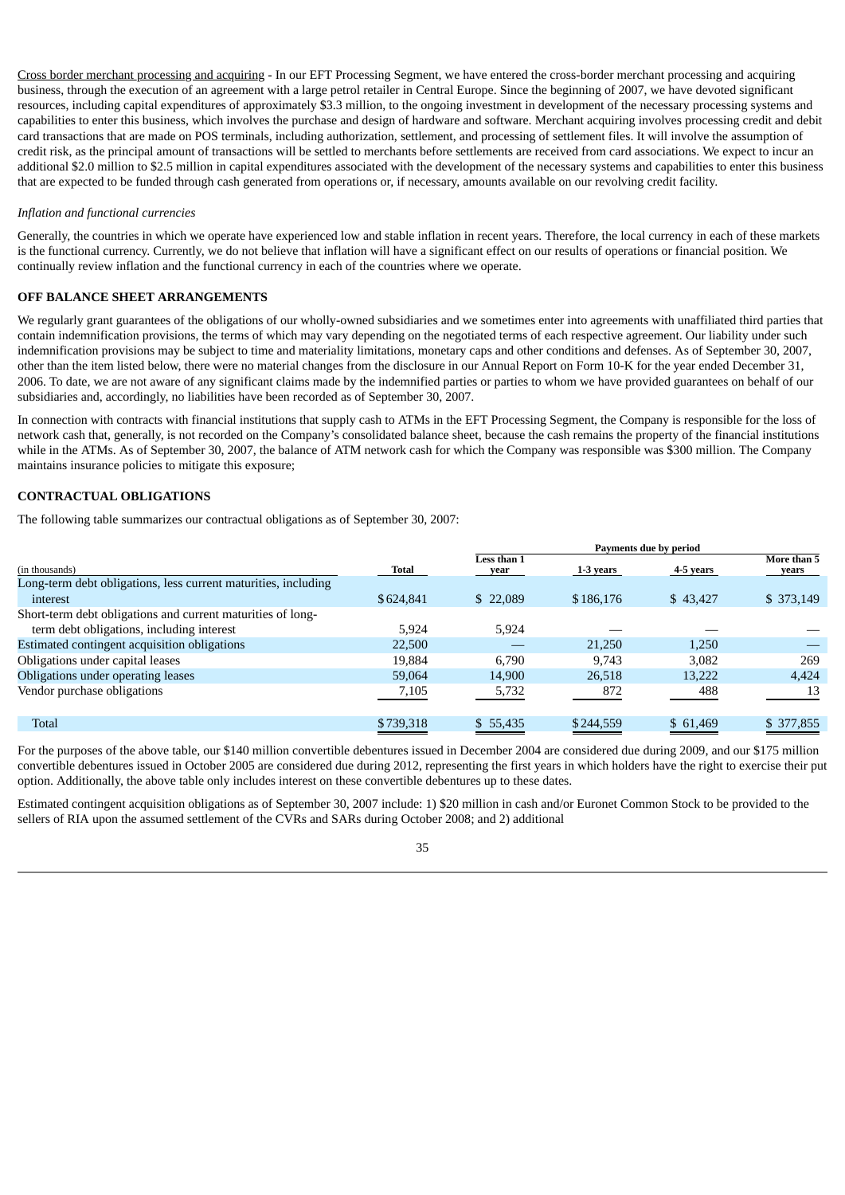Cross border merchant processing and acquiring - In our EFT Processing Segment, we have entered the cross-border merchant processing and acquiring business, through the execution of an agreement with a large petrol retailer in Central Europe. Since the beginning of 2007, we have devoted significant resources, including capital expenditures of approximately $3.3 million, to the ongoing investment in development of the necessary processing systems and capabilities to enter this business, which involves the purchase and design of hardware and software. Merchant acquiring involves processing credit and debit card transactions that are made on POS terminals, including authorization, settlement, and processing of settlement files. It will involve the assumption of credit risk, as the principal amount of transactions will be settled to merchants before settlements are received from card associations. We expect to incur an additional $2.0 million to $2.5 million in capital expenditures associated with the development of the necessary systems and capabilities to enter this business that are expected to be funded through cash generated from operations or, if necessary, amounts available on our revolving credit facility.

*Inflation and functional currencies*

Generally, the countries in which we operate have experienced low and stable inflation in recent years. Therefore, the local currency in each of these markets is the functional currency. Currently, we do not believe that inflation will have a significant effect on our results of operations or financial position. We continually review inflation and the functional currency in each of the countries where we operate.

**OFF BALANCE SHEET ARRANGEMENTS**

We regularly grant guarantees of the obligations of our wholly-owned subsidiaries and we sometimes enter into agreements with unaffiliated third parties that contain indemnification provisions, the terms of which may vary depending on the negotiated terms of each respective agreement. Our liability under such indemnification provisions may be subject to time and materiality limitations, monetary caps and other conditions and defenses. As of September 30, 2007, other than the item listed below, there were no material changes from the disclosure in our Annual Report on Form 10-K for the year ended December 31, 2006. To date, we are not aware of any significant claims made by the indemnified parties or parties to whom we have provided guarantees on behalf of our subsidiaries and, accordingly, no liabilities have been recorded as of September 30, 2007.

In connection with contracts with financial institutions that supply cash to ATMs in the EFT Processing Segment, the Company is responsible for the loss of network cash that, generally, is not recorded on the Company's consolidated balance sheet, because the cash remains the property of the financial institutions while in the ATMs. As of September 30, 2007, the balance of ATM network cash for which the Company was responsible was $300 million. The Company maintains insurance policies to mitigate this exposure;

**CONTRACTUAL OBLIGATIONS**

The following table summarizes our contractual obligations as of September 30, 2007:

| (in thousands) | Total | Payments due by period | | | |
|---|---|---|---|---|---|
| | | Less than 1 year | 1-3 years | 4-5 years | More than 5 years |
| Long-term debt obligations, less current maturities, including interest | $624,841 | $ 22,089 | $186,176 | $ 43,427 | $ 373,149 |
| Short-term debt obligations and current maturities of long-term debt obligations, including interest | 5,924 | 5,924 | — | — | — |
| Estimated contingent acquisition obligations | 22,500 | — | 21,250 | 1,250 | — |
| Obligations under capital leases | 19,884 | 6,790 | 9,743 | 3,082 | 269 |
| Obligations under operating leases | 59,064 | 14,900 | 26,518 | 13,222 | 4,424 |
| Vendor purchase obligations | 7,105 | 5,732 | 872 | 488 | 13 |
| Total | $739,318 | $ 55,435 | $244,559 | $ 61,469 | $ 377,855 |

For the purposes of the above table, our $140 million convertible debentures issued in December 2004 are considered due during 2009, and our $175 million convertible debentures issued in October 2005 are considered due during 2012, representing the first years in which holders have the right to exercise their put option. Additionally, the above table only includes interest on these convertible debentures up to these dates.

Estimated contingent acquisition obligations as of September 30, 2007 include: 1) $20 million in cash and/or Euronet Common Stock to be provided to the sellers of RIA upon the assumed settlement of the CVRs and SARs during October 2008; and 2) additional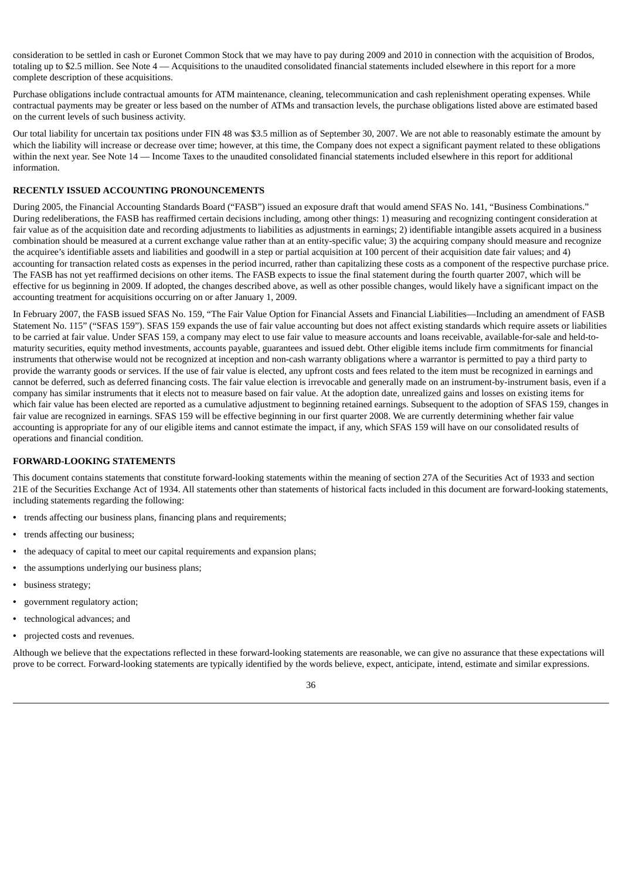consideration to be settled in cash or Euronet Common Stock that we may have to pay during 2009 and 2010 in connection with the acquisition of Brodos, totaling up to $2.5 million. See Note 4 — Acquisitions to the unaudited consolidated financial statements included elsewhere in this report for a more complete description of these acquisitions.

Purchase obligations include contractual amounts for ATM maintenance, cleaning, telecommunication and cash replenishment operating expenses. While contractual payments may be greater or less based on the number of ATMs and transaction levels, the purchase obligations listed above are estimated based on the current levels of such business activity.

Our total liability for uncertain tax positions under FIN 48 was $3.5 million as of September 30, 2007. We are not able to reasonably estimate the amount by which the liability will increase or decrease over time; however, at this time, the Company does not expect a significant payment related to these obligations within the next year. See Note 14 — Income Taxes to the unaudited consolidated financial statements included elsewhere in this report for additional information.

## RECENTLY ISSUED ACCOUNTING PRONOUNCEMENTS

During 2005, the Financial Accounting Standards Board ("FASB") issued an exposure draft that would amend SFAS No. 141, "Business Combinations." During redeliberations, the FASB has reaffirmed certain decisions including, among other things: 1) measuring and recognizing contingent consideration at fair value as of the acquisition date and recording adjustments to liabilities as adjustments in earnings; 2) identifiable intangible assets acquired in a business combination should be measured at a current exchange value rather than at an entity-specific value; 3) the acquiring company should measure and recognize the acquiree's identifiable assets and liabilities and goodwill in a step or partial acquisition at 100 percent of their acquisition date fair values; and 4) accounting for transaction related costs as expenses in the period incurred, rather than capitalizing these costs as a component of the respective purchase price. The FASB has not yet reaffirmed decisions on other items. The FASB expects to issue the final statement during the fourth quarter 2007, which will be effective for us beginning in 2009. If adopted, the changes described above, as well as other possible changes, would likely have a significant impact on the accounting treatment for acquisitions occurring on or after January 1, 2009.

In February 2007, the FASB issued SFAS No. 159, "The Fair Value Option for Financial Assets and Financial Liabilities—Including an amendment of FASB Statement No. 115" ("SFAS 159"). SFAS 159 expands the use of fair value accounting but does not affect existing standards which require assets or liabilities to be carried at fair value. Under SFAS 159, a company may elect to use fair value to measure accounts and loans receivable, available-for-sale and held-to-maturity securities, equity method investments, accounts payable, guarantees and issued debt. Other eligible items include firm commitments for financial instruments that otherwise would not be recognized at inception and non-cash warranty obligations where a warrantor is permitted to pay a third party to provide the warranty goods or services. If the use of fair value is elected, any upfront costs and fees related to the item must be recognized in earnings and cannot be deferred, such as deferred financing costs. The fair value election is irrevocable and generally made on an instrument-by-instrument basis, even if a company has similar instruments that it elects not to measure based on fair value. At the adoption date, unrealized gains and losses on existing items for which fair value has been elected are reported as a cumulative adjustment to beginning retained earnings. Subsequent to the adoption of SFAS 159, changes in fair value are recognized in earnings. SFAS 159 will be effective beginning in our first quarter 2008. We are currently determining whether fair value accounting is appropriate for any of our eligible items and cannot estimate the impact, if any, which SFAS 159 will have on our consolidated results of operations and financial condition.

## FORWARD-LOOKING STATEMENTS

This document contains statements that constitute forward-looking statements within the meaning of section 27A of the Securities Act of 1933 and section 21E of the Securities Exchange Act of 1934. All statements other than statements of historical facts included in this document are forward-looking statements, including statements regarding the following:

- trends affecting our business plans, financing plans and requirements;
- trends affecting our business;
- the adequacy of capital to meet our capital requirements and expansion plans;
- the assumptions underlying our business plans;
- business strategy;
- government regulatory action;
- technological advances; and
- projected costs and revenues.

Although we believe that the expectations reflected in these forward-looking statements are reasonable, we can give no assurance that these expectations will prove to be correct. Forward-looking statements are typically identified by the words believe, expect, anticipate, intend, estimate and similar expressions.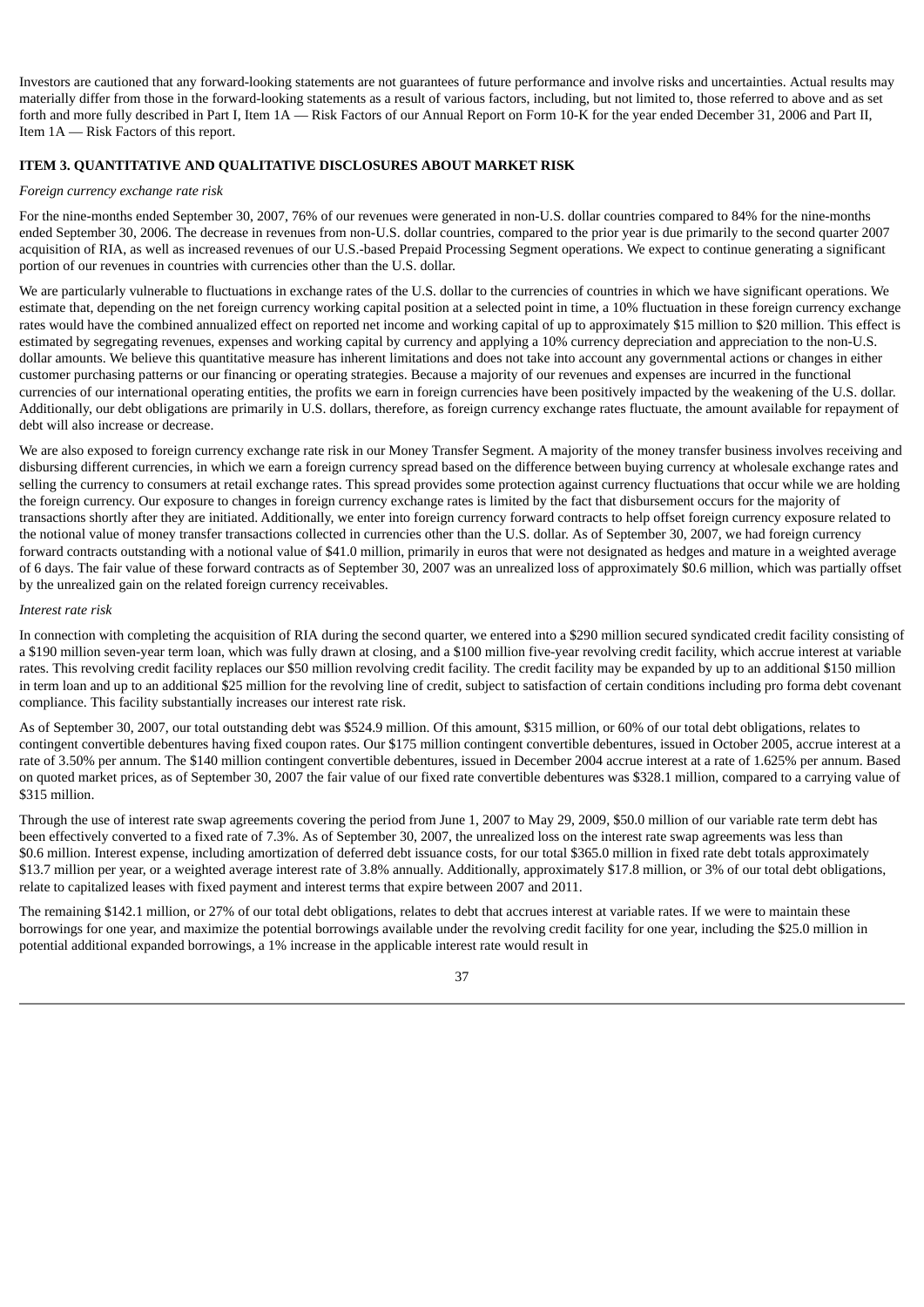Investors are cautioned that any forward-looking statements are not guarantees of future performance and involve risks and uncertainties. Actual results may materially differ from those in the forward-looking statements as a result of various factors, including, but not limited to, those referred to above and as set forth and more fully described in Part I, Item 1A — Risk Factors of our Annual Report on Form 10-K for the year ended December 31, 2006 and Part II, Item 1A — Risk Factors of this report.

### ITEM 3. QUANTITATIVE AND QUALITATIVE DISCLOSURES ABOUT MARKET RISK

*Foreign currency exchange rate risk*

For the nine-months ended September 30, 2007, 76% of our revenues were generated in non-U.S. dollar countries compared to 84% for the nine-months ended September 30, 2006. The decrease in revenues from non-U.S. dollar countries, compared to the prior year is due primarily to the second quarter 2007 acquisition of RIA, as well as increased revenues of our U.S.-based Prepaid Processing Segment operations. We expect to continue generating a significant portion of our revenues in countries with currencies other than the U.S. dollar.

We are particularly vulnerable to fluctuations in exchange rates of the U.S. dollar to the currencies of countries in which we have significant operations. We estimate that, depending on the net foreign currency working capital position at a selected point in time, a 10% fluctuation in these foreign currency exchange rates would have the combined annualized effect on reported net income and working capital of up to approximately $15 million to $20 million. This effect is estimated by segregating revenues, expenses and working capital by currency and applying a 10% currency depreciation and appreciation to the non-U.S. dollar amounts. We believe this quantitative measure has inherent limitations and does not take into account any governmental actions or changes in either customer purchasing patterns or our financing or operating strategies. Because a majority of our revenues and expenses are incurred in the functional currencies of our international operating entities, the profits we earn in foreign currencies have been positively impacted by the weakening of the U.S. dollar. Additionally, our debt obligations are primarily in U.S. dollars, therefore, as foreign currency exchange rates fluctuate, the amount available for repayment of debt will also increase or decrease.

We are also exposed to foreign currency exchange rate risk in our Money Transfer Segment. A majority of the money transfer business involves receiving and disbursing different currencies, in which we earn a foreign currency spread based on the difference between buying currency at wholesale exchange rates and selling the currency to consumers at retail exchange rates. This spread provides some protection against currency fluctuations that occur while we are holding the foreign currency. Our exposure to changes in foreign currency exchange rates is limited by the fact that disbursement occurs for the majority of transactions shortly after they are initiated. Additionally, we enter into foreign currency forward contracts to help offset foreign currency exposure related to the notional value of money transfer transactions collected in currencies other than the U.S. dollar. As of September 30, 2007, we had foreign currency forward contracts outstanding with a notional value of $41.0 million, primarily in euros that were not designated as hedges and mature in a weighted average of 6 days. The fair value of these forward contracts as of September 30, 2007 was an unrealized loss of approximately $0.6 million, which was partially offset by the unrealized gain on the related foreign currency receivables.

*Interest rate risk*

In connection with completing the acquisition of RIA during the second quarter, we entered into a $290 million secured syndicated credit facility consisting of a $190 million seven-year term loan, which was fully drawn at closing, and a $100 million five-year revolving credit facility, which accrue interest at variable rates. This revolving credit facility replaces our $50 million revolving credit facility. The credit facility may be expanded by up to an additional $150 million in term loan and up to an additional $25 million for the revolving line of credit, subject to satisfaction of certain conditions including pro forma debt covenant compliance. This facility substantially increases our interest rate risk.

As of September 30, 2007, our total outstanding debt was $524.9 million. Of this amount, $315 million, or 60% of our total debt obligations, relates to contingent convertible debentures having fixed coupon rates. Our $175 million contingent convertible debentures, issued in October 2005, accrue interest at a rate of 3.50% per annum. The $140 million contingent convertible debentures, issued in December 2004 accrue interest at a rate of 1.625% per annum. Based on quoted market prices, as of September 30, 2007 the fair value of our fixed rate convertible debentures was $328.1 million, compared to a carrying value of $315 million.

Through the use of interest rate swap agreements covering the period from June 1, 2007 to May 29, 2009, $50.0 million of our variable rate term debt has been effectively converted to a fixed rate of 7.3%. As of September 30, 2007, the unrealized loss on the interest rate swap agreements was less than $0.6 million. Interest expense, including amortization of deferred debt issuance costs, for our total $365.0 million in fixed rate debt totals approximately $13.7 million per year, or a weighted average interest rate of 3.8% annually. Additionally, approximately $17.8 million, or 3% of our total debt obligations, relate to capitalized leases with fixed payment and interest terms that expire between 2007 and 2011.

The remaining $142.1 million, or 27% of our total debt obligations, relates to debt that accrues interest at variable rates. If we were to maintain these borrowings for one year, and maximize the potential borrowings available under the revolving credit facility for one year, including the $25.0 million in potential additional expanded borrowings, a 1% increase in the applicable interest rate would result in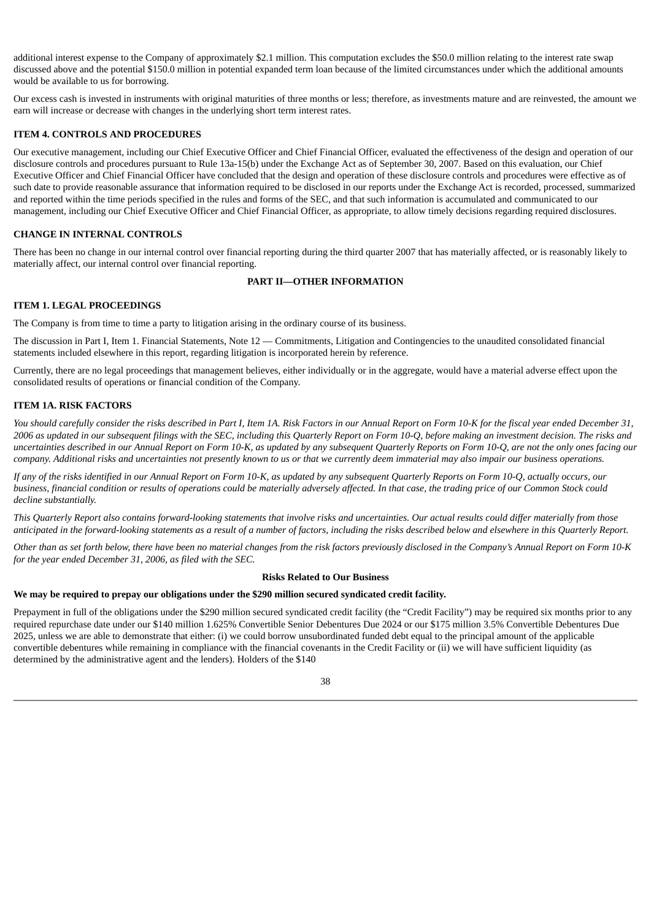additional interest expense to the Company of approximately $2.1 million. This computation excludes the $50.0 million relating to the interest rate swap discussed above and the potential $150.0 million in potential expanded term loan because of the limited circumstances under which the additional amounts would be available to us for borrowing.

Our excess cash is invested in instruments with original maturities of three months or less; therefore, as investments mature and are reinvested, the amount we earn will increase or decrease with changes in the underlying short term interest rates.

### ITEM 4. CONTROLS AND PROCEDURES

Our executive management, including our Chief Executive Officer and Chief Financial Officer, evaluated the effectiveness of the design and operation of our disclosure controls and procedures pursuant to Rule 13a-15(b) under the Exchange Act as of September 30, 2007. Based on this evaluation, our Chief Executive Officer and Chief Financial Officer have concluded that the design and operation of these disclosure controls and procedures were effective as of such date to provide reasonable assurance that information required to be disclosed in our reports under the Exchange Act is recorded, processed, summarized and reported within the time periods specified in the rules and forms of the SEC, and that such information is accumulated and communicated to our management, including our Chief Executive Officer and Chief Financial Officer, as appropriate, to allow timely decisions regarding required disclosures.

### CHANGE IN INTERNAL CONTROLS

There has been no change in our internal control over financial reporting during the third quarter 2007 that has materially affected, or is reasonably likely to materially affect, our internal control over financial reporting.

## PART II—OTHER INFORMATION

### ITEM 1. LEGAL PROCEEDINGS

The Company is from time to time a party to litigation arising in the ordinary course of its business.

The discussion in Part I, Item 1. Financial Statements, Note 12 — Commitments, Litigation and Contingencies to the unaudited consolidated financial statements included elsewhere in this report, regarding litigation is incorporated herein by reference.

Currently, there are no legal proceedings that management believes, either individually or in the aggregate, would have a material adverse effect upon the consolidated results of operations or financial condition of the Company.

### ITEM 1A. RISK FACTORS

*You should carefully consider the risks described in Part I, Item 1A. Risk Factors in our Annual Report on Form 10-K for the fiscal year ended December 31, 2006 as updated in our subsequent filings with the SEC, including this Quarterly Report on Form 10-Q, before making an investment decision. The risks and uncertainties described in our Annual Report on Form 10-K, as updated by any subsequent Quarterly Reports on Form 10-Q, are not the only ones facing our company. Additional risks and uncertainties not presently known to us or that we currently deem immaterial may also impair our business operations.*

*If any of the risks identified in our Annual Report on Form 10-K, as updated by any subsequent Quarterly Reports on Form 10-Q, actually occurs, our business, financial condition or results of operations could be materially adversely affected. In that case, the trading price of our Common Stock could decline substantially.*

*This Quarterly Report also contains forward-looking statements that involve risks and uncertainties. Our actual results could differ materially from those anticipated in the forward-looking statements as a result of a number of factors, including the risks described below and elsewhere in this Quarterly Report.*

*Other than as set forth below, there have been no material changes from the risk factors previously disclosed in the Company's Annual Report on Form 10-K for the year ended December 31, 2006, as filed with the SEC.*

#### Risks Related to Our Business

**We may be required to prepay our obligations under the $290 million secured syndicated credit facility.**

Prepayment in full of the obligations under the $290 million secured syndicated credit facility (the "Credit Facility") may be required six months prior to any required repurchase date under our $140 million 1.625% Convertible Senior Debentures Due 2024 or our $175 million 3.5% Convertible Debentures Due 2025, unless we are able to demonstrate that either: (i) we could borrow unsubordinated funded debt equal to the principal amount of the applicable convertible debentures while remaining in compliance with the financial covenants in the Credit Facility or (ii) we will have sufficient liquidity (as determined by the administrative agent and the lenders). Holders of the $140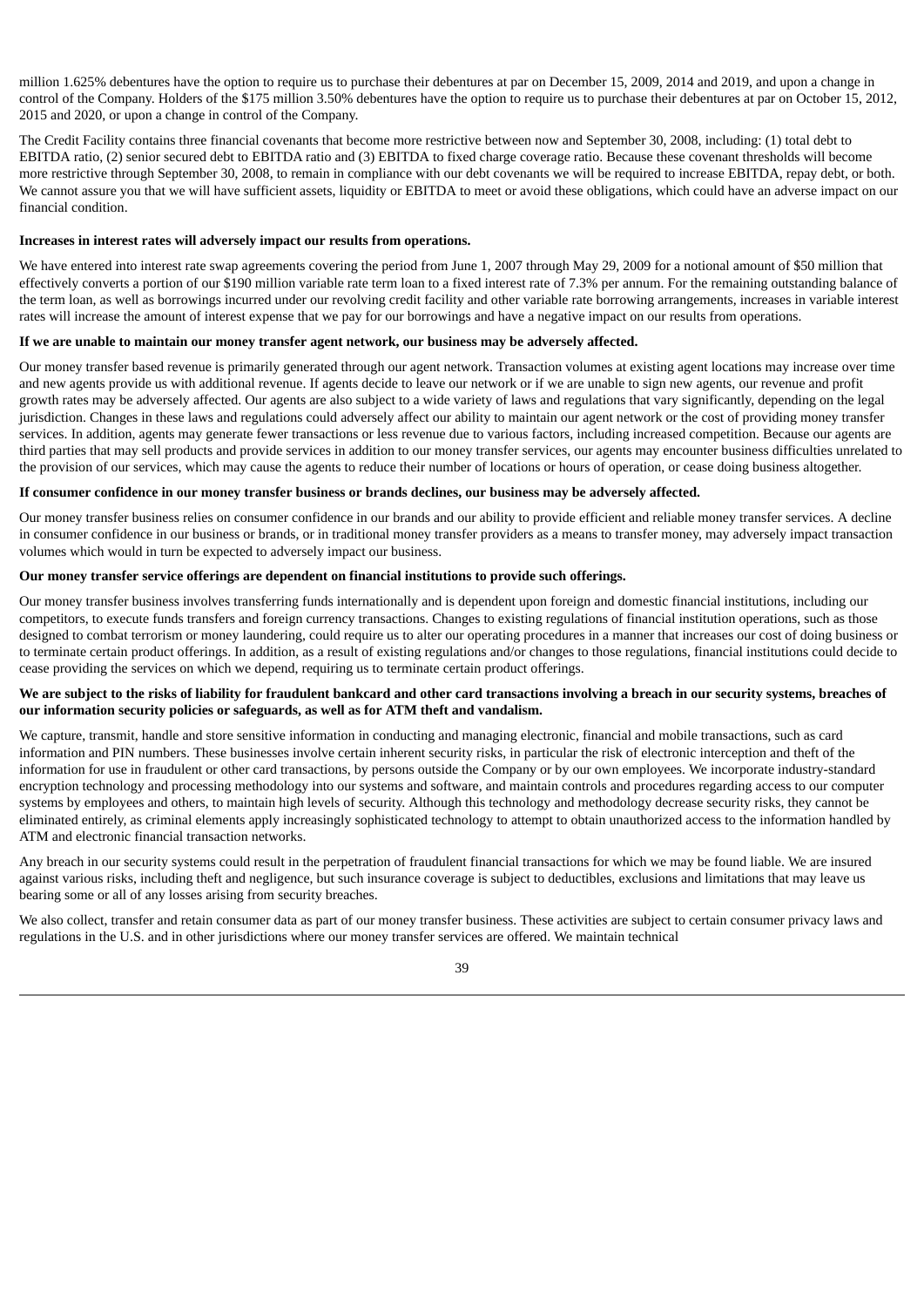million 1.625% debentures have the option to require us to purchase their debentures at par on December 15, 2009, 2014 and 2019, and upon a change in control of the Company. Holders of the $175 million 3.50% debentures have the option to require us to purchase their debentures at par on October 15, 2012, 2015 and 2020, or upon a change in control of the Company.

The Credit Facility contains three financial covenants that become more restrictive between now and September 30, 2008, including: (1) total debt to EBITDA ratio, (2) senior secured debt to EBITDA ratio and (3) EBITDA to fixed charge coverage ratio. Because these covenant thresholds will become more restrictive through September 30, 2008, to remain in compliance with our debt covenants we will be required to increase EBITDA, repay debt, or both. We cannot assure you that we will have sufficient assets, liquidity or EBITDA to meet or avoid these obligations, which could have an adverse impact on our financial condition.

**Increases in interest rates will adversely impact our results from operations.**

We have entered into interest rate swap agreements covering the period from June 1, 2007 through May 29, 2009 for a notional amount of $50 million that effectively converts a portion of our $190 million variable rate term loan to a fixed interest rate of 7.3% per annum. For the remaining outstanding balance of the term loan, as well as borrowings incurred under our revolving credit facility and other variable rate borrowing arrangements, increases in variable interest rates will increase the amount of interest expense that we pay for our borrowings and have a negative impact on our results from operations.

**If we are unable to maintain our money transfer agent network, our business may be adversely affected.**

Our money transfer based revenue is primarily generated through our agent network. Transaction volumes at existing agent locations may increase over time and new agents provide us with additional revenue. If agents decide to leave our network or if we are unable to sign new agents, our revenue and profit growth rates may be adversely affected. Our agents are also subject to a wide variety of laws and regulations that vary significantly, depending on the legal jurisdiction. Changes in these laws and regulations could adversely affect our ability to maintain our agent network or the cost of providing money transfer services. In addition, agents may generate fewer transactions or less revenue due to various factors, including increased competition. Because our agents are third parties that may sell products and provide services in addition to our money transfer services, our agents may encounter business difficulties unrelated to the provision of our services, which may cause the agents to reduce their number of locations or hours of operation, or cease doing business altogether.

**If consumer confidence in our money transfer business or brands declines, our business may be adversely affected.**

Our money transfer business relies on consumer confidence in our brands and our ability to provide efficient and reliable money transfer services. A decline in consumer confidence in our business or brands, or in traditional money transfer providers as a means to transfer money, may adversely impact transaction volumes which would in turn be expected to adversely impact our business.

**Our money transfer service offerings are dependent on financial institutions to provide such offerings.**

Our money transfer business involves transferring funds internationally and is dependent upon foreign and domestic financial institutions, including our competitors, to execute funds transfers and foreign currency transactions. Changes to existing regulations of financial institution operations, such as those designed to combat terrorism or money laundering, could require us to alter our operating procedures in a manner that increases our cost of doing business or to terminate certain product offerings. In addition, as a result of existing regulations and/or changes to those regulations, financial institutions could decide to cease providing the services on which we depend, requiring us to terminate certain product offerings.

**We are subject to the risks of liability for fraudulent bankcard and other card transactions involving a breach in our security systems, breaches of our information security policies or safeguards, as well as for ATM theft and vandalism.**

We capture, transmit, handle and store sensitive information in conducting and managing electronic, financial and mobile transactions, such as card information and PIN numbers. These businesses involve certain inherent security risks, in particular the risk of electronic interception and theft of the information for use in fraudulent or other card transactions, by persons outside the Company or by our own employees. We incorporate industry-standard encryption technology and processing methodology into our systems and software, and maintain controls and procedures regarding access to our computer systems by employees and others, to maintain high levels of security. Although this technology and methodology decrease security risks, they cannot be eliminated entirely, as criminal elements apply increasingly sophisticated technology to attempt to obtain unauthorized access to the information handled by ATM and electronic financial transaction networks.

Any breach in our security systems could result in the perpetration of fraudulent financial transactions for which we may be found liable. We are insured against various risks, including theft and negligence, but such insurance coverage is subject to deductibles, exclusions and limitations that may leave us bearing some or all of any losses arising from security breaches.

We also collect, transfer and retain consumer data as part of our money transfer business. These activities are subject to certain consumer privacy laws and regulations in the U.S. and in other jurisdictions where our money transfer services are offered. We maintain technical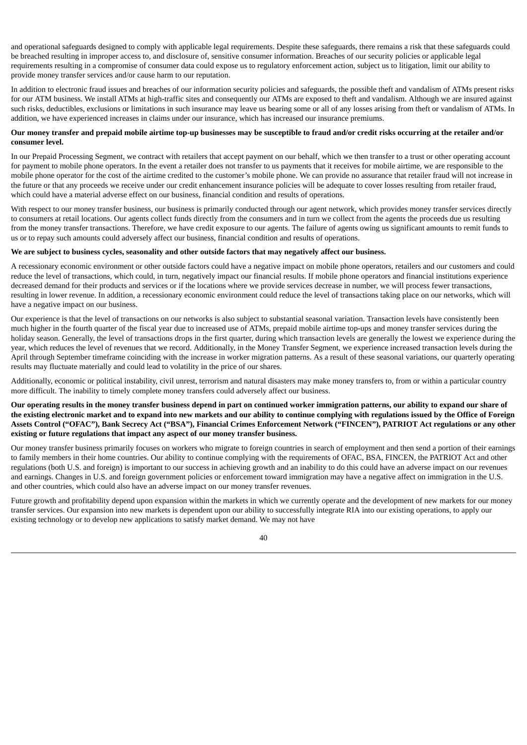and operational safeguards designed to comply with applicable legal requirements. Despite these safeguards, there remains a risk that these safeguards could be breached resulting in improper access to, and disclosure of, sensitive consumer information. Breaches of our security policies or applicable legal requirements resulting in a compromise of consumer data could expose us to regulatory enforcement action, subject us to litigation, limit our ability to provide money transfer services and/or cause harm to our reputation.

In addition to electronic fraud issues and breaches of our information security policies and safeguards, the possible theft and vandalism of ATMs present risks for our ATM business. We install ATMs at high-traffic sites and consequently our ATMs are exposed to theft and vandalism. Although we are insured against such risks, deductibles, exclusions or limitations in such insurance may leave us bearing some or all of any losses arising from theft or vandalism of ATMs. In addition, we have experienced increases in claims under our insurance, which has increased our insurance premiums.

**Our money transfer and prepaid mobile airtime top-up businesses may be susceptible to fraud and/or credit risks occurring at the retailer and/or consumer level.**

In our Prepaid Processing Segment, we contract with retailers that accept payment on our behalf, which we then transfer to a trust or other operating account for payment to mobile phone operators. In the event a retailer does not transfer to us payments that it receives for mobile airtime, we are responsible to the mobile phone operator for the cost of the airtime credited to the customer's mobile phone. We can provide no assurance that retailer fraud will not increase in the future or that any proceeds we receive under our credit enhancement insurance policies will be adequate to cover losses resulting from retailer fraud, which could have a material adverse effect on our business, financial condition and results of operations.

With respect to our money transfer business, our business is primarily conducted through our agent network, which provides money transfer services directly to consumers at retail locations. Our agents collect funds directly from the consumers and in turn we collect from the agents the proceeds due us resulting from the money transfer transactions. Therefore, we have credit exposure to our agents. The failure of agents owing us significant amounts to remit funds to us or to repay such amounts could adversely affect our business, financial condition and results of operations.

**We are subject to business cycles, seasonality and other outside factors that may negatively affect our business.**

A recessionary economic environment or other outside factors could have a negative impact on mobile phone operators, retailers and our customers and could reduce the level of transactions, which could, in turn, negatively impact our financial results. If mobile phone operators and financial institutions experience decreased demand for their products and services or if the locations where we provide services decrease in number, we will process fewer transactions, resulting in lower revenue. In addition, a recessionary economic environment could reduce the level of transactions taking place on our networks, which will have a negative impact on our business.

Our experience is that the level of transactions on our networks is also subject to substantial seasonal variation. Transaction levels have consistently been much higher in the fourth quarter of the fiscal year due to increased use of ATMs, prepaid mobile airtime top-ups and money transfer services during the holiday season. Generally, the level of transactions drops in the first quarter, during which transaction levels are generally the lowest we experience during the year, which reduces the level of revenues that we record. Additionally, in the Money Transfer Segment, we experience increased transaction levels during the April through September timeframe coinciding with the increase in worker migration patterns. As a result of these seasonal variations, our quarterly operating results may fluctuate materially and could lead to volatility in the price of our shares.

Additionally, economic or political instability, civil unrest, terrorism and natural disasters may make money transfers to, from or within a particular country more difficult. The inability to timely complete money transfers could adversely affect our business.

**Our operating results in the money transfer business depend in part on continued worker immigration patterns, our ability to expand our share of the existing electronic market and to expand into new markets and our ability to continue complying with regulations issued by the Office of Foreign Assets Control ("OFAC"), Bank Secrecy Act ("BSA"), Financial Crimes Enforcement Network ("FINCEN"), PATRIOT Act regulations or any other existing or future regulations that impact any aspect of our money transfer business.**

Our money transfer business primarily focuses on workers who migrate to foreign countries in search of employment and then send a portion of their earnings to family members in their home countries. Our ability to continue complying with the requirements of OFAC, BSA, FINCEN, the PATRIOT Act and other regulations (both U.S. and foreign) is important to our success in achieving growth and an inability to do this could have an adverse impact on our revenues and earnings. Changes in U.S. and foreign government policies or enforcement toward immigration may have a negative affect on immigration in the U.S. and other countries, which could also have an adverse impact on our money transfer revenues.

Future growth and profitability depend upon expansion within the markets in which we currently operate and the development of new markets for our money transfer services. Our expansion into new markets is dependent upon our ability to successfully integrate RIA into our existing operations, to apply our existing technology or to develop new applications to satisfy market demand. We may not have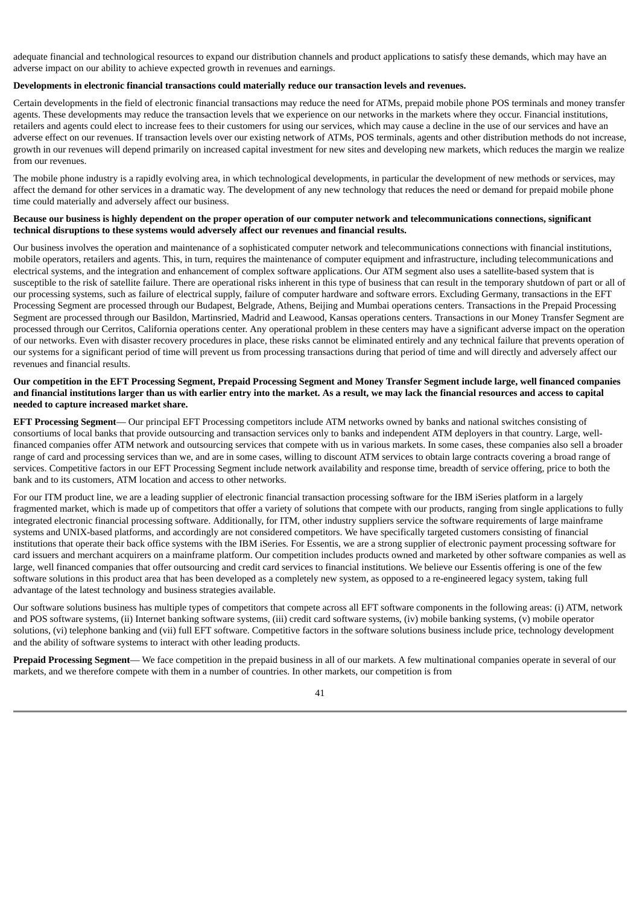adequate financial and technological resources to expand our distribution channels and product applications to satisfy these demands, which may have an adverse impact on our ability to achieve expected growth in revenues and earnings.

**Developments in electronic financial transactions could materially reduce our transaction levels and revenues.**

Certain developments in the field of electronic financial transactions may reduce the need for ATMs, prepaid mobile phone POS terminals and money transfer agents. These developments may reduce the transaction levels that we experience on our networks in the markets where they occur. Financial institutions, retailers and agents could elect to increase fees to their customers for using our services, which may cause a decline in the use of our services and have an adverse effect on our revenues. If transaction levels over our existing network of ATMs, POS terminals, agents and other distribution methods do not increase, growth in our revenues will depend primarily on increased capital investment for new sites and developing new markets, which reduces the margin we realize from our revenues.

The mobile phone industry is a rapidly evolving area, in which technological developments, in particular the development of new methods or services, may affect the demand for other services in a dramatic way. The development of any new technology that reduces the need or demand for prepaid mobile phone time could materially and adversely affect our business.

**Because our business is highly dependent on the proper operation of our computer network and telecommunications connections, significant technical disruptions to these systems would adversely affect our revenues and financial results.**

Our business involves the operation and maintenance of a sophisticated computer network and telecommunications connections with financial institutions, mobile operators, retailers and agents. This, in turn, requires the maintenance of computer equipment and infrastructure, including telecommunications and electrical systems, and the integration and enhancement of complex software applications. Our ATM segment also uses a satellite-based system that is susceptible to the risk of satellite failure. There are operational risks inherent in this type of business that can result in the temporary shutdown of part or all of our processing systems, such as failure of electrical supply, failure of computer hardware and software errors. Excluding Germany, transactions in the EFT Processing Segment are processed through our Budapest, Belgrade, Athens, Beijing and Mumbai operations centers. Transactions in the Prepaid Processing Segment are processed through our Basildon, Martinsried, Madrid and Leawood, Kansas operations centers. Transactions in our Money Transfer Segment are processed through our Cerritos, California operations center. Any operational problem in these centers may have a significant adverse impact on the operation of our networks. Even with disaster recovery procedures in place, these risks cannot be eliminated entirely and any technical failure that prevents operation of our systems for a significant period of time will prevent us from processing transactions during that period of time and will directly and adversely affect our revenues and financial results.

**Our competition in the EFT Processing Segment, Prepaid Processing Segment and Money Transfer Segment include large, well financed companies and financial institutions larger than us with earlier entry into the market. As a result, we may lack the financial resources and access to capital needed to capture increased market share.**

**EFT Processing Segment**— Our principal EFT Processing competitors include ATM networks owned by banks and national switches consisting of consortiums of local banks that provide outsourcing and transaction services only to banks and independent ATM deployers in that country. Large, well-financed companies offer ATM network and outsourcing services that compete with us in various markets. In some cases, these companies also sell a broader range of card and processing services than we, and are in some cases, willing to discount ATM services to obtain large contracts covering a broad range of services. Competitive factors in our EFT Processing Segment include network availability and response time, breadth of service offering, price to both the bank and to its customers, ATM location and access to other networks.

For our ITM product line, we are a leading supplier of electronic financial transaction processing software for the IBM iSeries platform in a largely fragmented market, which is made up of competitors that offer a variety of solutions that compete with our products, ranging from single applications to fully integrated electronic financial processing software. Additionally, for ITM, other industry suppliers service the software requirements of large mainframe systems and UNIX-based platforms, and accordingly are not considered competitors. We have specifically targeted customers consisting of financial institutions that operate their back office systems with the IBM iSeries. For Essentis, we are a strong supplier of electronic payment processing software for card issuers and merchant acquirers on a mainframe platform. Our competition includes products owned and marketed by other software companies as well as large, well financed companies that offer outsourcing and credit card services to financial institutions. We believe our Essentis offering is one of the few software solutions in this product area that has been developed as a completely new system, as opposed to a re-engineered legacy system, taking full advantage of the latest technology and business strategies available.

Our software solutions business has multiple types of competitors that compete across all EFT software components in the following areas: (i) ATM, network and POS software systems, (ii) Internet banking software systems, (iii) credit card software systems, (iv) mobile banking systems, (v) mobile operator solutions, (vi) telephone banking and (vii) full EFT software. Competitive factors in the software solutions business include price, technology development and the ability of software systems to interact with other leading products.

**Prepaid Processing Segment**— We face competition in the prepaid business in all of our markets. A few multinational companies operate in several of our markets, and we therefore compete with them in a number of countries. In other markets, our competition is from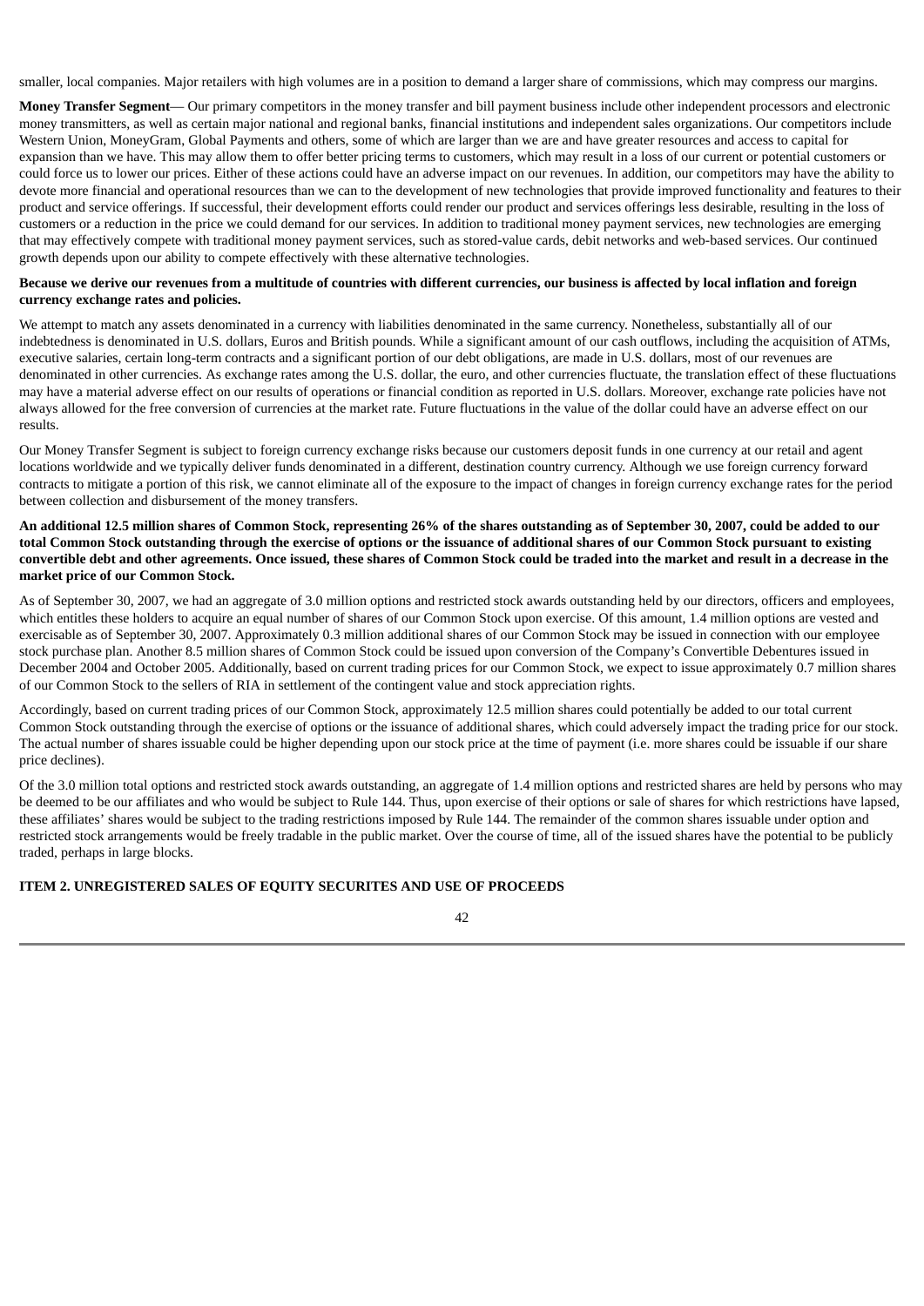smaller, local companies. Major retailers with high volumes are in a position to demand a larger share of commissions, which may compress our margins.

**Money Transfer Segment**— Our primary competitors in the money transfer and bill payment business include other independent processors and electronic money transmitters, as well as certain major national and regional banks, financial institutions and independent sales organizations. Our competitors include Western Union, MoneyGram, Global Payments and others, some of which are larger than we are and have greater resources and access to capital for expansion than we have. This may allow them to offer better pricing terms to customers, which may result in a loss of our current or potential customers or could force us to lower our prices. Either of these actions could have an adverse impact on our revenues. In addition, our competitors may have the ability to devote more financial and operational resources than we can to the development of new technologies that provide improved functionality and features to their product and service offerings. If successful, their development efforts could render our product and services offerings less desirable, resulting in the loss of customers or a reduction in the price we could demand for our services. In addition to traditional money payment services, new technologies are emerging that may effectively compete with traditional money payment services, such as stored-value cards, debit networks and web-based services. Our continued growth depends upon our ability to compete effectively with these alternative technologies.

**Because we derive our revenues from a multitude of countries with different currencies, our business is affected by local inflation and foreign currency exchange rates and policies.**

We attempt to match any assets denominated in a currency with liabilities denominated in the same currency. Nonetheless, substantially all of our indebtedness is denominated in U.S. dollars, Euros and British pounds. While a significant amount of our cash outflows, including the acquisition of ATMs, executive salaries, certain long-term contracts and a significant portion of our debt obligations, are made in U.S. dollars, most of our revenues are denominated in other currencies. As exchange rates among the U.S. dollar, the euro, and other currencies fluctuate, the translation effect of these fluctuations may have a material adverse effect on our results of operations or financial condition as reported in U.S. dollars. Moreover, exchange rate policies have not always allowed for the free conversion of currencies at the market rate. Future fluctuations in the value of the dollar could have an adverse effect on our results.

Our Money Transfer Segment is subject to foreign currency exchange risks because our customers deposit funds in one currency at our retail and agent locations worldwide and we typically deliver funds denominated in a different, destination country currency. Although we use foreign currency forward contracts to mitigate a portion of this risk, we cannot eliminate all of the exposure to the impact of changes in foreign currency exchange rates for the period between collection and disbursement of the money transfers.

**An additional 12.5 million shares of Common Stock, representing 26% of the shares outstanding as of September 30, 2007, could be added to our total Common Stock outstanding through the exercise of options or the issuance of additional shares of our Common Stock pursuant to existing convertible debt and other agreements. Once issued, these shares of Common Stock could be traded into the market and result in a decrease in the market price of our Common Stock.**

As of September 30, 2007, we had an aggregate of 3.0 million options and restricted stock awards outstanding held by our directors, officers and employees, which entitles these holders to acquire an equal number of shares of our Common Stock upon exercise. Of this amount, 1.4 million options are vested and exercisable as of September 30, 2007. Approximately 0.3 million additional shares of our Common Stock may be issued in connection with our employee stock purchase plan. Another 8.5 million shares of Common Stock could be issued upon conversion of the Company's Convertible Debentures issued in December 2004 and October 2005. Additionally, based on current trading prices for our Common Stock, we expect to issue approximately 0.7 million shares of our Common Stock to the sellers of RIA in settlement of the contingent value and stock appreciation rights.

Accordingly, based on current trading prices of our Common Stock, approximately 12.5 million shares could potentially be added to our total current Common Stock outstanding through the exercise of options or the issuance of additional shares, which could adversely impact the trading price for our stock. The actual number of shares issuable could be higher depending upon our stock price at the time of payment (i.e. more shares could be issuable if our share price declines).

Of the 3.0 million total options and restricted stock awards outstanding, an aggregate of 1.4 million options and restricted shares are held by persons who may be deemed to be our affiliates and who would be subject to Rule 144. Thus, upon exercise of their options or sale of shares for which restrictions have lapsed, these affiliates' shares would be subject to the trading restrictions imposed by Rule 144. The remainder of the common shares issuable under option and restricted stock arrangements would be freely tradable in the public market. Over the course of time, all of the issued shares have the potential to be publicly traded, perhaps in large blocks.

**ITEM 2. UNREGISTERED SALES OF EQUITY SECURITES AND USE OF PROCEEDS**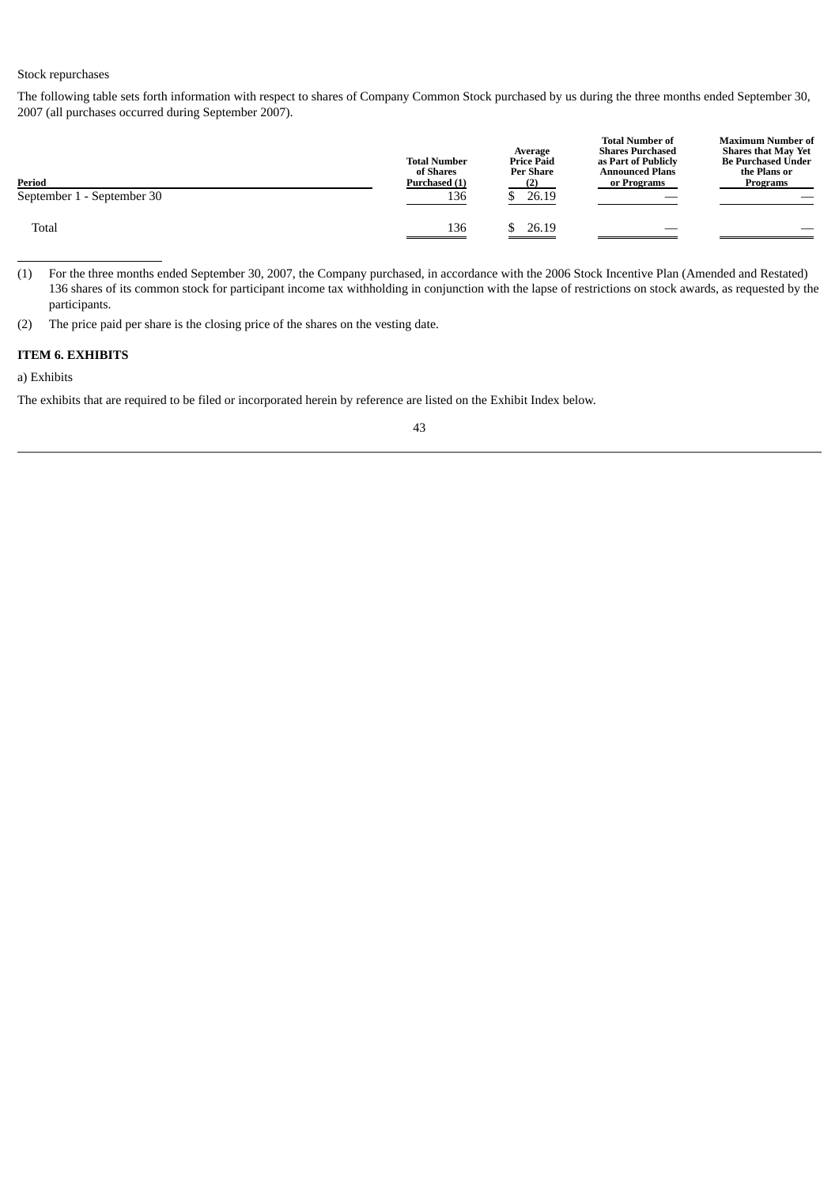Stock repurchases

The following table sets forth information with respect to shares of Company Common Stock purchased by us during the three months ended September 30, 2007 (all purchases occurred during September 2007).

| Period | Total Number of Shares Purchased (1) | Average Price Paid Per Share (2) | Total Number of Shares Purchased as Part of Publicly Announced Plans or Programs | Maximum Number of Shares that May Yet Be Purchased Under the Plans or Programs |
|---|---|---|---|---|
| September 1 - September 30 | 136 | $ 26.19 | — | — |
| Total | 136 | $ 26.19 | — | — |

(1) For the three months ended September 30, 2007, the Company purchased, in accordance with the 2006 Stock Incentive Plan (Amended and Restated) 136 shares of its common stock for participant income tax withholding in conjunction with the lapse of restrictions on stock awards, as requested by the participants.

(2) The price paid per share is the closing price of the shares on the vesting date.

**ITEM 6. EXHIBITS**

a) Exhibits

The exhibits that are required to be filed or incorporated herein by reference are listed on the Exhibit Index below.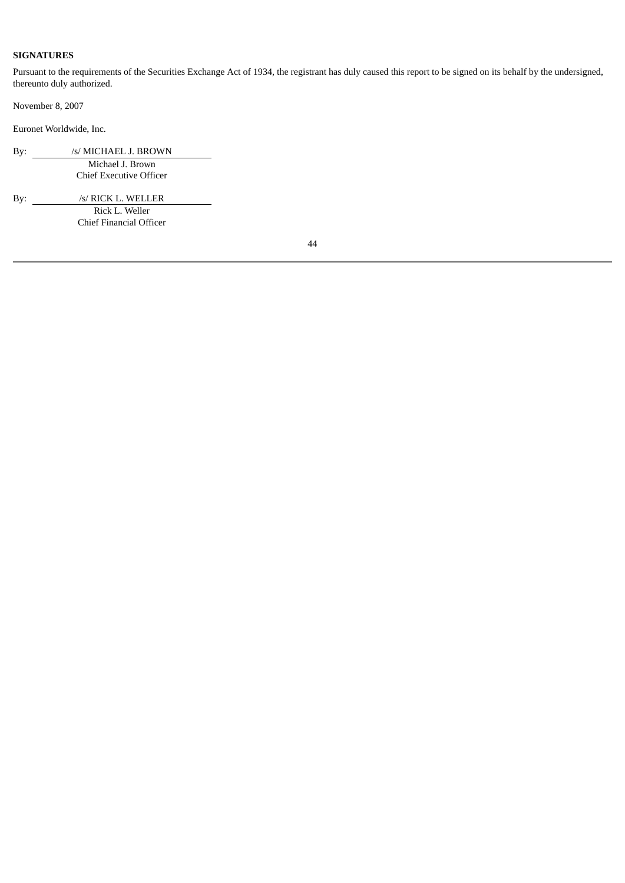**SIGNATURES**

Pursuant to the requirements of the Securities Exchange Act of 1934, the registrant has duly caused this report to be signed on its behalf by the undersigned, thereunto duly authorized.

November 8, 2007

Euronet Worldwide, Inc.

By: /s/ MICHAEL J. BROWN
Michael J. Brown
Chief Executive Officer

By: /s/ RICK L. WELLER
Rick L. Weller
Chief Financial Officer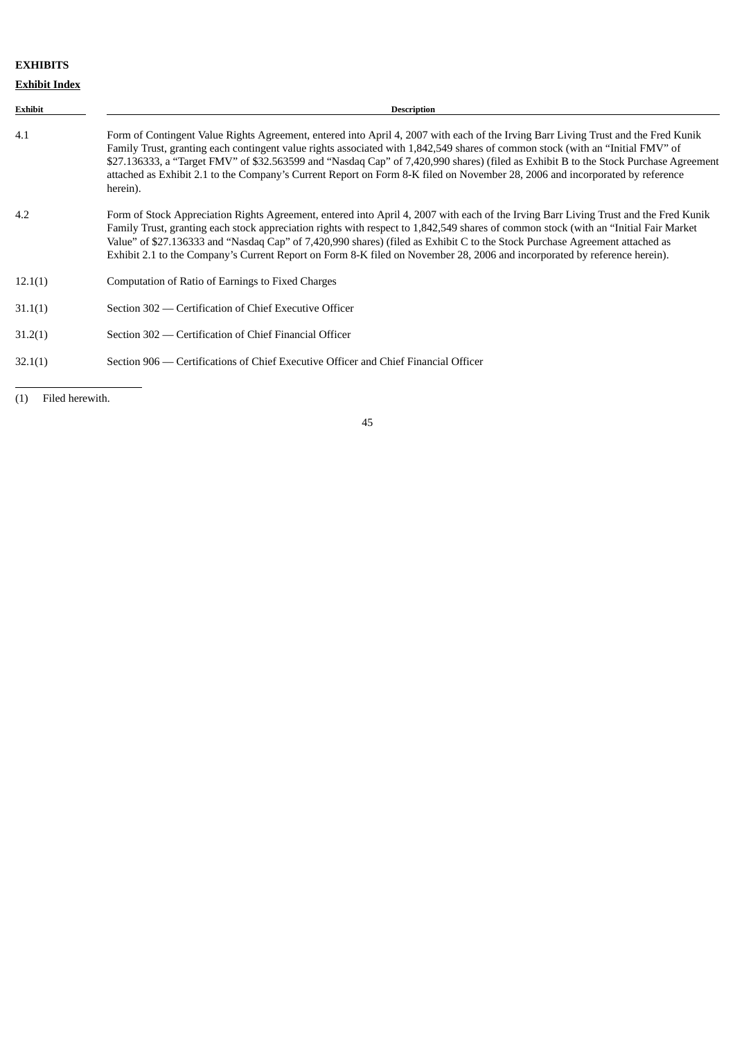**EXHIBITS**

**Exhibit Index**

| Exhibit | Description |
| --- | --- |
| 4.1 | Form of Contingent Value Rights Agreement, entered into April 4, 2007 with each of the Irving Barr Living Trust and the Fred Kunik Family Trust, granting each contingent value rights associated with 1,842,549 shares of common stock (with an "Initial FMV" of $27.136333, a "Target FMV" of $32.563599 and "Nasdaq Cap" of 7,420,990 shares) (filed as Exhibit B to the Stock Purchase Agreement attached as Exhibit 2.1 to the Company's Current Report on Form 8-K filed on November 28, 2006 and incorporated by reference herein). |
| 4.2 | Form of Stock Appreciation Rights Agreement, entered into April 4, 2007 with each of the Irving Barr Living Trust and the Fred Kunik Family Trust, granting each stock appreciation rights with respect to 1,842,549 shares of common stock (with an "Initial Fair Market Value" of $27.136333 and "Nasdaq Cap" of 7,420,990 shares) (filed as Exhibit C to the Stock Purchase Agreement attached as Exhibit 2.1 to the Company's Current Report on Form 8-K filed on November 28, 2006 and incorporated by reference herein). |
| 12.1(1) | Computation of Ratio of Earnings to Fixed Charges |
| 31.1(1) | Section 302 — Certification of Chief Executive Officer |
| 31.2(1) | Section 302 — Certification of Chief Financial Officer |
| 32.1(1) | Section 906 — Certifications of Chief Executive Officer and Chief Financial Officer |

(1) Filed herewith.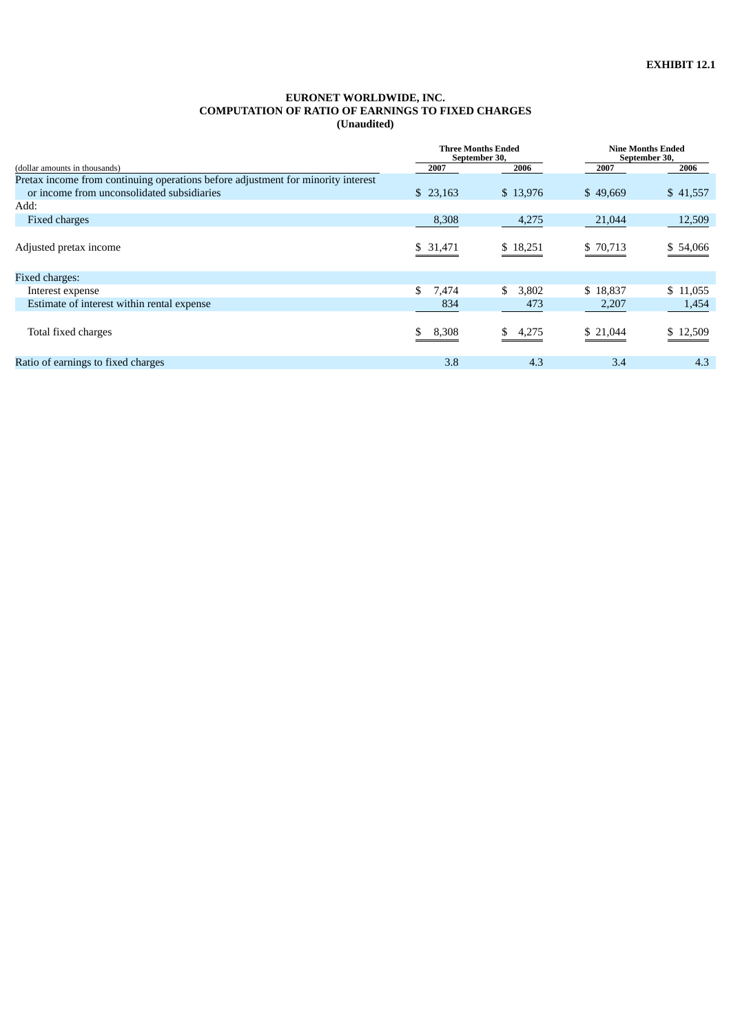**EXHIBIT 12.1**

# EURONET WORLDWIDE, INC.
## COMPUTATION OF RATIO OF EARNINGS TO FIXED CHARGES
### (Unaudited)

| (dollar amounts in thousands) | Three Months Ended September 30, | | Nine Months Ended September 30, | |
|---|---|---|---|---|
| | 2007 | 2006 | 2007 | 2006 |
| Pretax income from continuing operations before adjustment for minority interest or income from unconsolidated subsidiaries | $ 23,163 | $ 13,976 | $ 49,669 | $ 41,557 |
| Add: | | | | |
| Fixed charges | 8,308 | 4,275 | 21,044 | 12,509 |
| Adjusted pretax income | $ 31,471 | $ 18,251 | $ 70,713 | $ 54,066 |
| Fixed charges: | | | | |
| Interest expense | $ 7,474 | $ 3,802 | $ 18,837 | $ 11,055 |
| Estimate of interest within rental expense | 834 | 473 | 2,207 | 1,454 |
| Total fixed charges | $ 8,308 | $ 4,275 | $ 21,044 | $ 12,509 |
| Ratio of earnings to fixed charges | 3.8 | 4.3 | 3.4 | 4.3 |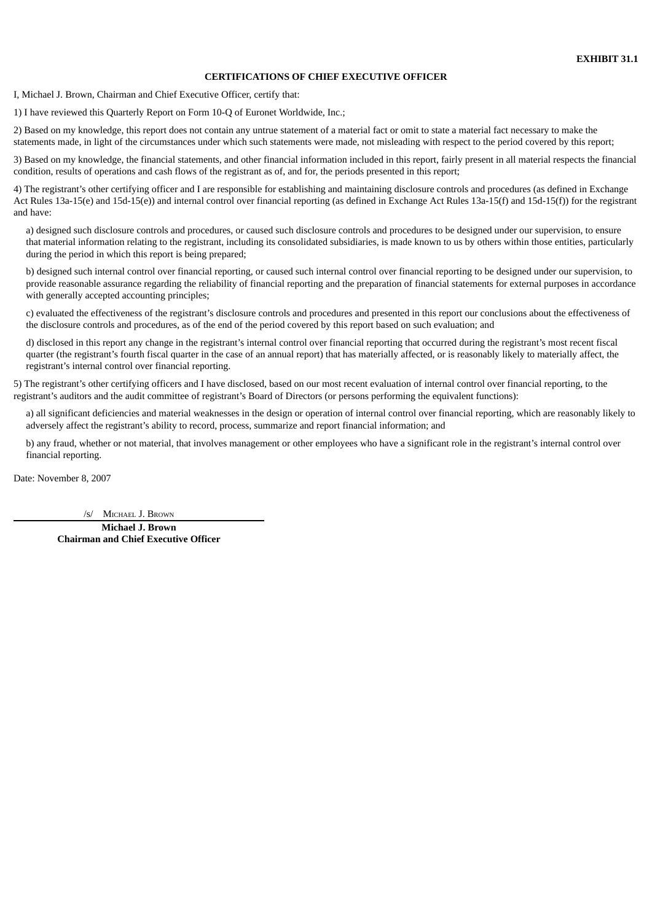**EXHIBIT 31.1**

**CERTIFICATIONS OF CHIEF EXECUTIVE OFFICER**

I, Michael J. Brown, Chairman and Chief Executive Officer, certify that:

1) I have reviewed this Quarterly Report on Form 10-Q of Euronet Worldwide, Inc.;

2) Based on my knowledge, this report does not contain any untrue statement of a material fact or omit to state a material fact necessary to make the statements made, in light of the circumstances under which such statements were made, not misleading with respect to the period covered by this report;

3) Based on my knowledge, the financial statements, and other financial information included in this report, fairly present in all material respects the financial condition, results of operations and cash flows of the registrant as of, and for, the periods presented in this report;

4) The registrant's other certifying officer and I are responsible for establishing and maintaining disclosure controls and procedures (as defined in Exchange Act Rules 13a-15(e) and 15d-15(e)) and internal control over financial reporting (as defined in Exchange Act Rules 13a-15(f) and 15d-15(f)) for the registrant and have:

a) designed such disclosure controls and procedures, or caused such disclosure controls and procedures to be designed under our supervision, to ensure that material information relating to the registrant, including its consolidated subsidiaries, is made known to us by others within those entities, particularly during the period in which this report is being prepared;

b) designed such internal control over financial reporting, or caused such internal control over financial reporting to be designed under our supervision, to provide reasonable assurance regarding the reliability of financial reporting and the preparation of financial statements for external purposes in accordance with generally accepted accounting principles;

c) evaluated the effectiveness of the registrant's disclosure controls and procedures and presented in this report our conclusions about the effectiveness of the disclosure controls and procedures, as of the end of the period covered by this report based on such evaluation; and

d) disclosed in this report any change in the registrant's internal control over financial reporting that occurred during the registrant's most recent fiscal quarter (the registrant's fourth fiscal quarter in the case of an annual report) that has materially affected, or is reasonably likely to materially affect, the registrant's internal control over financial reporting.

5) The registrant's other certifying officers and I have disclosed, based on our most recent evaluation of internal control over financial reporting, to the registrant's auditors and the audit committee of registrant's Board of Directors (or persons performing the equivalent functions):

a) all significant deficiencies and material weaknesses in the design or operation of internal control over financial reporting, which are reasonably likely to adversely affect the registrant's ability to record, process, summarize and report financial information; and

b) any fraud, whether or not material, that involves management or other employees who have a significant role in the registrant's internal control over financial reporting.

Date: November 8, 2007

/s/ Michael J. Brown

**Michael J. Brown**
**Chairman and Chief Executive Officer**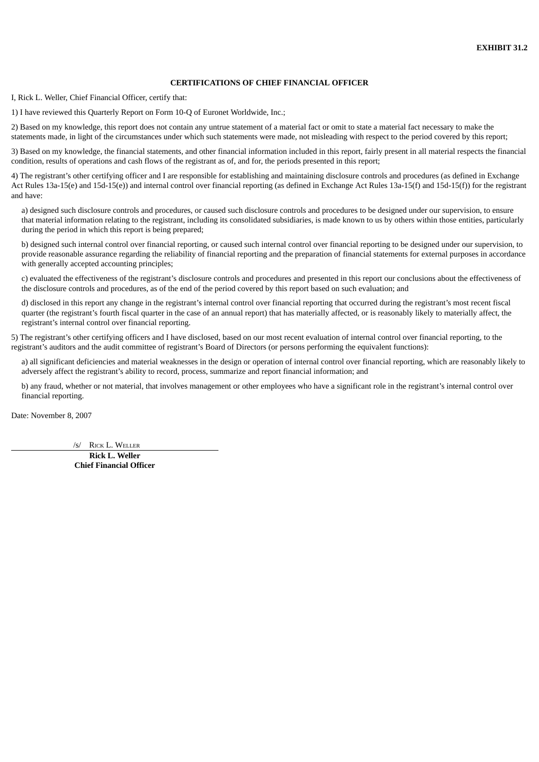**EXHIBIT 31.2**

**CERTIFICATIONS OF CHIEF FINANCIAL OFFICER**

I, Rick L. Weller, Chief Financial Officer, certify that:

1) I have reviewed this Quarterly Report on Form 10-Q of Euronet Worldwide, Inc.;

2) Based on my knowledge, this report does not contain any untrue statement of a material fact or omit to state a material fact necessary to make the statements made, in light of the circumstances under which such statements were made, not misleading with respect to the period covered by this report;

3) Based on my knowledge, the financial statements, and other financial information included in this report, fairly present in all material respects the financial condition, results of operations and cash flows of the registrant as of, and for, the periods presented in this report;

4) The registrant's other certifying officer and I are responsible for establishing and maintaining disclosure controls and procedures (as defined in Exchange Act Rules 13a-15(e) and 15d-15(e)) and internal control over financial reporting (as defined in Exchange Act Rules 13a-15(f) and 15d-15(f)) for the registrant and have:

a) designed such disclosure controls and procedures, or caused such disclosure controls and procedures to be designed under our supervision, to ensure that material information relating to the registrant, including its consolidated subsidiaries, is made known to us by others within those entities, particularly during the period in which this report is being prepared;

b) designed such internal control over financial reporting, or caused such internal control over financial reporting to be designed under our supervision, to provide reasonable assurance regarding the reliability of financial reporting and the preparation of financial statements for external purposes in accordance with generally accepted accounting principles;

c) evaluated the effectiveness of the registrant's disclosure controls and procedures and presented in this report our conclusions about the effectiveness of the disclosure controls and procedures, as of the end of the period covered by this report based on such evaluation; and

d) disclosed in this report any change in the registrant's internal control over financial reporting that occurred during the registrant's most recent fiscal quarter (the registrant's fourth fiscal quarter in the case of an annual report) that has materially affected, or is reasonably likely to materially affect, the registrant's internal control over financial reporting.

5) The registrant's other certifying officers and I have disclosed, based on our most recent evaluation of internal control over financial reporting, to the registrant's auditors and the audit committee of registrant's Board of Directors (or persons performing the equivalent functions):

a) all significant deficiencies and material weaknesses in the design or operation of internal control over financial reporting, which are reasonably likely to adversely affect the registrant's ability to record, process, summarize and report financial information; and

b) any fraud, whether or not material, that involves management or other employees who have a significant role in the registrant's internal control over financial reporting.

Date: November 8, 2007

/s/ Rick L. Weller

**Rick L. Weller**
**Chief Financial Officer**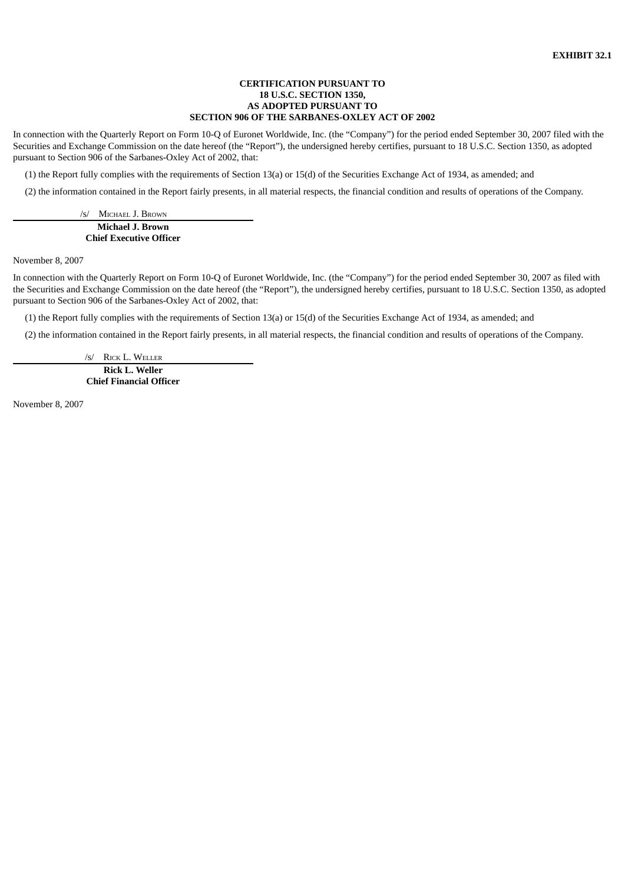**EXHIBIT 32.1**

**CERTIFICATION PURSUANT TO 18 U.S.C. SECTION 1350, AS ADOPTED PURSUANT TO SECTION 906 OF THE SARBANES-OXLEY ACT OF 2002**

In connection with the Quarterly Report on Form 10-Q of Euronet Worldwide, Inc. (the "Company") for the period ended September 30, 2007 filed with the Securities and Exchange Commission on the date hereof (the "Report"), the undersigned hereby certifies, pursuant to 18 U.S.C. Section 1350, as adopted pursuant to Section 906 of the Sarbanes-Oxley Act of 2002, that:

(1) the Report fully complies with the requirements of Section 13(a) or 15(d) of the Securities Exchange Act of 1934, as amended; and

(2) the information contained in the Report fairly presents, in all material respects, the financial condition and results of operations of the Company.

/s/ Michael J. Brown

**Michael J. Brown**
**Chief Executive Officer**

November 8, 2007

In connection with the Quarterly Report on Form 10-Q of Euronet Worldwide, Inc. (the "Company") for the period ended September 30, 2007 as filed with the Securities and Exchange Commission on the date hereof (the "Report"), the undersigned hereby certifies, pursuant to 18 U.S.C. Section 1350, as adopted pursuant to Section 906 of the Sarbanes-Oxley Act of 2002, that:

(1) the Report fully complies with the requirements of Section 13(a) or 15(d) of the Securities Exchange Act of 1934, as amended; and

(2) the information contained in the Report fairly presents, in all material respects, the financial condition and results of operations of the Company.

/s/ Rick L. Weller

**Rick L. Weller**
**Chief Financial Officer**

November 8, 2007